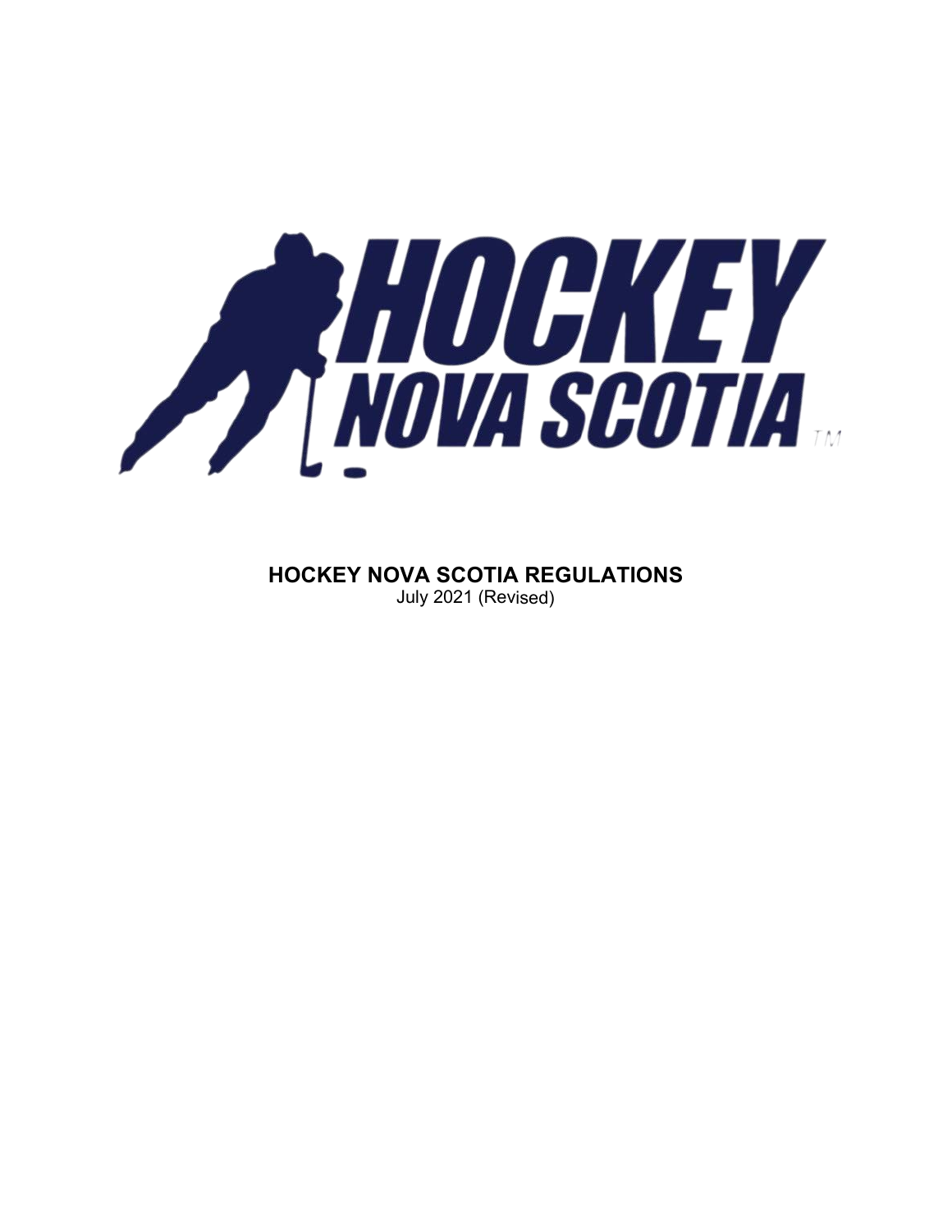# HOCKEY NOVA SCOTIA REGULATIONS

July 2021 (Revised)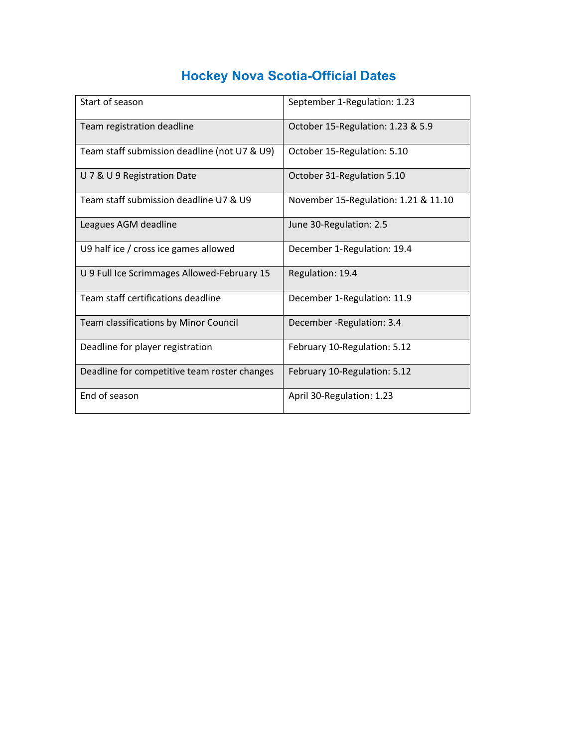# Hockey Nova Scotia-Official Dates

| | |
|---|---|
| Start of season | September 1-Regulation: 1.23 |
| Team registration deadline | October 15-Regulation: 1.23 & 5.9 |
| Team staff submission deadline (not U7 & U9) | October 15-Regulation: 5.10 |
| U 7 & U 9 Registration Date | October 31-Regulation 5.10 |
| Team staff submission deadline U7 & U9 | November 15-Regulation: 1.21 & 11.10 |
| Leagues AGM deadline | June 30-Regulation: 2.5 |
| U9 half ice / cross ice games allowed | December 1-Regulation: 19.4 |
| U 9 Full Ice Scrimmages Allowed-February 15 | Regulation: 19.4 |
| Team staff certifications deadline | December 1-Regulation: 11.9 |
| Team classifications by Minor Council | December -Regulation: 3.4 |
| Deadline for player registration | February 10-Regulation: 5.12 |
| Deadline for competitive team roster changes | February 10-Regulation: 5.12 |
| End of season | April 30-Regulation: 1.23 |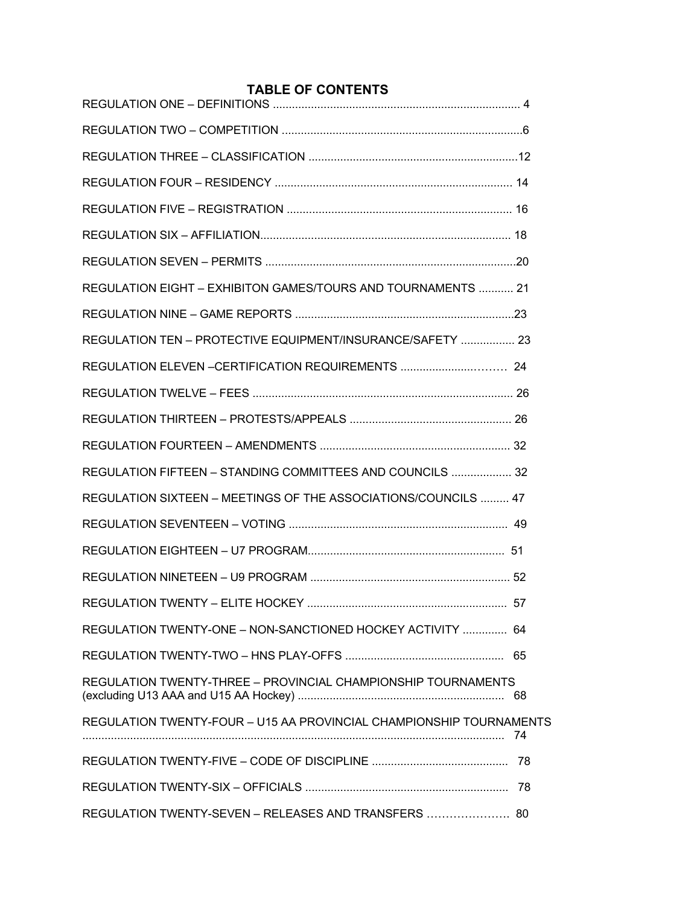# TABLE OF CONTENTS

REGULATION ONE – DEFINITIONS ............................................................................. 4

REGULATION TWO – COMPETITION ..........................................................................6

REGULATION THREE – CLASSIFICATION .................................................................12

REGULATION FOUR – RESIDENCY .......................................................................... 14

REGULATION FIVE – REGISTRATION ...................................................................... 16

REGULATION SIX – AFFILIATION.............................................................................. 18

REGULATION SEVEN – PERMITS ..............................................................................20

REGULATION EIGHT – EXHIBITON GAMES/TOURS AND TOURNAMENTS ........... 21

REGULATION NINE – GAME REPORTS ....................................................................23

REGULATION TEN – PROTECTIVE EQUIPMENT/INSURANCE/SAFETY ................. 23

REGULATION ELEVEN –CERTIFICATION REQUIREMENTS ......................……… 24

REGULATION TWELVE – FEES ................................................................................. 26

REGULATION THIRTEEN – PROTESTS/APPEALS ................................................... 26

REGULATION FOURTEEN – AMENDMENTS ............................................................ 32

REGULATION FIFTEEN – STANDING COMMITTEES AND COUNCILS ................... 32

REGULATION SIXTEEN – MEETINGS OF THE ASSOCIATIONS/COUNCILS ......... 47

REGULATION SEVENTEEN – VOTING .................................................................... 49

REGULATION EIGHTEEN – U7 PROGRAM............................................................. 51

REGULATION NINETEEN – U9 PROGRAM .............................................................. 52

REGULATION TWENTY – ELITE HOCKEY .............................................................. 57

REGULATION TWENTY-ONE – NON-SANCTIONED HOCKEY ACTIVITY .............. 64

REGULATION TWENTY-TWO – HNS PLAY-OFFS ................................................. 65

REGULATION TWENTY-THREE – PROVINCIAL CHAMPIONSHIP TOURNAMENTS (excluding U13 AAA and U15 AA Hockey) ................................................................ 68

REGULATION TWENTY-FOUR – U15 AA PROVINCIAL CHAMPIONSHIP TOURNAMENTS ................................................................................................................... 74

REGULATION TWENTY-FIVE – CODE OF DISCIPLINE .......................................... 78

REGULATION TWENTY-SIX – OFFICIALS ............................................................... 78

REGULATION TWENTY-SEVEN – RELEASES AND TRANSFERS …………………. 80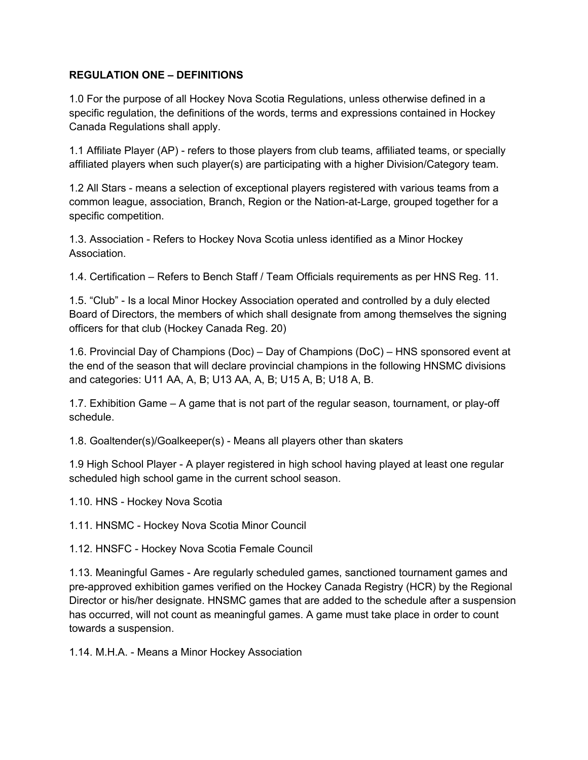**REGULATION ONE – DEFINITIONS**

1.0 For the purpose of all Hockey Nova Scotia Regulations, unless otherwise defined in a specific regulation, the definitions of the words, terms and expressions contained in Hockey Canada Regulations shall apply.

1.1 Affiliate Player (AP) - refers to those players from club teams, affiliated teams, or specially affiliated players when such player(s) are participating with a higher Division/Category team.

1.2 All Stars - means a selection of exceptional players registered with various teams from a common league, association, Branch, Region or the Nation-at-Large, grouped together for a specific competition.

1.3. Association - Refers to Hockey Nova Scotia unless identified as a Minor Hockey Association.

1.4. Certification – Refers to Bench Staff / Team Officials requirements as per HNS Reg. 11.

1.5. “Club” - Is a local Minor Hockey Association operated and controlled by a duly elected Board of Directors, the members of which shall designate from among themselves the signing officers for that club (Hockey Canada Reg. 20)

1.6. Provincial Day of Champions (Doc) – Day of Champions (DoC) – HNS sponsored event at the end of the season that will declare provincial champions in the following HNSMC divisions and categories: U11 AA, A, B; U13 AA, A, B; U15 A, B; U18 A, B.

1.7. Exhibition Game – A game that is not part of the regular season, tournament, or play-off schedule.

1.8. Goaltender(s)/Goalkeeper(s) - Means all players other than skaters

1.9 High School Player - A player registered in high school having played at least one regular scheduled high school game in the current school season.

1.10. HNS - Hockey Nova Scotia

1.11. HNSMC - Hockey Nova Scotia Minor Council

1.12. HNSFC - Hockey Nova Scotia Female Council

1.13. Meaningful Games - Are regularly scheduled games, sanctioned tournament games and pre-approved exhibition games verified on the Hockey Canada Registry (HCR) by the Regional Director or his/her designate. HNSMC games that are added to the schedule after a suspension has occurred, will not count as meaningful games. A game must take place in order to count towards a suspension.

1.14. M.H.A. - Means a Minor Hockey Association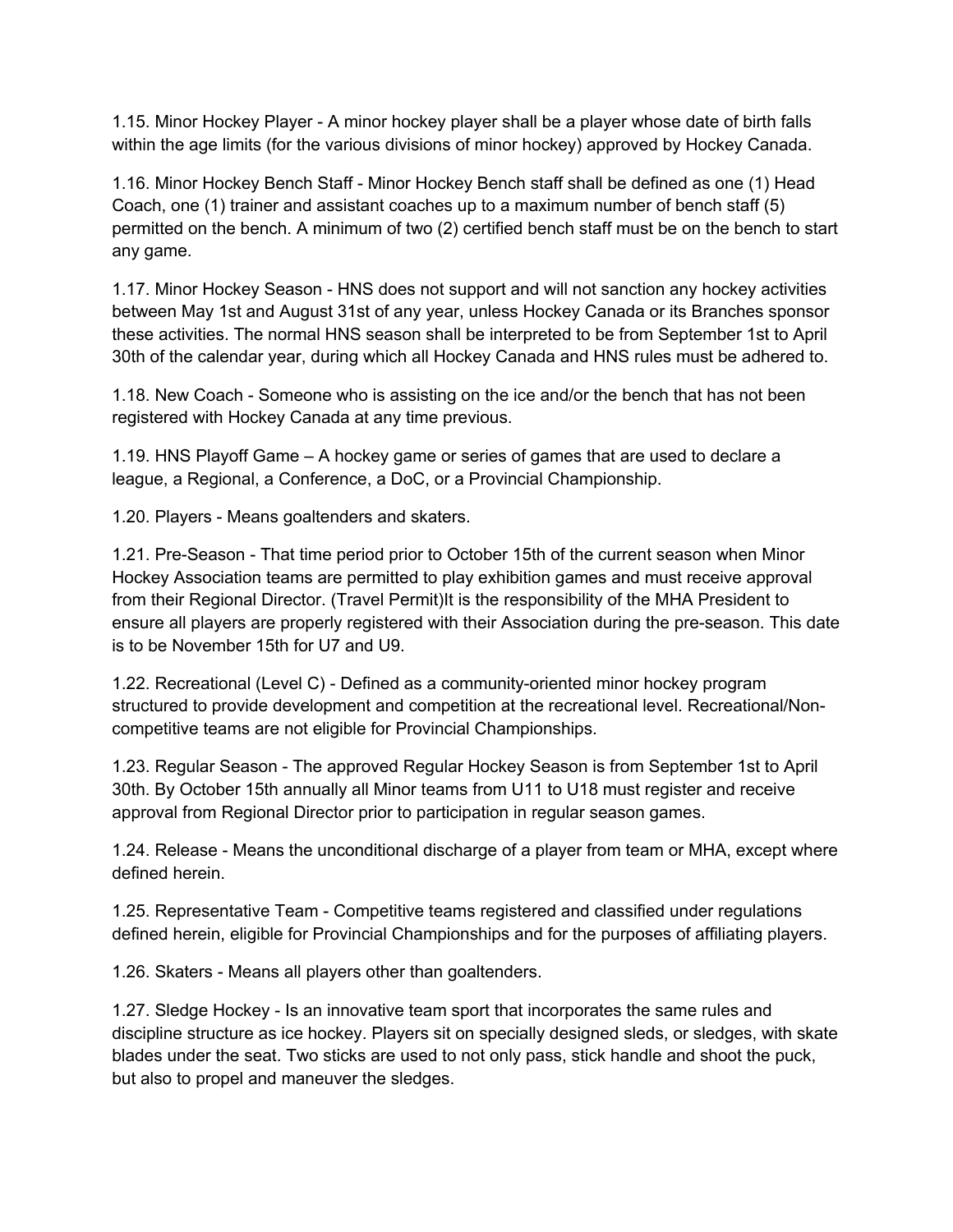1.15. Minor Hockey Player - A minor hockey player shall be a player whose date of birth falls within the age limits (for the various divisions of minor hockey) approved by Hockey Canada.

1.16. Minor Hockey Bench Staff - Minor Hockey Bench staff shall be defined as one (1) Head Coach, one (1) trainer and assistant coaches up to a maximum number of bench staff (5) permitted on the bench. A minimum of two (2) certified bench staff must be on the bench to start any game.

1.17. Minor Hockey Season - HNS does not support and will not sanction any hockey activities between May 1st and August 31st of any year, unless Hockey Canada or its Branches sponsor these activities. The normal HNS season shall be interpreted to be from September 1st to April 30th of the calendar year, during which all Hockey Canada and HNS rules must be adhered to.

1.18. New Coach - Someone who is assisting on the ice and/or the bench that has not been registered with Hockey Canada at any time previous.

1.19. HNS Playoff Game – A hockey game or series of games that are used to declare a league, a Regional, a Conference, a DoC, or a Provincial Championship.

1.20. Players - Means goaltenders and skaters.

1.21. Pre-Season - That time period prior to October 15th of the current season when Minor Hockey Association teams are permitted to play exhibition games and must receive approval from their Regional Director. (Travel Permit)It is the responsibility of the MHA President to ensure all players are properly registered with their Association during the pre-season. This date is to be November 15th for U7 and U9.

1.22. Recreational (Level C) - Defined as a community-oriented minor hockey program structured to provide development and competition at the recreational level. Recreational/Non-competitive teams are not eligible for Provincial Championships.

1.23. Regular Season - The approved Regular Hockey Season is from September 1st to April 30th. By October 15th annually all Minor teams from U11 to U18 must register and receive approval from Regional Director prior to participation in regular season games.

1.24. Release - Means the unconditional discharge of a player from team or MHA, except where defined herein.

1.25. Representative Team - Competitive teams registered and classified under regulations defined herein, eligible for Provincial Championships and for the purposes of affiliating players.

1.26. Skaters - Means all players other than goaltenders.

1.27. Sledge Hockey - Is an innovative team sport that incorporates the same rules and discipline structure as ice hockey. Players sit on specially designed sleds, or sledges, with skate blades under the seat. Two sticks are used to not only pass, stick handle and shoot the puck, but also to propel and maneuver the sledges.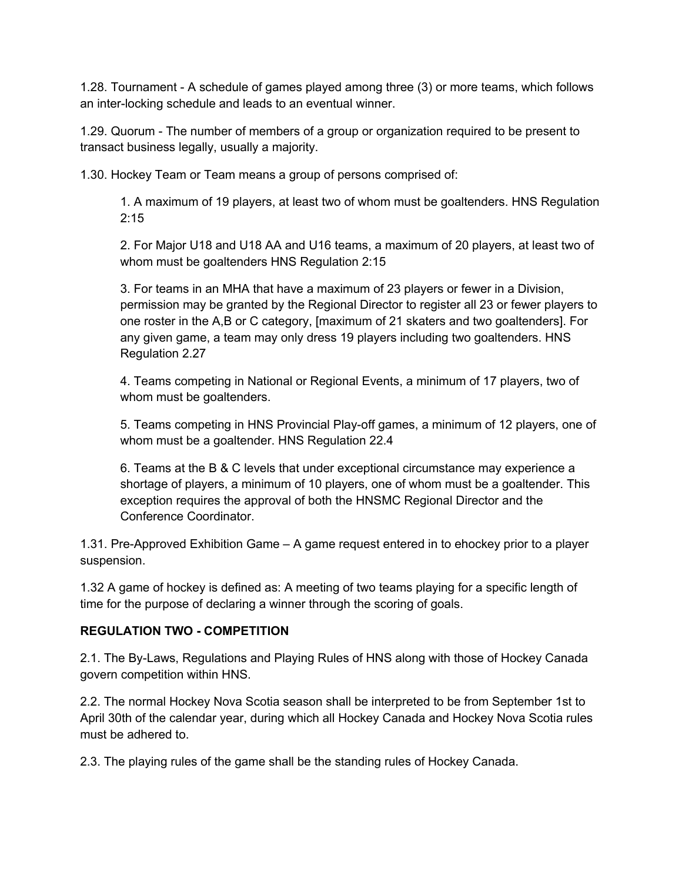1.28. Tournament - A schedule of games played among three (3) or more teams, which follows an inter-locking schedule and leads to an eventual winner.

1.29. Quorum - The number of members of a group or organization required to be present to transact business legally, usually a majority.

1.30. Hockey Team or Team means a group of persons comprised of:

> 1. A maximum of 19 players, at least two of whom must be goaltenders. HNS Regulation 2:15
>
> 2. For Major U18 and U18 AA and U16 teams, a maximum of 20 players, at least two of whom must be goaltenders HNS Regulation 2:15
>
> 3. For teams in an MHA that have a maximum of 23 players or fewer in a Division, permission may be granted by the Regional Director to register all 23 or fewer players to one roster in the A,B or C category, [maximum of 21 skaters and two goaltenders]. For any given game, a team may only dress 19 players including two goaltenders. HNS Regulation 2.27
>
> 4. Teams competing in National or Regional Events, a minimum of 17 players, two of whom must be goaltenders.
>
> 5. Teams competing in HNS Provincial Play-off games, a minimum of 12 players, one of whom must be a goaltender. HNS Regulation 22.4
>
> 6. Teams at the B & C levels that under exceptional circumstance may experience a shortage of players, a minimum of 10 players, one of whom must be a goaltender. This exception requires the approval of both the HNSMC Regional Director and the Conference Coordinator.

1.31. Pre-Approved Exhibition Game – A game request entered in to ehockey prior to a player suspension.

1.32 A game of hockey is defined as: A meeting of two teams playing for a specific length of time for the purpose of declaring a winner through the scoring of goals.

## REGULATION TWO - COMPETITION

2.1. The By-Laws, Regulations and Playing Rules of HNS along with those of Hockey Canada govern competition within HNS.

2.2. The normal Hockey Nova Scotia season shall be interpreted to be from September 1st to April 30th of the calendar year, during which all Hockey Canada and Hockey Nova Scotia rules must be adhered to.

2.3. The playing rules of the game shall be the standing rules of Hockey Canada.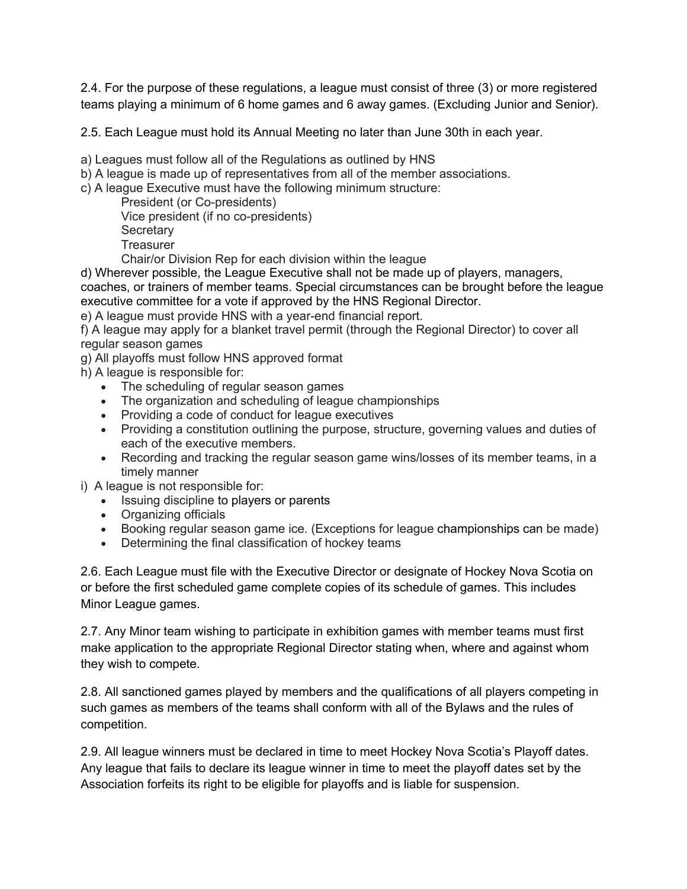2.4. For the purpose of these regulations, a league must consist of three (3) or more registered teams playing a minimum of 6 home games and 6 away games. (Excluding Junior and Senior).

2.5. Each League must hold its Annual Meeting no later than June 30th in each year.

a) Leagues must follow all of the Regulations as outlined by HNS
b) A league is made up of representatives from all of the member associations.
c) A league Executive must have the following minimum structure:
  President (or Co-presidents)
  Vice president (if no co-presidents)
  Secretary
  Treasurer
  Chair/or Division Rep for each division within the league
d) Wherever possible, the League Executive shall not be made up of players, managers, coaches, or trainers of member teams. Special circumstances can be brought before the league executive committee for a vote if approved by the HNS Regional Director.
e) A league must provide HNS with a year-end financial report.
f) A league may apply for a blanket travel permit (through the Regional Director) to cover all regular season games
g) All playoffs must follow HNS approved format
h) A league is responsible for:

- The scheduling of regular season games
- The organization and scheduling of league championships
- Providing a code of conduct for league executives
- Providing a constitution outlining the purpose, structure, governing values and duties of each of the executive members.
- Recording and tracking the regular season game wins/losses of its member teams, in a timely manner

i) A league is not responsible for:

- Issuing discipline to players or parents
- Organizing officials
- Booking regular season game ice. (Exceptions for league championships can be made)
- Determining the final classification of hockey teams

2.6. Each League must file with the Executive Director or designate of Hockey Nova Scotia on or before the first scheduled game complete copies of its schedule of games. This includes Minor League games.

2.7. Any Minor team wishing to participate in exhibition games with member teams must first make application to the appropriate Regional Director stating when, where and against whom they wish to compete.

2.8. All sanctioned games played by members and the qualifications of all players competing in such games as members of the teams shall conform with all of the Bylaws and the rules of competition.

2.9. All league winners must be declared in time to meet Hockey Nova Scotia's Playoff dates. Any league that fails to declare its league winner in time to meet the playoff dates set by the Association forfeits its right to be eligible for playoffs and is liable for suspension.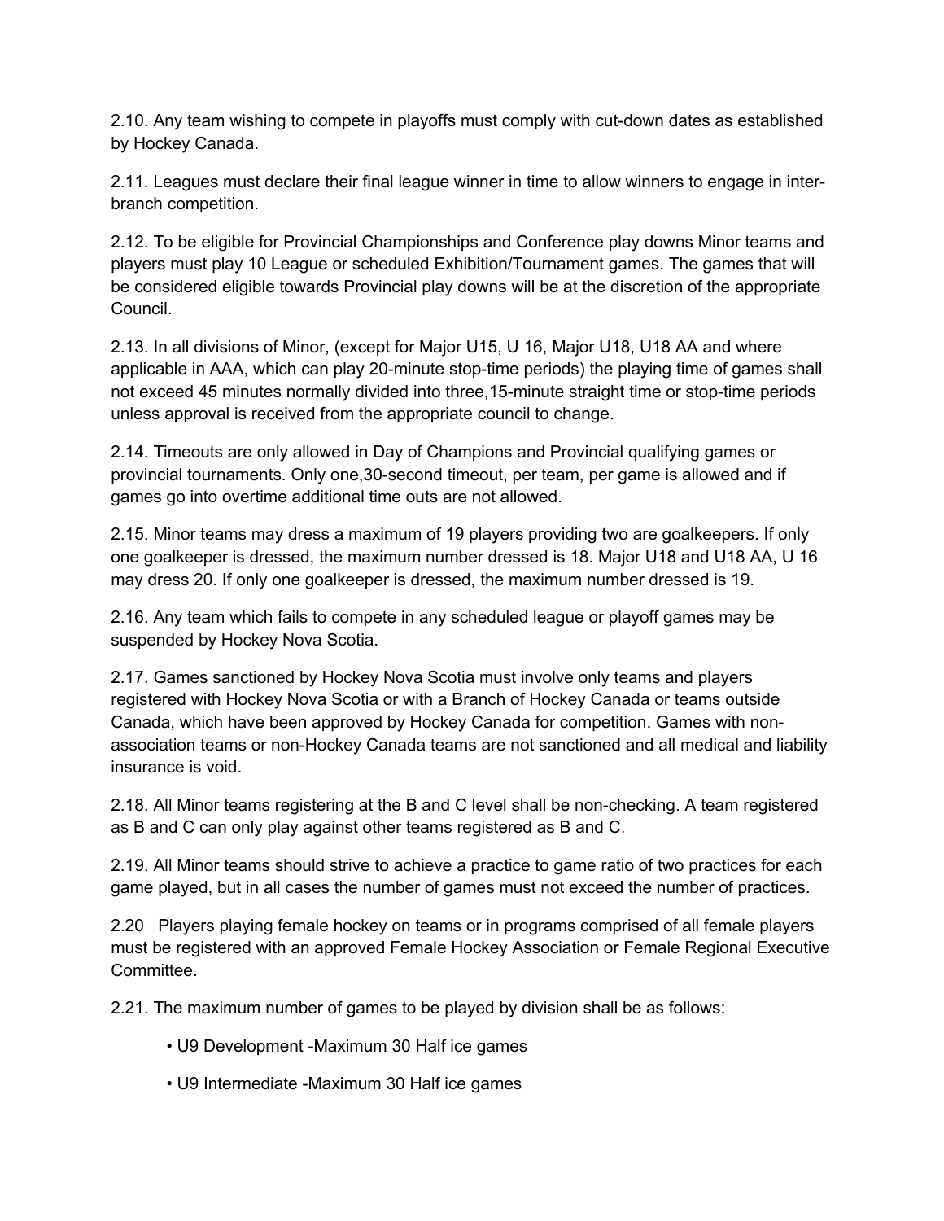2.10. Any team wishing to compete in playoffs must comply with cut-down dates as established by Hockey Canada.

2.11. Leagues must declare their final league winner in time to allow winners to engage in inter-branch competition.

2.12. To be eligible for Provincial Championships and Conference play downs Minor teams and players must play 10 League or scheduled Exhibition/Tournament games. The games that will be considered eligible towards Provincial play downs will be at the discretion of the appropriate Council.

2.13. In all divisions of Minor, (except for Major U15, U 16, Major U18, U18 AA and where applicable in AAA, which can play 20-minute stop-time periods) the playing time of games shall not exceed 45 minutes normally divided into three,15-minute straight time or stop-time periods unless approval is received from the appropriate council to change.

2.14. Timeouts are only allowed in Day of Champions and Provincial qualifying games or provincial tournaments. Only one,30-second timeout, per team, per game is allowed and if games go into overtime additional time outs are not allowed.

2.15. Minor teams may dress a maximum of 19 players providing two are goalkeepers. If only one goalkeeper is dressed, the maximum number dressed is 18. Major U18 and U18 AA, U 16 may dress 20. If only one goalkeeper is dressed, the maximum number dressed is 19.

2.16. Any team which fails to compete in any scheduled league or playoff games may be suspended by Hockey Nova Scotia.

2.17. Games sanctioned by Hockey Nova Scotia must involve only teams and players registered with Hockey Nova Scotia or with a Branch of Hockey Canada or teams outside Canada, which have been approved by Hockey Canada for competition. Games with non-association teams or non-Hockey Canada teams are not sanctioned and all medical and liability insurance is void.

2.18. All Minor teams registering at the B and C level shall be non-checking. A team registered as B and C can only play against other teams registered as B and C.

2.19. All Minor teams should strive to achieve a practice to game ratio of two practices for each game played, but in all cases the number of games must not exceed the number of practices.

2.20 Players playing female hockey on teams or in programs comprised of all female players must be registered with an approved Female Hockey Association or Female Regional Executive Committee.

2.21. The maximum number of games to be played by division shall be as follows:

- U9 Development -Maximum 30 Half ice games
- U9 Intermediate -Maximum 30 Half ice games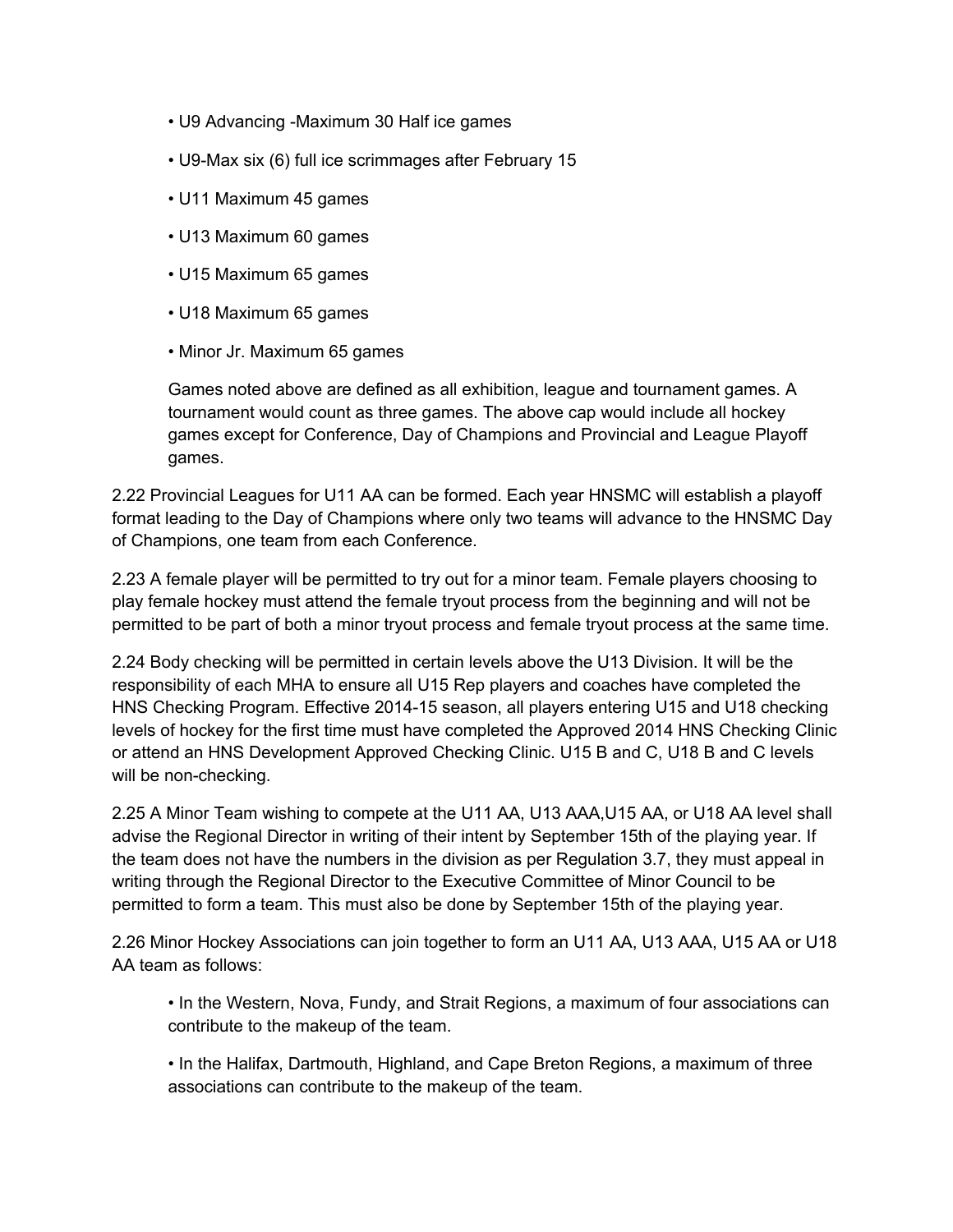- U9 Advancing -Maximum 30 Half ice games
- U9-Max six (6) full ice scrimmages after February 15
- U11 Maximum 45 games
- U13 Maximum 60 games
- U15 Maximum 65 games
- U18 Maximum 65 games
- Minor Jr. Maximum 65 games

  Games noted above are defined as all exhibition, league and tournament games. A tournament would count as three games. The above cap would include all hockey games except for Conference, Day of Champions and Provincial and League Playoff games.

2.22 Provincial Leagues for U11 AA can be formed. Each year HNSMC will establish a playoff format leading to the Day of Champions where only two teams will advance to the HNSMC Day of Champions, one team from each Conference.

2.23 A female player will be permitted to try out for a minor team. Female players choosing to play female hockey must attend the female tryout process from the beginning and will not be permitted to be part of both a minor tryout process and female tryout process at the same time.

2.24 Body checking will be permitted in certain levels above the U13 Division. It will be the responsibility of each MHA to ensure all U15 Rep players and coaches have completed the HNS Checking Program. Effective 2014-15 season, all players entering U15 and U18 checking levels of hockey for the first time must have completed the Approved 2014 HNS Checking Clinic or attend an HNS Development Approved Checking Clinic. U15 B and C, U18 B and C levels will be non-checking.

2.25 A Minor Team wishing to compete at the U11 AA, U13 AAA,U15 AA, or U18 AA level shall advise the Regional Director in writing of their intent by September 15th of the playing year. If the team does not have the numbers in the division as per Regulation 3.7, they must appeal in writing through the Regional Director to the Executive Committee of Minor Council to be permitted to form a team. This must also be done by September 15th of the playing year.

2.26 Minor Hockey Associations can join together to form an U11 AA, U13 AAA, U15 AA or U18 AA team as follows:

- In the Western, Nova, Fundy, and Strait Regions, a maximum of four associations can contribute to the makeup of the team.
- In the Halifax, Dartmouth, Highland, and Cape Breton Regions, a maximum of three associations can contribute to the makeup of the team.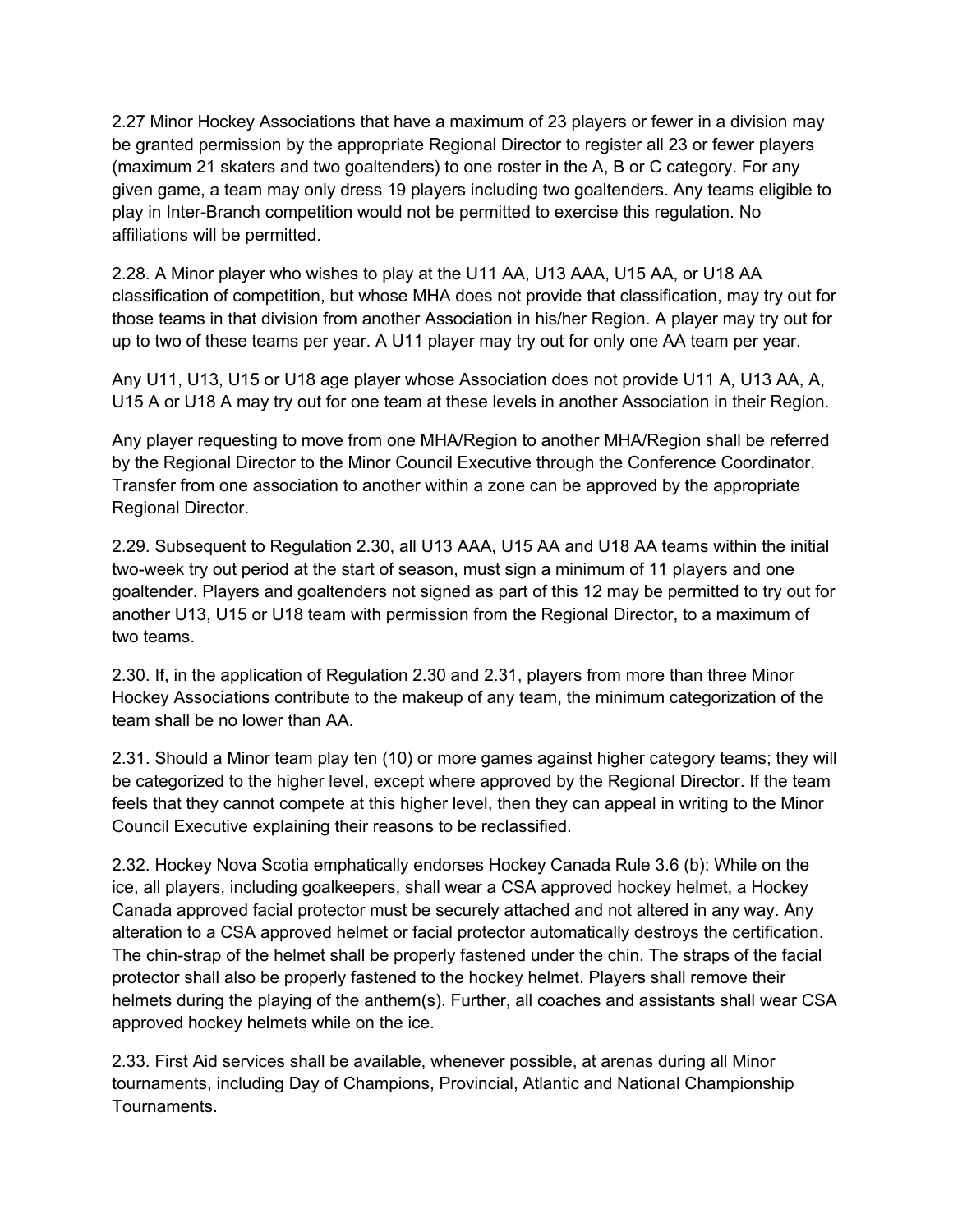2.27 Minor Hockey Associations that have a maximum of 23 players or fewer in a division may be granted permission by the appropriate Regional Director to register all 23 or fewer players (maximum 21 skaters and two goaltenders) to one roster in the A, B or C category. For any given game, a team may only dress 19 players including two goaltenders. Any teams eligible to play in Inter-Branch competition would not be permitted to exercise this regulation. No affiliations will be permitted.

2.28. A Minor player who wishes to play at the U11 AA, U13 AAA, U15 AA, or U18 AA classification of competition, but whose MHA does not provide that classification, may try out for those teams in that division from another Association in his/her Region. A player may try out for up to two of these teams per year. A U11 player may try out for only one AA team per year.

Any U11, U13, U15 or U18 age player whose Association does not provide U11 A, U13 AA, A, U15 A or U18 A may try out for one team at these levels in another Association in their Region.

Any player requesting to move from one MHA/Region to another MHA/Region shall be referred by the Regional Director to the Minor Council Executive through the Conference Coordinator. Transfer from one association to another within a zone can be approved by the appropriate Regional Director.

2.29. Subsequent to Regulation 2.30, all U13 AAA, U15 AA and U18 AA teams within the initial two-week try out period at the start of season, must sign a minimum of 11 players and one goaltender. Players and goaltenders not signed as part of this 12 may be permitted to try out for another U13, U15 or U18 team with permission from the Regional Director, to a maximum of two teams.

2.30. If, in the application of Regulation 2.30 and 2.31, players from more than three Minor Hockey Associations contribute to the makeup of any team, the minimum categorization of the team shall be no lower than AA.

2.31. Should a Minor team play ten (10) or more games against higher category teams; they will be categorized to the higher level, except where approved by the Regional Director. If the team feels that they cannot compete at this higher level, then they can appeal in writing to the Minor Council Executive explaining their reasons to be reclassified.

2.32. Hockey Nova Scotia emphatically endorses Hockey Canada Rule 3.6 (b): While on the ice, all players, including goalkeepers, shall wear a CSA approved hockey helmet, a Hockey Canada approved facial protector must be securely attached and not altered in any way. Any alteration to a CSA approved helmet or facial protector automatically destroys the certification. The chin-strap of the helmet shall be properly fastened under the chin. The straps of the facial protector shall also be properly fastened to the hockey helmet. Players shall remove their helmets during the playing of the anthem(s). Further, all coaches and assistants shall wear CSA approved hockey helmets while on the ice.

2.33. First Aid services shall be available, whenever possible, at arenas during all Minor tournaments, including Day of Champions, Provincial, Atlantic and National Championship Tournaments.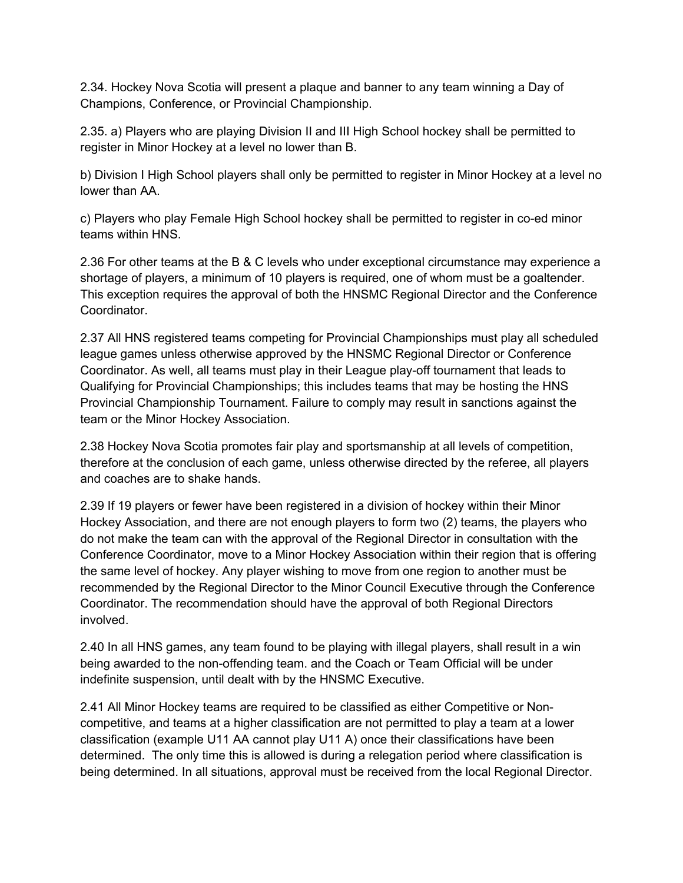2.34. Hockey Nova Scotia will present a plaque and banner to any team winning a Day of Champions, Conference, or Provincial Championship.

2.35. a) Players who are playing Division II and III High School hockey shall be permitted to register in Minor Hockey at a level no lower than B.

b) Division I High School players shall only be permitted to register in Minor Hockey at a level no lower than AA.

c) Players who play Female High School hockey shall be permitted to register in co-ed minor teams within HNS.

2.36 For other teams at the B & C levels who under exceptional circumstance may experience a shortage of players, a minimum of 10 players is required, one of whom must be a goaltender. This exception requires the approval of both the HNSMC Regional Director and the Conference Coordinator.

2.37 All HNS registered teams competing for Provincial Championships must play all scheduled league games unless otherwise approved by the HNSMC Regional Director or Conference Coordinator. As well, all teams must play in their League play-off tournament that leads to Qualifying for Provincial Championships; this includes teams that may be hosting the HNS Provincial Championship Tournament. Failure to comply may result in sanctions against the team or the Minor Hockey Association.

2.38 Hockey Nova Scotia promotes fair play and sportsmanship at all levels of competition, therefore at the conclusion of each game, unless otherwise directed by the referee, all players and coaches are to shake hands.

2.39 If 19 players or fewer have been registered in a division of hockey within their Minor Hockey Association, and there are not enough players to form two (2) teams, the players who do not make the team can with the approval of the Regional Director in consultation with the Conference Coordinator, move to a Minor Hockey Association within their region that is offering the same level of hockey. Any player wishing to move from one region to another must be recommended by the Regional Director to the Minor Council Executive through the Conference Coordinator. The recommendation should have the approval of both Regional Directors involved.

2.40 In all HNS games, any team found to be playing with illegal players, shall result in a win being awarded to the non-offending team. and the Coach or Team Official will be under indefinite suspension, until dealt with by the HNSMC Executive.

2.41 All Minor Hockey teams are required to be classified as either Competitive or Non-competitive, and teams at a higher classification are not permitted to play a team at a lower classification (example U11 AA cannot play U11 A) once their classifications have been determined. The only time this is allowed is during a relegation period where classification is being determined. In all situations, approval must be received from the local Regional Director.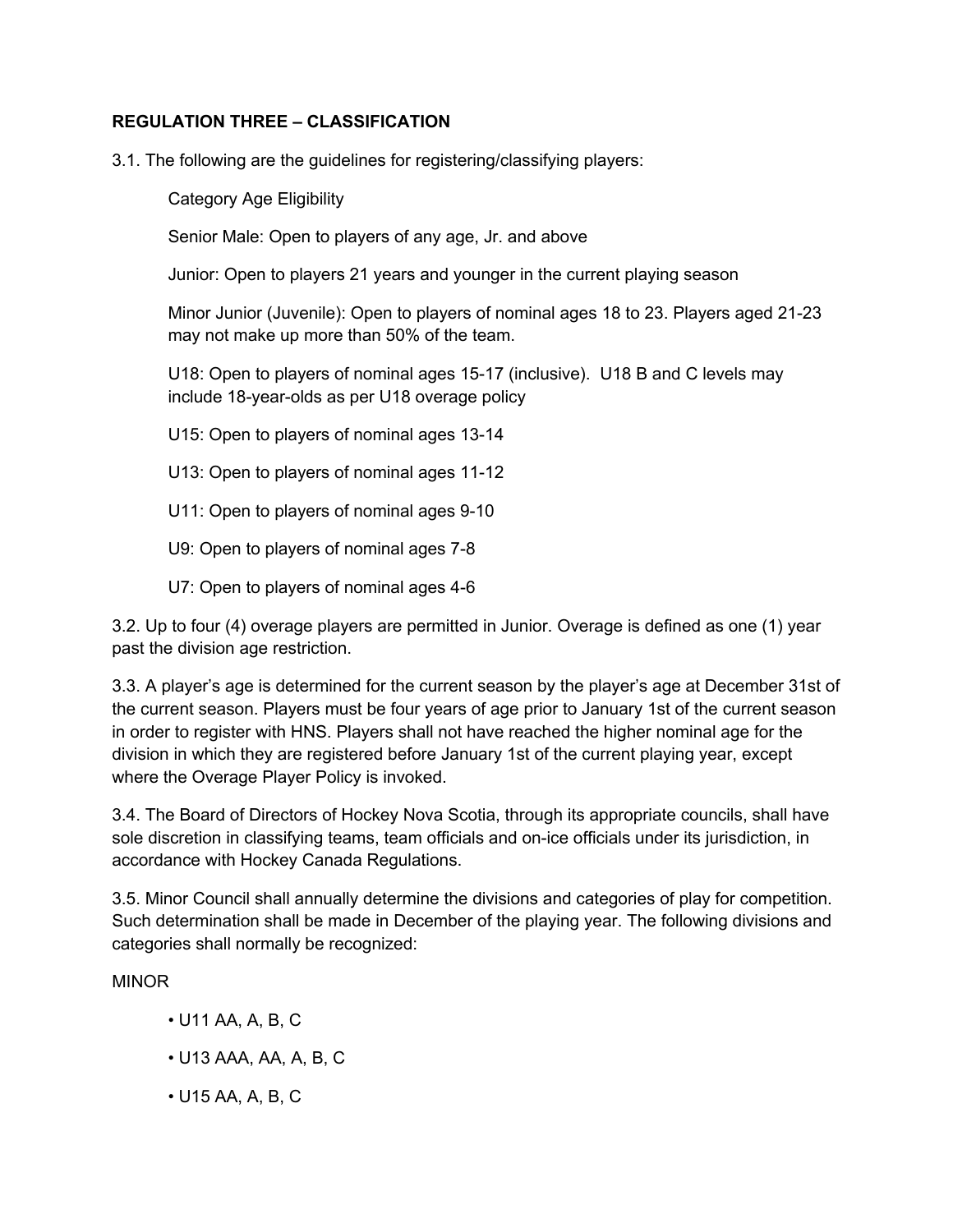### REGULATION THREE – CLASSIFICATION

3.1. The following are the guidelines for registering/classifying players:

Category Age Eligibility

Senior Male: Open to players of any age, Jr. and above

Junior: Open to players 21 years and younger in the current playing season

Minor Junior (Juvenile): Open to players of nominal ages 18 to 23. Players aged 21-23 may not make up more than 50% of the team.

U18: Open to players of nominal ages 15-17 (inclusive). U18 B and C levels may include 18-year-olds as per U18 overage policy

U15: Open to players of nominal ages 13-14

U13: Open to players of nominal ages 11-12

U11: Open to players of nominal ages 9-10

U9: Open to players of nominal ages 7-8

U7: Open to players of nominal ages 4-6

3.2. Up to four (4) overage players are permitted in Junior. Overage is defined as one (1) year past the division age restriction.

3.3. A player's age is determined for the current season by the player's age at December 31st of the current season. Players must be four years of age prior to January 1st of the current season in order to register with HNS. Players shall not have reached the higher nominal age for the division in which they are registered before January 1st of the current playing year, except where the Overage Player Policy is invoked.

3.4. The Board of Directors of Hockey Nova Scotia, through its appropriate councils, shall have sole discretion in classifying teams, team officials and on-ice officials under its jurisdiction, in accordance with Hockey Canada Regulations.

3.5. Minor Council shall annually determine the divisions and categories of play for competition. Such determination shall be made in December of the playing year. The following divisions and categories shall normally be recognized:

MINOR

- U11 AA, A, B, C
- U13 AAA, AA, A, B, C
- U15 AA, A, B, C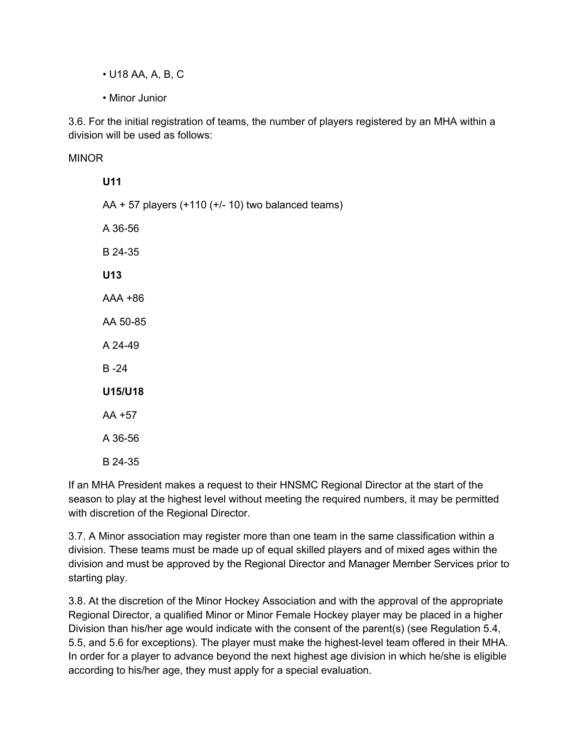- U18 AA, A, B, C
- Minor Junior

3.6. For the initial registration of teams, the number of players registered by an MHA within a division will be used as follows:

MINOR

**U11**

AA + 57 players (+110 (+/- 10) two balanced teams)

A 36-56

B 24-35

**U13**

AAA +86

AA 50-85

A 24-49

B -24

**U15/U18**

AA +57

A 36-56

B 24-35

If an MHA President makes a request to their HNSMC Regional Director at the start of the season to play at the highest level without meeting the required numbers, it may be permitted with discretion of the Regional Director.

3.7. A Minor association may register more than one team in the same classification within a division. These teams must be made up of equal skilled players and of mixed ages within the division and must be approved by the Regional Director and Manager Member Services prior to starting play.

3.8. At the discretion of the Minor Hockey Association and with the approval of the appropriate Regional Director, a qualified Minor or Minor Female Hockey player may be placed in a higher Division than his/her age would indicate with the consent of the parent(s) (see Regulation 5.4, 5.5, and 5.6 for exceptions). The player must make the highest-level team offered in their MHA. In order for a player to advance beyond the next highest age division in which he/she is eligible according to his/her age, they must apply for a special evaluation.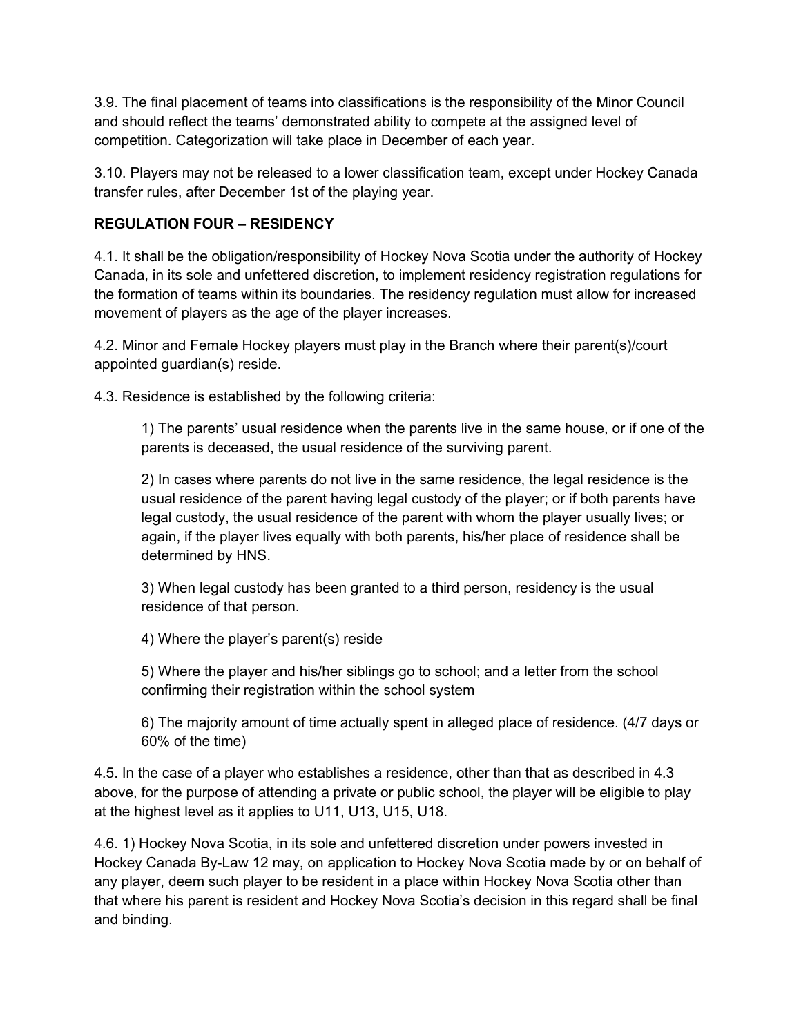3.9. The final placement of teams into classifications is the responsibility of the Minor Council and should reflect the teams' demonstrated ability to compete at the assigned level of competition. Categorization will take place in December of each year.

3.10. Players may not be released to a lower classification team, except under Hockey Canada transfer rules, after December 1st of the playing year.

**REGULATION FOUR – RESIDENCY**

4.1. It shall be the obligation/responsibility of Hockey Nova Scotia under the authority of Hockey Canada, in its sole and unfettered discretion, to implement residency registration regulations for the formation of teams within its boundaries. The residency regulation must allow for increased movement of players as the age of the player increases.

4.2. Minor and Female Hockey players must play in the Branch where their parent(s)/court appointed guardian(s) reside.

4.3. Residence is established by the following criteria:

> 1) The parents' usual residence when the parents live in the same house, or if one of the parents is deceased, the usual residence of the surviving parent.
>
> 2) In cases where parents do not live in the same residence, the legal residence is the usual residence of the parent having legal custody of the player; or if both parents have legal custody, the usual residence of the parent with whom the player usually lives; or again, if the player lives equally with both parents, his/her place of residence shall be determined by HNS.
>
> 3) When legal custody has been granted to a third person, residency is the usual residence of that person.
>
> 4) Where the player's parent(s) reside
>
> 5) Where the player and his/her siblings go to school; and a letter from the school confirming their registration within the school system
>
> 6) The majority amount of time actually spent in alleged place of residence. (4/7 days or 60% of the time)

4.5. In the case of a player who establishes a residence, other than that as described in 4.3 above, for the purpose of attending a private or public school, the player will be eligible to play at the highest level as it applies to U11, U13, U15, U18.

4.6. 1) Hockey Nova Scotia, in its sole and unfettered discretion under powers invested in Hockey Canada By-Law 12 may, on application to Hockey Nova Scotia made by or on behalf of any player, deem such player to be resident in a place within Hockey Nova Scotia other than that where his parent is resident and Hockey Nova Scotia's decision in this regard shall be final and binding.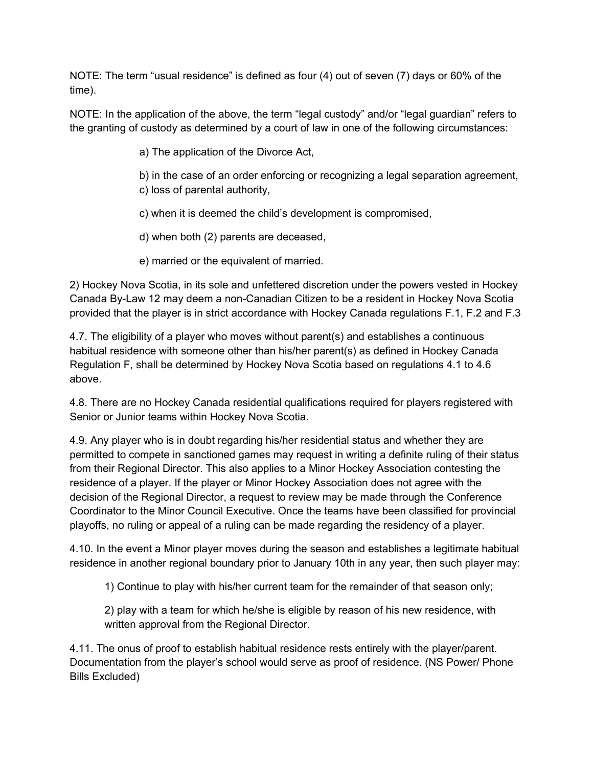NOTE: The term "usual residence" is defined as four (4) out of seven (7) days or 60% of the time).

NOTE: In the application of the above, the term "legal custody" and/or "legal guardian" refers to the granting of custody as determined by a court of law in one of the following circumstances:

a) The application of the Divorce Act,

b) in the case of an order enforcing or recognizing a legal separation agreement,
c) loss of parental authority,

c) when it is deemed the child's development is compromised,

d) when both (2) parents are deceased,

e) married or the equivalent of married.

2) Hockey Nova Scotia, in its sole and unfettered discretion under the powers vested in Hockey Canada By-Law 12 may deem a non-Canadian Citizen to be a resident in Hockey Nova Scotia provided that the player is in strict accordance with Hockey Canada regulations F.1, F.2 and F.3

4.7. The eligibility of a player who moves without parent(s) and establishes a continuous habitual residence with someone other than his/her parent(s) as defined in Hockey Canada Regulation F, shall be determined by Hockey Nova Scotia based on regulations 4.1 to 4.6 above.

4.8. There are no Hockey Canada residential qualifications required for players registered with Senior or Junior teams within Hockey Nova Scotia.

4.9. Any player who is in doubt regarding his/her residential status and whether they are permitted to compete in sanctioned games may request in writing a definite ruling of their status from their Regional Director. This also applies to a Minor Hockey Association contesting the residence of a player. If the player or Minor Hockey Association does not agree with the decision of the Regional Director, a request to review may be made through the Conference Coordinator to the Minor Council Executive. Once the teams have been classified for provincial playoffs, no ruling or appeal of a ruling can be made regarding the residency of a player.

4.10. In the event a Minor player moves during the season and establishes a legitimate habitual residence in another regional boundary prior to January 10th in any year, then such player may:

1) Continue to play with his/her current team for the remainder of that season only;

2) play with a team for which he/she is eligible by reason of his new residence, with written approval from the Regional Director.

4.11. The onus of proof to establish habitual residence rests entirely with the player/parent. Documentation from the player's school would serve as proof of residence. (NS Power/ Phone Bills Excluded)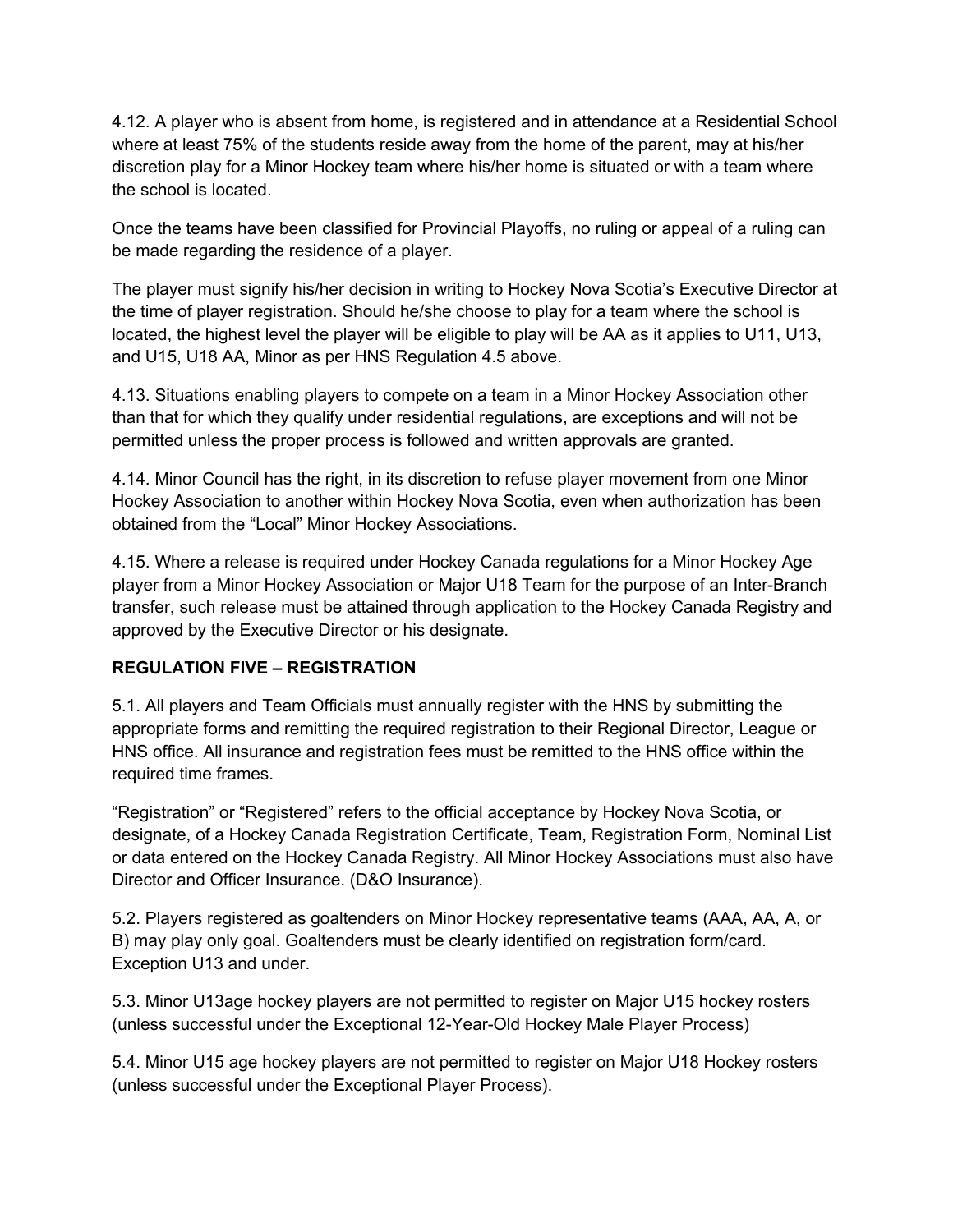4.12. A player who is absent from home, is registered and in attendance at a Residential School where at least 75% of the students reside away from the home of the parent, may at his/her discretion play for a Minor Hockey team where his/her home is situated or with a team where the school is located.

Once the teams have been classified for Provincial Playoffs, no ruling or appeal of a ruling can be made regarding the residence of a player.

The player must signify his/her decision in writing to Hockey Nova Scotia's Executive Director at the time of player registration. Should he/she choose to play for a team where the school is located, the highest level the player will be eligible to play will be AA as it applies to U11, U13, and U15, U18 AA, Minor as per HNS Regulation 4.5 above.

4.13. Situations enabling players to compete on a team in a Minor Hockey Association other than that for which they qualify under residential regulations, are exceptions and will not be permitted unless the proper process is followed and written approvals are granted.

4.14. Minor Council has the right, in its discretion to refuse player movement from one Minor Hockey Association to another within Hockey Nova Scotia, even when authorization has been obtained from the "Local" Minor Hockey Associations.

4.15. Where a release is required under Hockey Canada regulations for a Minor Hockey Age player from a Minor Hockey Association or Major U18 Team for the purpose of an Inter-Branch transfer, such release must be attained through application to the Hockey Canada Registry and approved by the Executive Director or his designate.

## REGULATION FIVE – REGISTRATION

5.1. All players and Team Officials must annually register with the HNS by submitting the appropriate forms and remitting the required registration to their Regional Director, League or HNS office. All insurance and registration fees must be remitted to the HNS office within the required time frames.

"Registration" or "Registered" refers to the official acceptance by Hockey Nova Scotia, or designate, of a Hockey Canada Registration Certificate, Team, Registration Form, Nominal List or data entered on the Hockey Canada Registry. All Minor Hockey Associations must also have Director and Officer Insurance. (D&O Insurance).

5.2. Players registered as goaltenders on Minor Hockey representative teams (AAA, AA, A, or B) may play only goal. Goaltenders must be clearly identified on registration form/card. Exception U13 and under.

5.3. Minor U13age hockey players are not permitted to register on Major U15 hockey rosters (unless successful under the Exceptional 12-Year-Old Hockey Male Player Process)

5.4. Minor U15 age hockey players are not permitted to register on Major U18 Hockey rosters (unless successful under the Exceptional Player Process).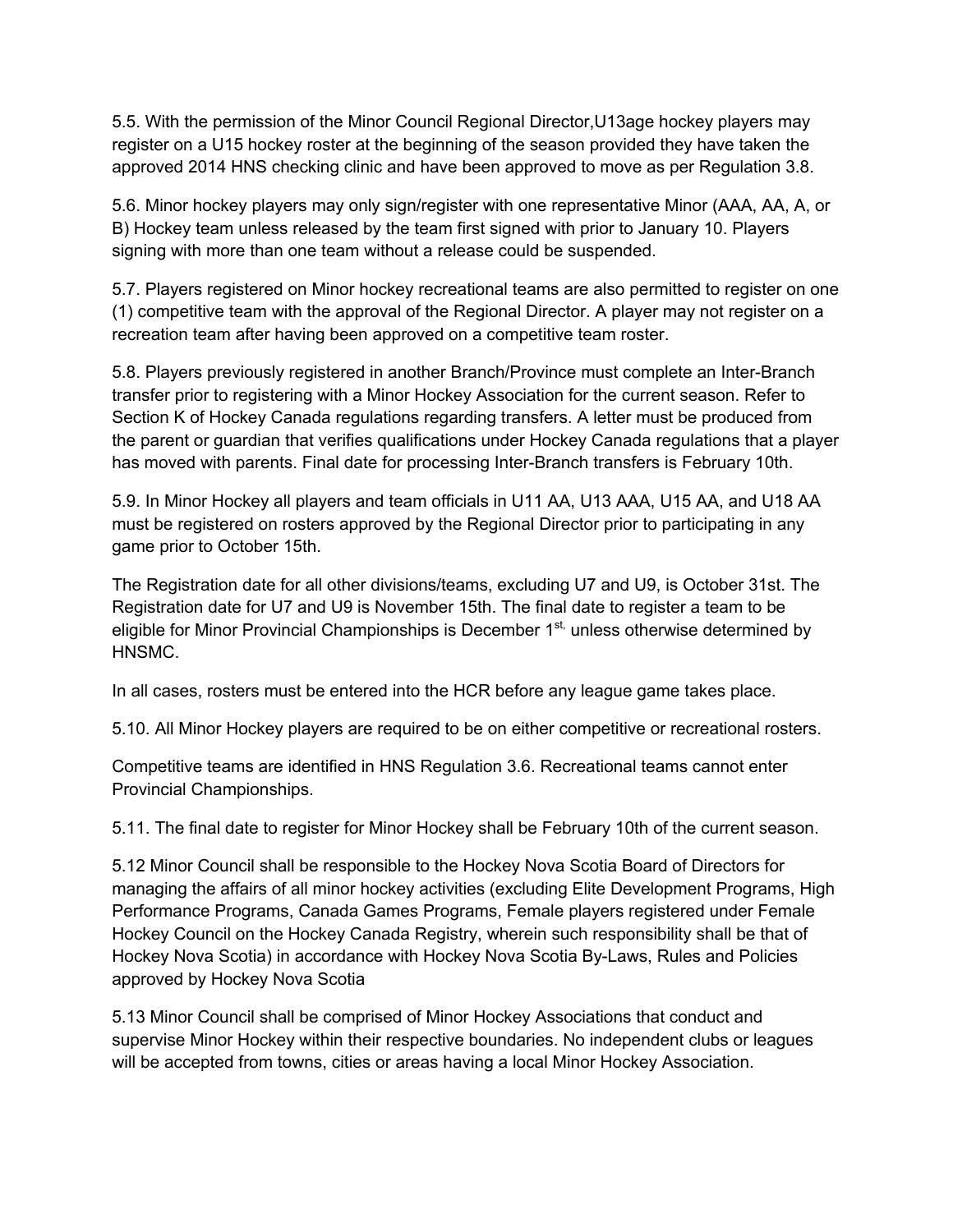5.5. With the permission of the Minor Council Regional Director,U13age hockey players may register on a U15 hockey roster at the beginning of the season provided they have taken the approved 2014 HNS checking clinic and have been approved to move as per Regulation 3.8.

5.6. Minor hockey players may only sign/register with one representative Minor (AAA, AA, A, or B) Hockey team unless released by the team first signed with prior to January 10. Players signing with more than one team without a release could be suspended.

5.7. Players registered on Minor hockey recreational teams are also permitted to register on one (1) competitive team with the approval of the Regional Director. A player may not register on a recreation team after having been approved on a competitive team roster.

5.8. Players previously registered in another Branch/Province must complete an Inter-Branch transfer prior to registering with a Minor Hockey Association for the current season. Refer to Section K of Hockey Canada regulations regarding transfers. A letter must be produced from the parent or guardian that verifies qualifications under Hockey Canada regulations that a player has moved with parents. Final date for processing Inter-Branch transfers is February 10th.

5.9. In Minor Hockey all players and team officials in U11 AA, U13 AAA, U15 AA, and U18 AA must be registered on rosters approved by the Regional Director prior to participating in any game prior to October 15th.

The Registration date for all other divisions/teams, excluding U7 and U9, is October 31st. The Registration date for U7 and U9 is November 15th. The final date to register a team to be eligible for Minor Provincial Championships is December 1st, unless otherwise determined by HNSMC.

In all cases, rosters must be entered into the HCR before any league game takes place.

5.10. All Minor Hockey players are required to be on either competitive or recreational rosters.

Competitive teams are identified in HNS Regulation 3.6. Recreational teams cannot enter Provincial Championships.

5.11. The final date to register for Minor Hockey shall be February 10th of the current season.

5.12 Minor Council shall be responsible to the Hockey Nova Scotia Board of Directors for managing the affairs of all minor hockey activities (excluding Elite Development Programs, High Performance Programs, Canada Games Programs, Female players registered under Female Hockey Council on the Hockey Canada Registry, wherein such responsibility shall be that of Hockey Nova Scotia) in accordance with Hockey Nova Scotia By-Laws, Rules and Policies approved by Hockey Nova Scotia

5.13 Minor Council shall be comprised of Minor Hockey Associations that conduct and supervise Minor Hockey within their respective boundaries. No independent clubs or leagues will be accepted from towns, cities or areas having a local Minor Hockey Association.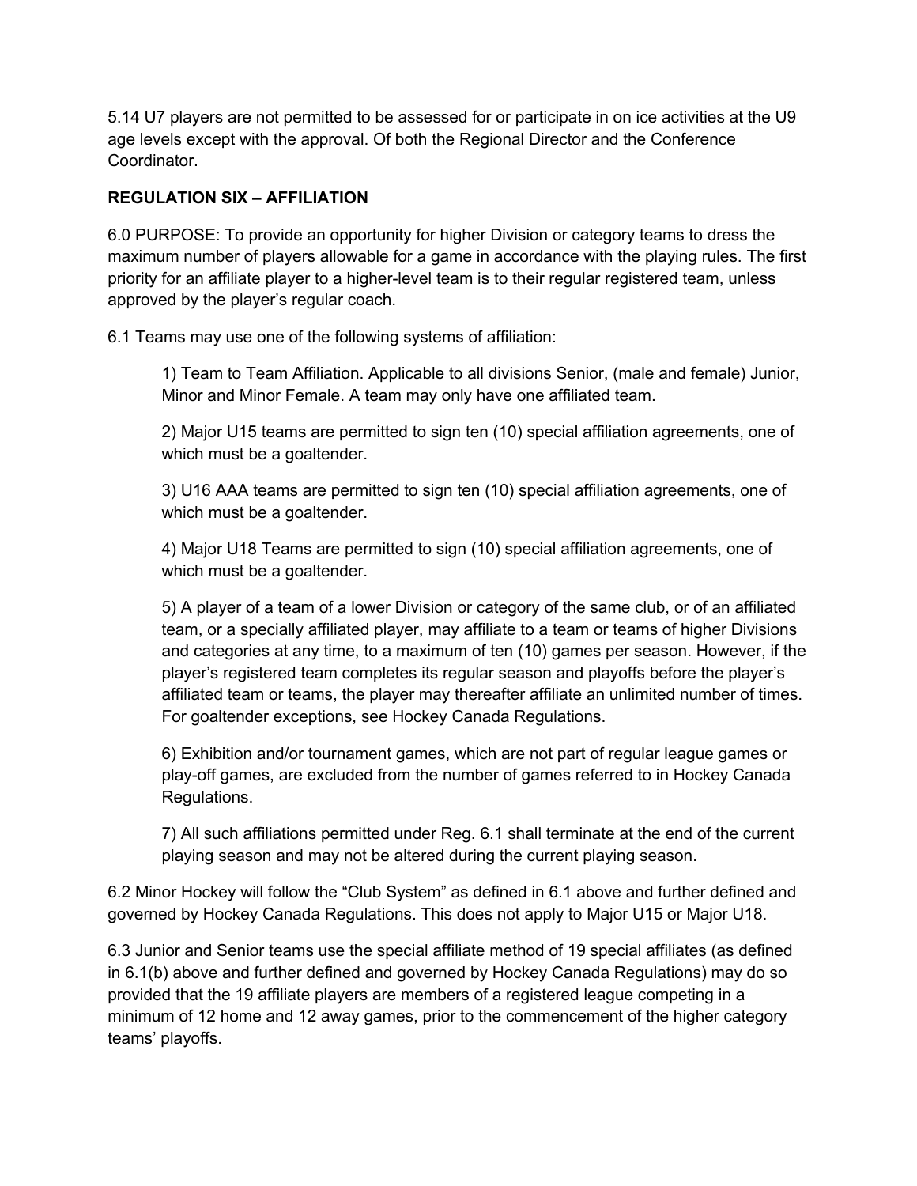5.14 U7 players are not permitted to be assessed for or participate in on ice activities at the U9 age levels except with the approval. Of both the Regional Director and the Conference Coordinator.

**REGULATION SIX – AFFILIATION**

6.0 PURPOSE: To provide an opportunity for higher Division or category teams to dress the maximum number of players allowable for a game in accordance with the playing rules. The first priority for an affiliate player to a higher-level team is to their regular registered team, unless approved by the player's regular coach.

6.1 Teams may use one of the following systems of affiliation:

> 1) Team to Team Affiliation. Applicable to all divisions Senior, (male and female) Junior, Minor and Minor Female. A team may only have one affiliated team.
>
> 2) Major U15 teams are permitted to sign ten (10) special affiliation agreements, one of which must be a goaltender.
>
> 3) U16 AAA teams are permitted to sign ten (10) special affiliation agreements, one of which must be a goaltender.
>
> 4) Major U18 Teams are permitted to sign (10) special affiliation agreements, one of which must be a goaltender.
>
> 5) A player of a team of a lower Division or category of the same club, or of an affiliated team, or a specially affiliated player, may affiliate to a team or teams of higher Divisions and categories at any time, to a maximum of ten (10) games per season. However, if the player's registered team completes its regular season and playoffs before the player's affiliated team or teams, the player may thereafter affiliate an unlimited number of times. For goaltender exceptions, see Hockey Canada Regulations.
>
> 6) Exhibition and/or tournament games, which are not part of regular league games or play-off games, are excluded from the number of games referred to in Hockey Canada Regulations.
>
> 7) All such affiliations permitted under Reg. 6.1 shall terminate at the end of the current playing season and may not be altered during the current playing season.

6.2 Minor Hockey will follow the "Club System" as defined in 6.1 above and further defined and governed by Hockey Canada Regulations. This does not apply to Major U15 or Major U18.

6.3 Junior and Senior teams use the special affiliate method of 19 special affiliates (as defined in 6.1(b) above and further defined and governed by Hockey Canada Regulations) may do so provided that the 19 affiliate players are members of a registered league competing in a minimum of 12 home and 12 away games, prior to the commencement of the higher category teams' playoffs.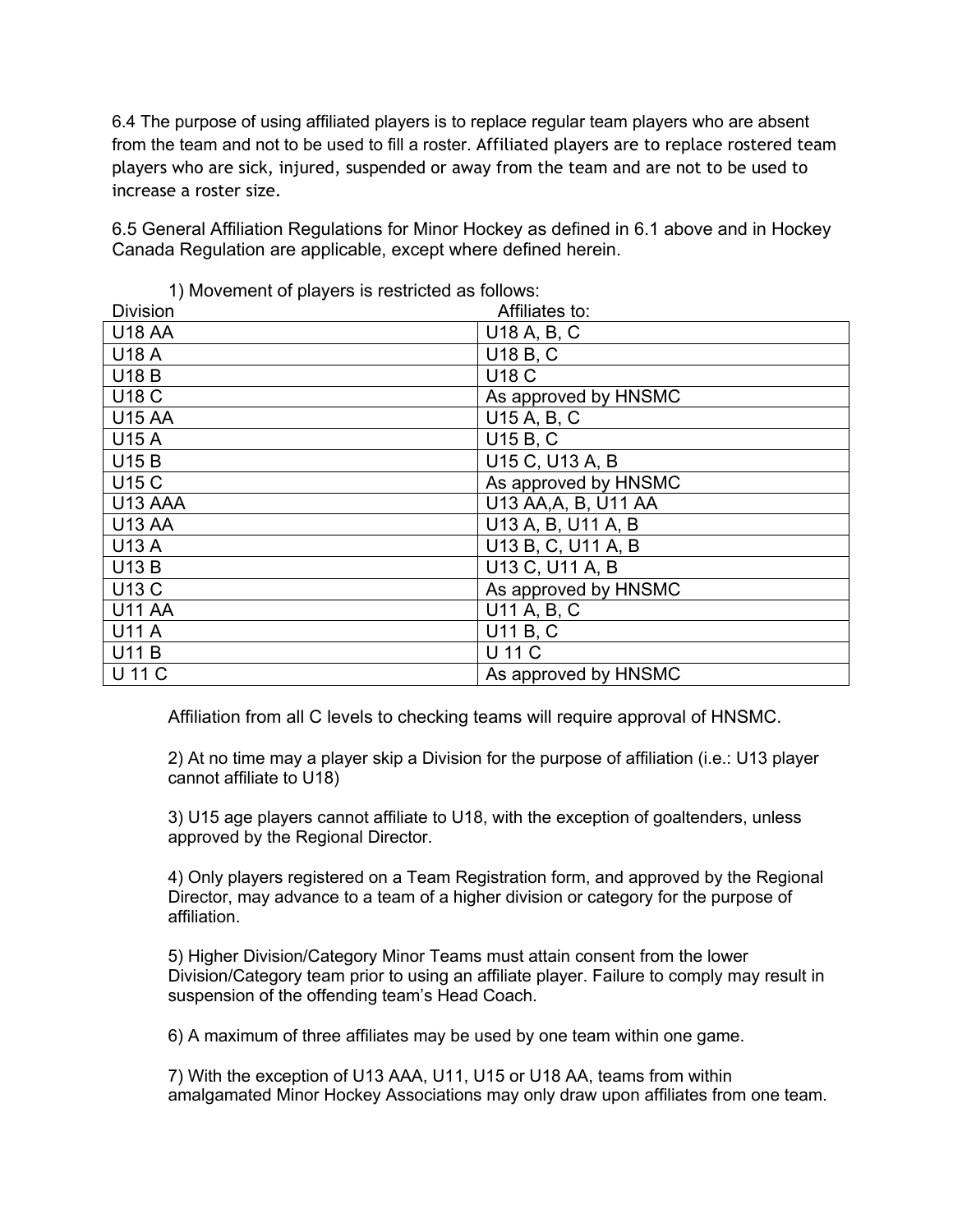6.4 The purpose of using affiliated players is to replace regular team players who are absent from the team and not to be used to fill a roster. Affiliated players are to replace rostered team players who are sick, injured, suspended or away from the team and are not to be used to increase a roster size.

6.5 General Affiliation Regulations for Minor Hockey as defined in 6.1 above and in Hockey Canada Regulation are applicable, except where defined herein.

1) Movement of players is restricted as follows:

| Division | Affiliates to: |
|---|---|
| U18 AA | U18 A, B, C |
| U18 A | U18 B, C |
| U18 B | U18 C |
| U18 C | As approved by HNSMC |
| U15 AA | U15 A, B, C |
| U15 A | U15 B, C |
| U15 B | U15 C, U13 A, B |
| U15 C | As approved by HNSMC |
| U13 AAA | U13 AA,A, B, U11 AA |
| U13 AA | U13 A, B, U11 A, B |
| U13 A | U13 B, C, U11 A, B |
| U13 B | U13 C, U11 A, B |
| U13 C | As approved by HNSMC |
| U11 AA | U11 A, B, C |
| U11 A | U11 B, C |
| U11 B | U 11 C |
| U 11 C | As approved by HNSMC |

Affiliation from all C levels to checking teams will require approval of HNSMC.

2) At no time may a player skip a Division for the purpose of affiliation (i.e.: U13 player cannot affiliate to U18)

3) U15 age players cannot affiliate to U18, with the exception of goaltenders, unless approved by the Regional Director.

4) Only players registered on a Team Registration form, and approved by the Regional Director, may advance to a team of a higher division or category for the purpose of affiliation.

5) Higher Division/Category Minor Teams must attain consent from the lower Division/Category team prior to using an affiliate player. Failure to comply may result in suspension of the offending team's Head Coach.

6) A maximum of three affiliates may be used by one team within one game.

7) With the exception of U13 AAA, U11, U15 or U18 AA, teams from within amalgamated Minor Hockey Associations may only draw upon affiliates from one team.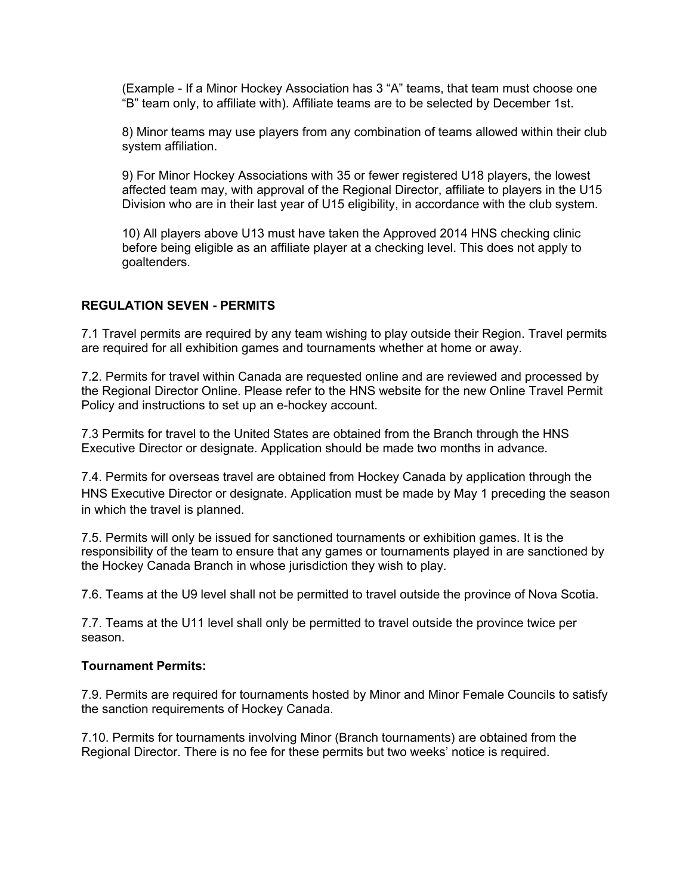(Example - If a Minor Hockey Association has 3 “A” teams, that team must choose one “B” team only, to affiliate with). Affiliate teams are to be selected by December 1st.

8) Minor teams may use players from any combination of teams allowed within their club system affiliation.

9) For Minor Hockey Associations with 35 or fewer registered U18 players, the lowest affected team may, with approval of the Regional Director, affiliate to players in the U15 Division who are in their last year of U15 eligibility, in accordance with the club system.

10) All players above U13 must have taken the Approved 2014 HNS checking clinic before being eligible as an affiliate player at a checking level. This does not apply to goaltenders.

**REGULATION SEVEN - PERMITS**

7.1 Travel permits are required by any team wishing to play outside their Region. Travel permits are required for all exhibition games and tournaments whether at home or away.

7.2. Permits for travel within Canada are requested online and are reviewed and processed by the Regional Director Online. Please refer to the HNS website for the new Online Travel Permit Policy and instructions to set up an e-hockey account.

7.3 Permits for travel to the United States are obtained from the Branch through the HNS Executive Director or designate. Application should be made two months in advance.

7.4. Permits for overseas travel are obtained from Hockey Canada by application through the HNS Executive Director or designate. Application must be made by May 1 preceding the season in which the travel is planned.

7.5. Permits will only be issued for sanctioned tournaments or exhibition games. It is the responsibility of the team to ensure that any games or tournaments played in are sanctioned by the Hockey Canada Branch in whose jurisdiction they wish to play.

7.6. Teams at the U9 level shall not be permitted to travel outside the province of Nova Scotia.

7.7. Teams at the U11 level shall only be permitted to travel outside the province twice per season.

**Tournament Permits:**

7.9. Permits are required for tournaments hosted by Minor and Minor Female Councils to satisfy the sanction requirements of Hockey Canada.

7.10. Permits for tournaments involving Minor (Branch tournaments) are obtained from the Regional Director. There is no fee for these permits but two weeks’ notice is required.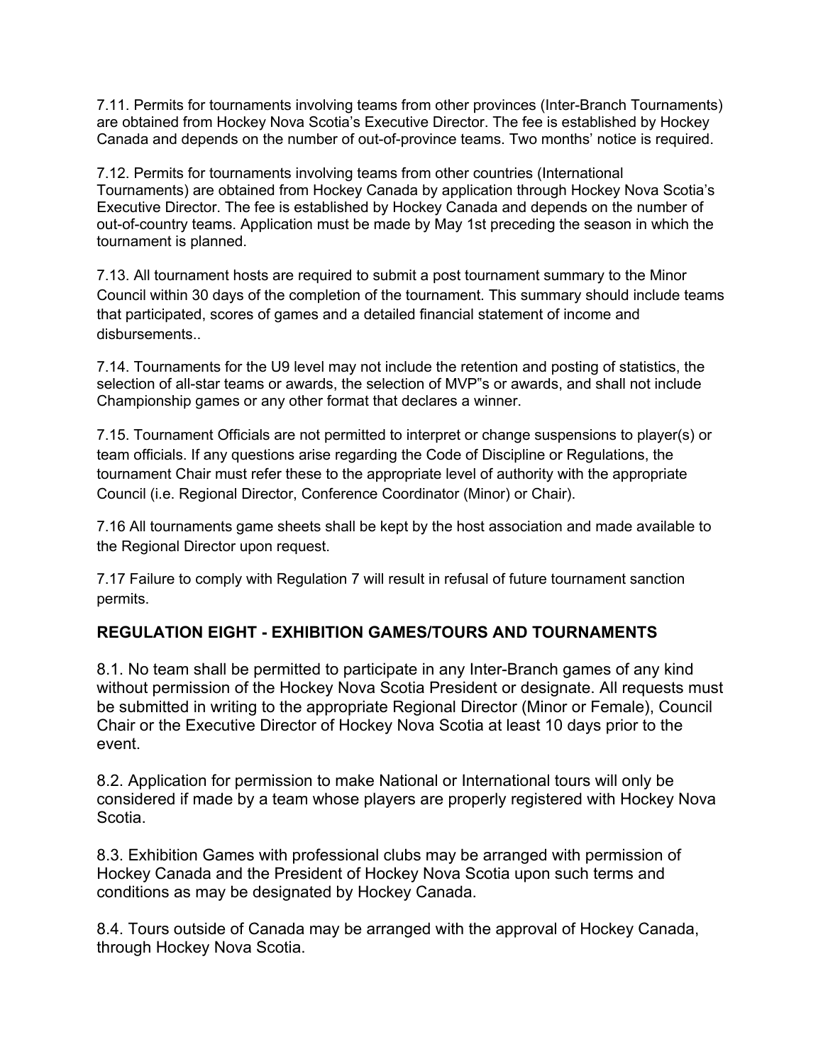7.11. Permits for tournaments involving teams from other provinces (Inter-Branch Tournaments) are obtained from Hockey Nova Scotia's Executive Director. The fee is established by Hockey Canada and depends on the number of out-of-province teams. Two months' notice is required.

7.12. Permits for tournaments involving teams from other countries (International Tournaments) are obtained from Hockey Canada by application through Hockey Nova Scotia's Executive Director. The fee is established by Hockey Canada and depends on the number of out-of-country teams. Application must be made by May 1st preceding the season in which the tournament is planned.

7.13. All tournament hosts are required to submit a post tournament summary to the Minor Council within 30 days of the completion of the tournament. This summary should include teams that participated, scores of games and a detailed financial statement of income and disbursements..

7.14. Tournaments for the U9 level may not include the retention and posting of statistics, the selection of all-star teams or awards, the selection of MVP"s or awards, and shall not include Championship games or any other format that declares a winner.

7.15. Tournament Officials are not permitted to interpret or change suspensions to player(s) or team officials. If any questions arise regarding the Code of Discipline or Regulations, the tournament Chair must refer these to the appropriate level of authority with the appropriate Council (i.e. Regional Director, Conference Coordinator (Minor) or Chair).

7.16 All tournaments game sheets shall be kept by the host association and made available to the Regional Director upon request.

7.17 Failure to comply with Regulation 7 will result in refusal of future tournament sanction permits.

## REGULATION EIGHT - EXHIBITION GAMES/TOURS AND TOURNAMENTS

8.1. No team shall be permitted to participate in any Inter-Branch games of any kind without permission of the Hockey Nova Scotia President or designate. All requests must be submitted in writing to the appropriate Regional Director (Minor or Female), Council Chair or the Executive Director of Hockey Nova Scotia at least 10 days prior to the event.

8.2. Application for permission to make National or International tours will only be considered if made by a team whose players are properly registered with Hockey Nova Scotia.

8.3. Exhibition Games with professional clubs may be arranged with permission of Hockey Canada and the President of Hockey Nova Scotia upon such terms and conditions as may be designated by Hockey Canada.

8.4. Tours outside of Canada may be arranged with the approval of Hockey Canada, through Hockey Nova Scotia.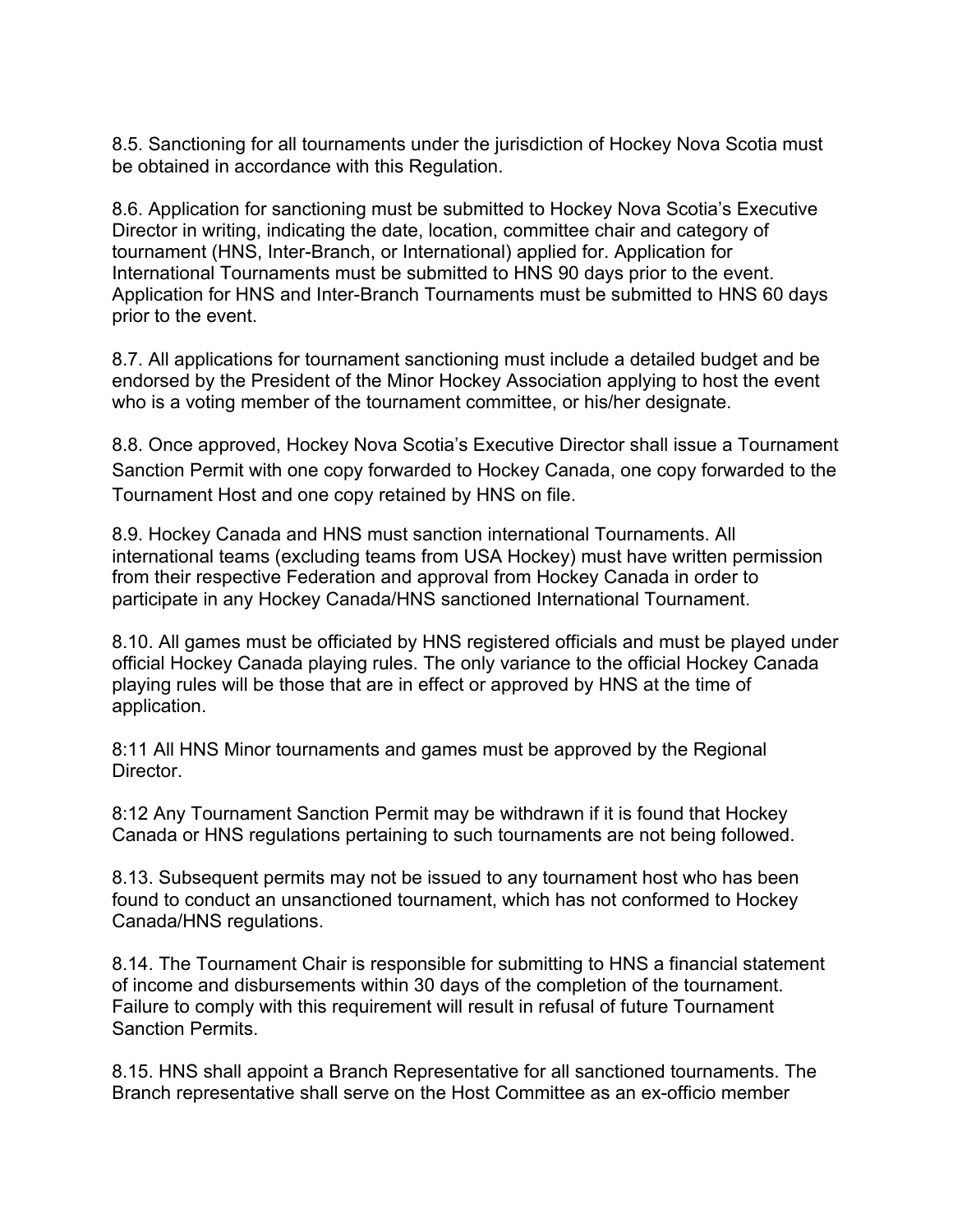8.5. Sanctioning for all tournaments under the jurisdiction of Hockey Nova Scotia must be obtained in accordance with this Regulation.

8.6. Application for sanctioning must be submitted to Hockey Nova Scotia's Executive Director in writing, indicating the date, location, committee chair and category of tournament (HNS, Inter-Branch, or International) applied for. Application for International Tournaments must be submitted to HNS 90 days prior to the event. Application for HNS and Inter-Branch Tournaments must be submitted to HNS 60 days prior to the event.

8.7. All applications for tournament sanctioning must include a detailed budget and be endorsed by the President of the Minor Hockey Association applying to host the event who is a voting member of the tournament committee, or his/her designate.

8.8. Once approved, Hockey Nova Scotia's Executive Director shall issue a Tournament Sanction Permit with one copy forwarded to Hockey Canada, one copy forwarded to the Tournament Host and one copy retained by HNS on file.

8.9. Hockey Canada and HNS must sanction international Tournaments. All international teams (excluding teams from USA Hockey) must have written permission from their respective Federation and approval from Hockey Canada in order to participate in any Hockey Canada/HNS sanctioned International Tournament.

8.10. All games must be officiated by HNS registered officials and must be played under official Hockey Canada playing rules. The only variance to the official Hockey Canada playing rules will be those that are in effect or approved by HNS at the time of application.

8:11 All HNS Minor tournaments and games must be approved by the Regional Director.

8:12 Any Tournament Sanction Permit may be withdrawn if it is found that Hockey Canada or HNS regulations pertaining to such tournaments are not being followed.

8.13. Subsequent permits may not be issued to any tournament host who has been found to conduct an unsanctioned tournament, which has not conformed to Hockey Canada/HNS regulations.

8.14. The Tournament Chair is responsible for submitting to HNS a financial statement of income and disbursements within 30 days of the completion of the tournament. Failure to comply with this requirement will result in refusal of future Tournament Sanction Permits.

8.15. HNS shall appoint a Branch Representative for all sanctioned tournaments. The Branch representative shall serve on the Host Committee as an ex-officio member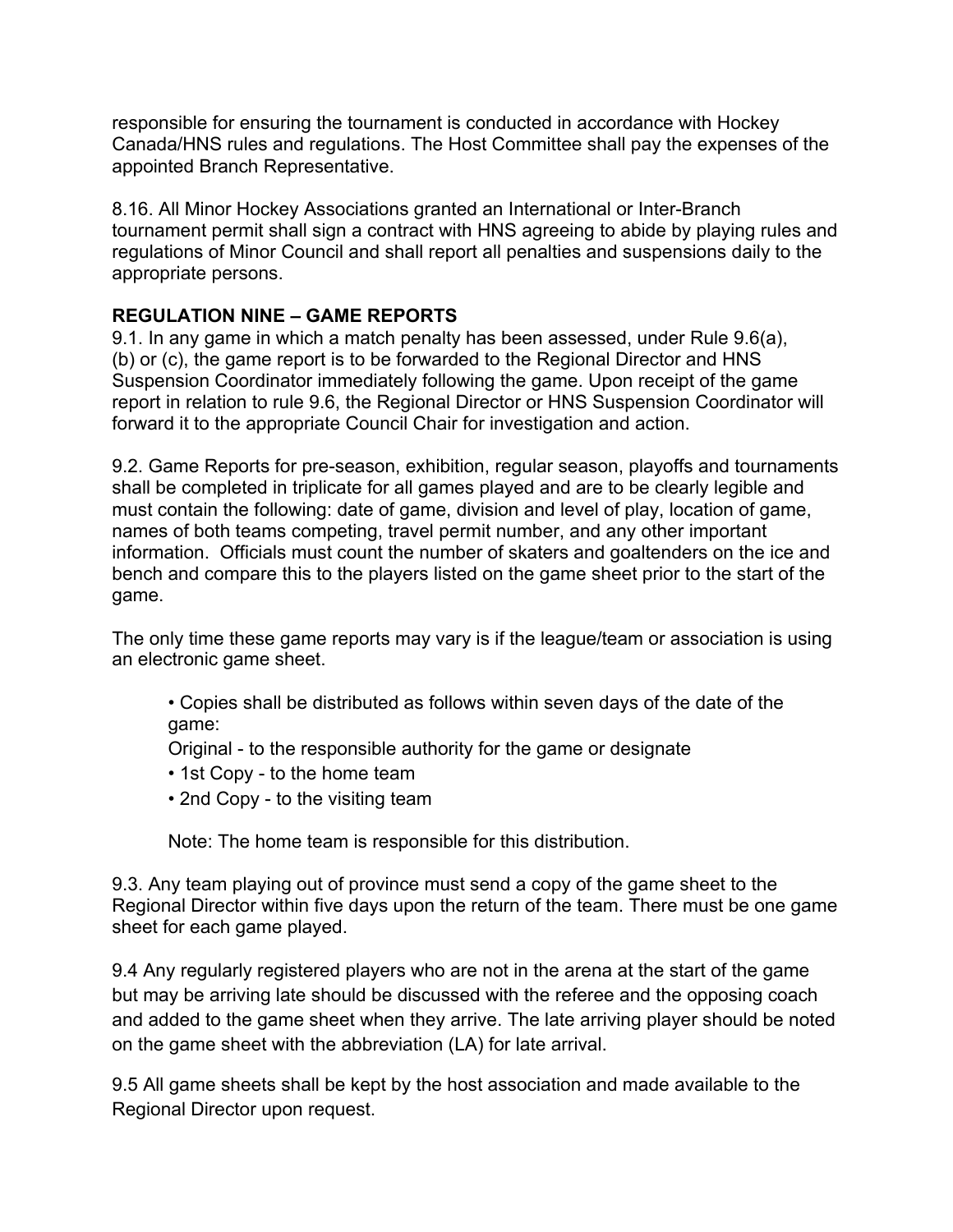responsible for ensuring the tournament is conducted in accordance with Hockey Canada/HNS rules and regulations. The Host Committee shall pay the expenses of the appointed Branch Representative.

8.16. All Minor Hockey Associations granted an International or Inter-Branch tournament permit shall sign a contract with HNS agreeing to abide by playing rules and regulations of Minor Council and shall report all penalties and suspensions daily to the appropriate persons.

## REGULATION NINE – GAME REPORTS

9.1. In any game in which a match penalty has been assessed, under Rule 9.6(a), (b) or (c), the game report is to be forwarded to the Regional Director and HNS Suspension Coordinator immediately following the game. Upon receipt of the game report in relation to rule 9.6, the Regional Director or HNS Suspension Coordinator will forward it to the appropriate Council Chair for investigation and action.

9.2. Game Reports for pre-season, exhibition, regular season, playoffs and tournaments shall be completed in triplicate for all games played and are to be clearly legible and must contain the following: date of game, division and level of play, location of game, names of both teams competing, travel permit number, and any other important information. Officials must count the number of skaters and goaltenders on the ice and bench and compare this to the players listed on the game sheet prior to the start of the game.

The only time these game reports may vary is if the league/team or association is using an electronic game sheet.

- Copies shall be distributed as follows within seven days of the date of the game:
  Original - to the responsible authority for the game or designate
- 1st Copy - to the home team
- 2nd Copy - to the visiting team

  Note: The home team is responsible for this distribution.

9.3. Any team playing out of province must send a copy of the game sheet to the Regional Director within five days upon the return of the team. There must be one game sheet for each game played.

9.4 Any regularly registered players who are not in the arena at the start of the game but may be arriving late should be discussed with the referee and the opposing coach and added to the game sheet when they arrive. The late arriving player should be noted on the game sheet with the abbreviation (LA) for late arrival.

9.5 All game sheets shall be kept by the host association and made available to the Regional Director upon request.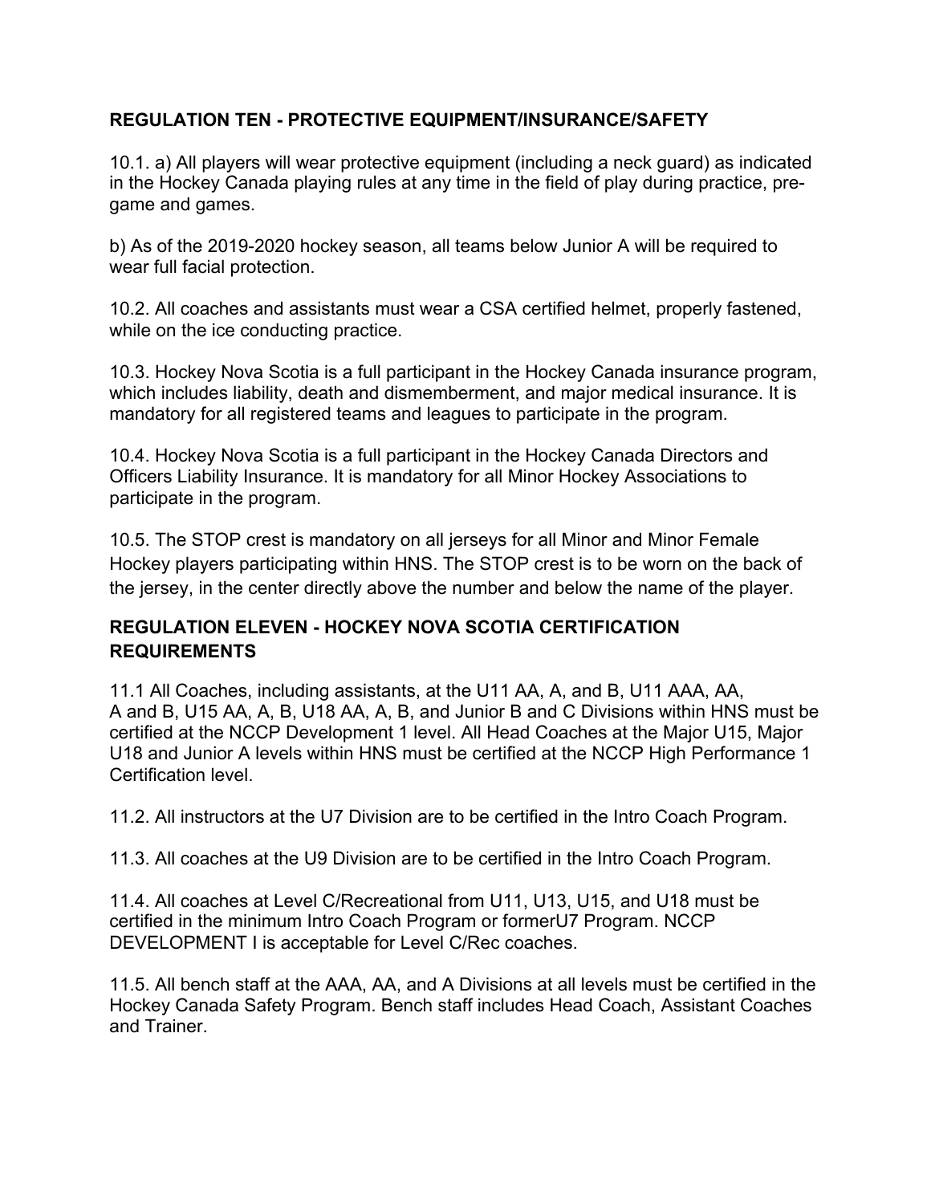## REGULATION TEN - PROTECTIVE EQUIPMENT/INSURANCE/SAFETY

10.1. a) All players will wear protective equipment (including a neck guard) as indicated in the Hockey Canada playing rules at any time in the field of play during practice, pre-game and games.

b) As of the 2019-2020 hockey season, all teams below Junior A will be required to wear full facial protection.

10.2. All coaches and assistants must wear a CSA certified helmet, properly fastened, while on the ice conducting practice.

10.3. Hockey Nova Scotia is a full participant in the Hockey Canada insurance program, which includes liability, death and dismemberment, and major medical insurance. It is mandatory for all registered teams and leagues to participate in the program.

10.4. Hockey Nova Scotia is a full participant in the Hockey Canada Directors and Officers Liability Insurance. It is mandatory for all Minor Hockey Associations to participate in the program.

10.5. The STOP crest is mandatory on all jerseys for all Minor and Minor Female Hockey players participating within HNS. The STOP crest is to be worn on the back of the jersey, in the center directly above the number and below the name of the player.

## REGULATION ELEVEN - HOCKEY NOVA SCOTIA CERTIFICATION REQUIREMENTS

11.1 All Coaches, including assistants, at the U11 AA, A, and B, U11 AAA, AA, A and B, U15 AA, A, B, U18 AA, A, B, and Junior B and C Divisions within HNS must be certified at the NCCP Development 1 level. All Head Coaches at the Major U15, Major U18 and Junior A levels within HNS must be certified at the NCCP High Performance 1 Certification level.

11.2. All instructors at the U7 Division are to be certified in the Intro Coach Program.

11.3. All coaches at the U9 Division are to be certified in the Intro Coach Program.

11.4. All coaches at Level C/Recreational from U11, U13, U15, and U18 must be certified in the minimum Intro Coach Program or formerU7 Program. NCCP DEVELOPMENT I is acceptable for Level C/Rec coaches.

11.5. All bench staff at the AAA, AA, and A Divisions at all levels must be certified in the Hockey Canada Safety Program. Bench staff includes Head Coach, Assistant Coaches and Trainer.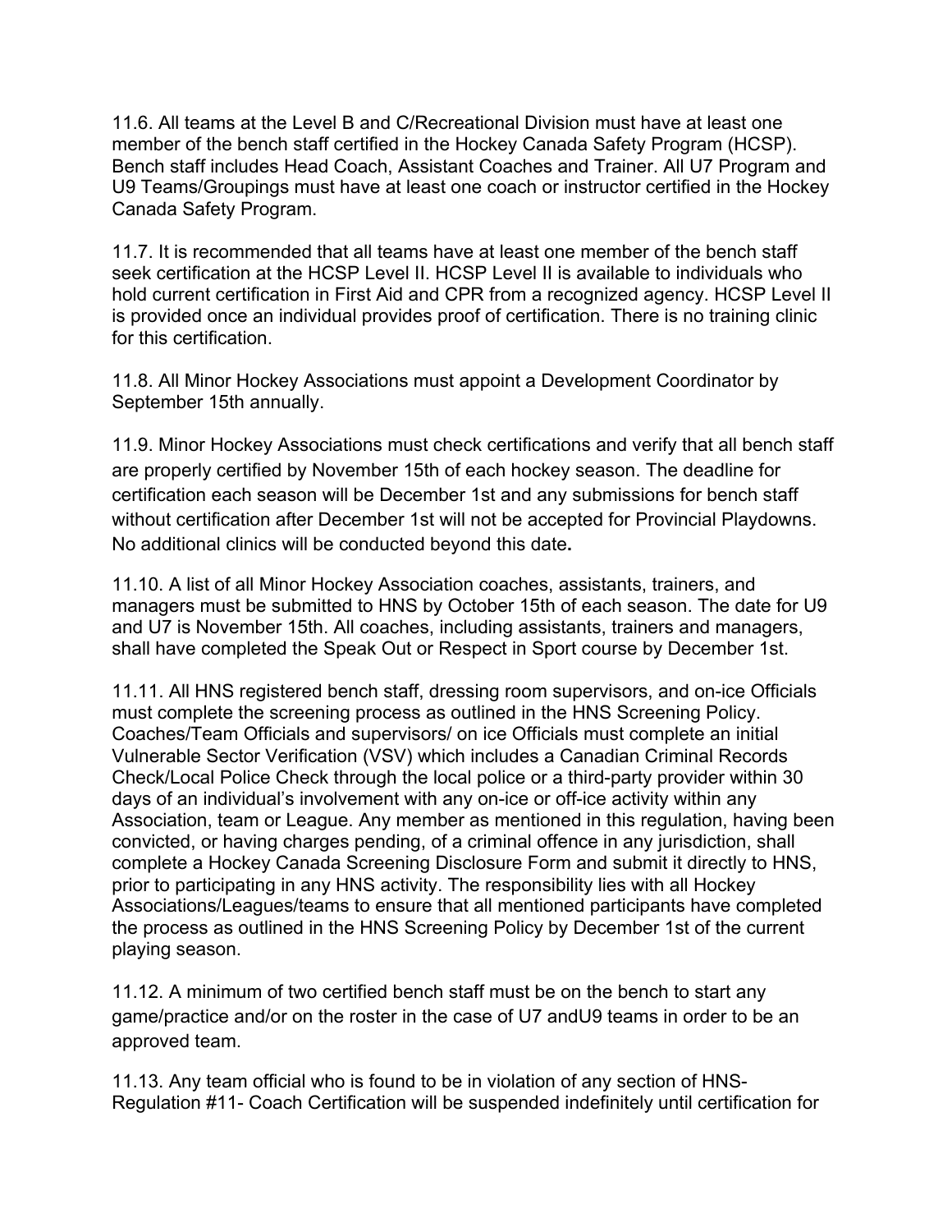11.6. All teams at the Level B and C/Recreational Division must have at least one member of the bench staff certified in the Hockey Canada Safety Program (HCSP). Bench staff includes Head Coach, Assistant Coaches and Trainer. All U7 Program and U9 Teams/Groupings must have at least one coach or instructor certified in the Hockey Canada Safety Program.

11.7. It is recommended that all teams have at least one member of the bench staff seek certification at the HCSP Level II. HCSP Level II is available to individuals who hold current certification in First Aid and CPR from a recognized agency. HCSP Level II is provided once an individual provides proof of certification. There is no training clinic for this certification.

11.8. All Minor Hockey Associations must appoint a Development Coordinator by September 15th annually.

11.9. Minor Hockey Associations must check certifications and verify that all bench staff are properly certified by November 15th of each hockey season. The deadline for certification each season will be December 1st and any submissions for bench staff without certification after December 1st will not be accepted for Provincial Playdowns. No additional clinics will be conducted beyond this date**.**

11.10. A list of all Minor Hockey Association coaches, assistants, trainers, and managers must be submitted to HNS by October 15th of each season. The date for U9 and U7 is November 15th. All coaches, including assistants, trainers and managers, shall have completed the Speak Out or Respect in Sport course by December 1st.

11.11. All HNS registered bench staff, dressing room supervisors, and on-ice Officials must complete the screening process as outlined in the HNS Screening Policy. Coaches/Team Officials and supervisors/ on ice Officials must complete an initial Vulnerable Sector Verification (VSV) which includes a Canadian Criminal Records Check/Local Police Check through the local police or a third-party provider within 30 days of an individual's involvement with any on-ice or off-ice activity within any Association, team or League. Any member as mentioned in this regulation, having been convicted, or having charges pending, of a criminal offence in any jurisdiction, shall complete a Hockey Canada Screening Disclosure Form and submit it directly to HNS, prior to participating in any HNS activity. The responsibility lies with all Hockey Associations/Leagues/teams to ensure that all mentioned participants have completed the process as outlined in the HNS Screening Policy by December 1st of the current playing season.

11.12. A minimum of two certified bench staff must be on the bench to start any game/practice and/or on the roster in the case of U7 andU9 teams in order to be an approved team.

11.13. Any team official who is found to be in violation of any section of HNS-Regulation #11- Coach Certification will be suspended indefinitely until certification for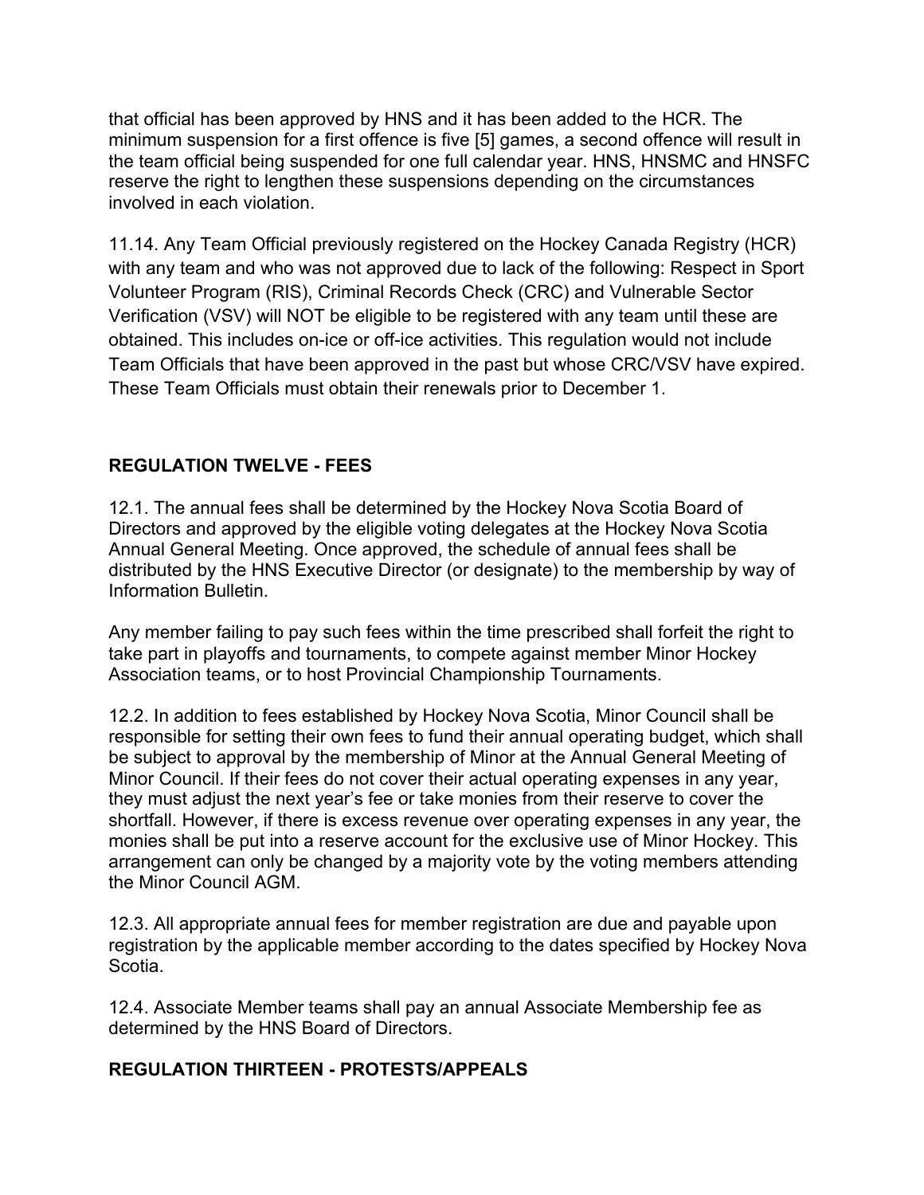that official has been approved by HNS and it has been added to the HCR. The minimum suspension for a first offence is five [5] games, a second offence will result in the team official being suspended for one full calendar year. HNS, HNSMC and HNSFC reserve the right to lengthen these suspensions depending on the circumstances involved in each violation.

11.14. Any Team Official previously registered on the Hockey Canada Registry (HCR) with any team and who was not approved due to lack of the following: Respect in Sport Volunteer Program (RIS), Criminal Records Check (CRC) and Vulnerable Sector Verification (VSV) will NOT be eligible to be registered with any team until these are obtained. This includes on-ice or off-ice activities. This regulation would not include Team Officials that have been approved in the past but whose CRC/VSV have expired. These Team Officials must obtain their renewals prior to December 1.

## REGULATION TWELVE - FEES

12.1. The annual fees shall be determined by the Hockey Nova Scotia Board of Directors and approved by the eligible voting delegates at the Hockey Nova Scotia Annual General Meeting. Once approved, the schedule of annual fees shall be distributed by the HNS Executive Director (or designate) to the membership by way of Information Bulletin.

Any member failing to pay such fees within the time prescribed shall forfeit the right to take part in playoffs and tournaments, to compete against member Minor Hockey Association teams, or to host Provincial Championship Tournaments.

12.2. In addition to fees established by Hockey Nova Scotia, Minor Council shall be responsible for setting their own fees to fund their annual operating budget, which shall be subject to approval by the membership of Minor at the Annual General Meeting of Minor Council. If their fees do not cover their actual operating expenses in any year, they must adjust the next year's fee or take monies from their reserve to cover the shortfall. However, if there is excess revenue over operating expenses in any year, the monies shall be put into a reserve account for the exclusive use of Minor Hockey. This arrangement can only be changed by a majority vote by the voting members attending the Minor Council AGM.

12.3. All appropriate annual fees for member registration are due and payable upon registration by the applicable member according to the dates specified by Hockey Nova Scotia.

12.4. Associate Member teams shall pay an annual Associate Membership fee as determined by the HNS Board of Directors.

## REGULATION THIRTEEN - PROTESTS/APPEALS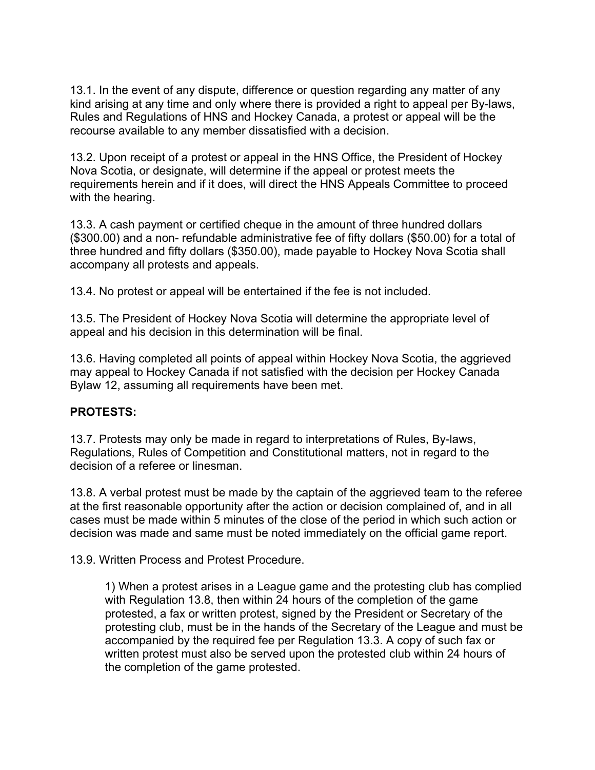13.1. In the event of any dispute, difference or question regarding any matter of any kind arising at any time and only where there is provided a right to appeal per By-laws, Rules and Regulations of HNS and Hockey Canada, a protest or appeal will be the recourse available to any member dissatisfied with a decision.

13.2. Upon receipt of a protest or appeal in the HNS Office, the President of Hockey Nova Scotia, or designate, will determine if the appeal or protest meets the requirements herein and if it does, will direct the HNS Appeals Committee to proceed with the hearing.

13.3. A cash payment or certified cheque in the amount of three hundred dollars ($300.00) and a non- refundable administrative fee of fifty dollars ($50.00) for a total of three hundred and fifty dollars ($350.00), made payable to Hockey Nova Scotia shall accompany all protests and appeals.

13.4. No protest or appeal will be entertained if the fee is not included.

13.5. The President of Hockey Nova Scotia will determine the appropriate level of appeal and his decision in this determination will be final.

13.6. Having completed all points of appeal within Hockey Nova Scotia, the aggrieved may appeal to Hockey Canada if not satisfied with the decision per Hockey Canada Bylaw 12, assuming all requirements have been met.

**PROTESTS:**

13.7. Protests may only be made in regard to interpretations of Rules, By-laws, Regulations, Rules of Competition and Constitutional matters, not in regard to the decision of a referee or linesman.

13.8. A verbal protest must be made by the captain of the aggrieved team to the referee at the first reasonable opportunity after the action or decision complained of, and in all cases must be made within 5 minutes of the close of the period in which such action or decision was made and same must be noted immediately on the official game report.

13.9. Written Process and Protest Procedure.

1) When a protest arises in a League game and the protesting club has complied with Regulation 13.8, then within 24 hours of the completion of the game protested, a fax or written protest, signed by the President or Secretary of the protesting club, must be in the hands of the Secretary of the League and must be accompanied by the required fee per Regulation 13.3. A copy of such fax or written protest must also be served upon the protested club within 24 hours of the completion of the game protested.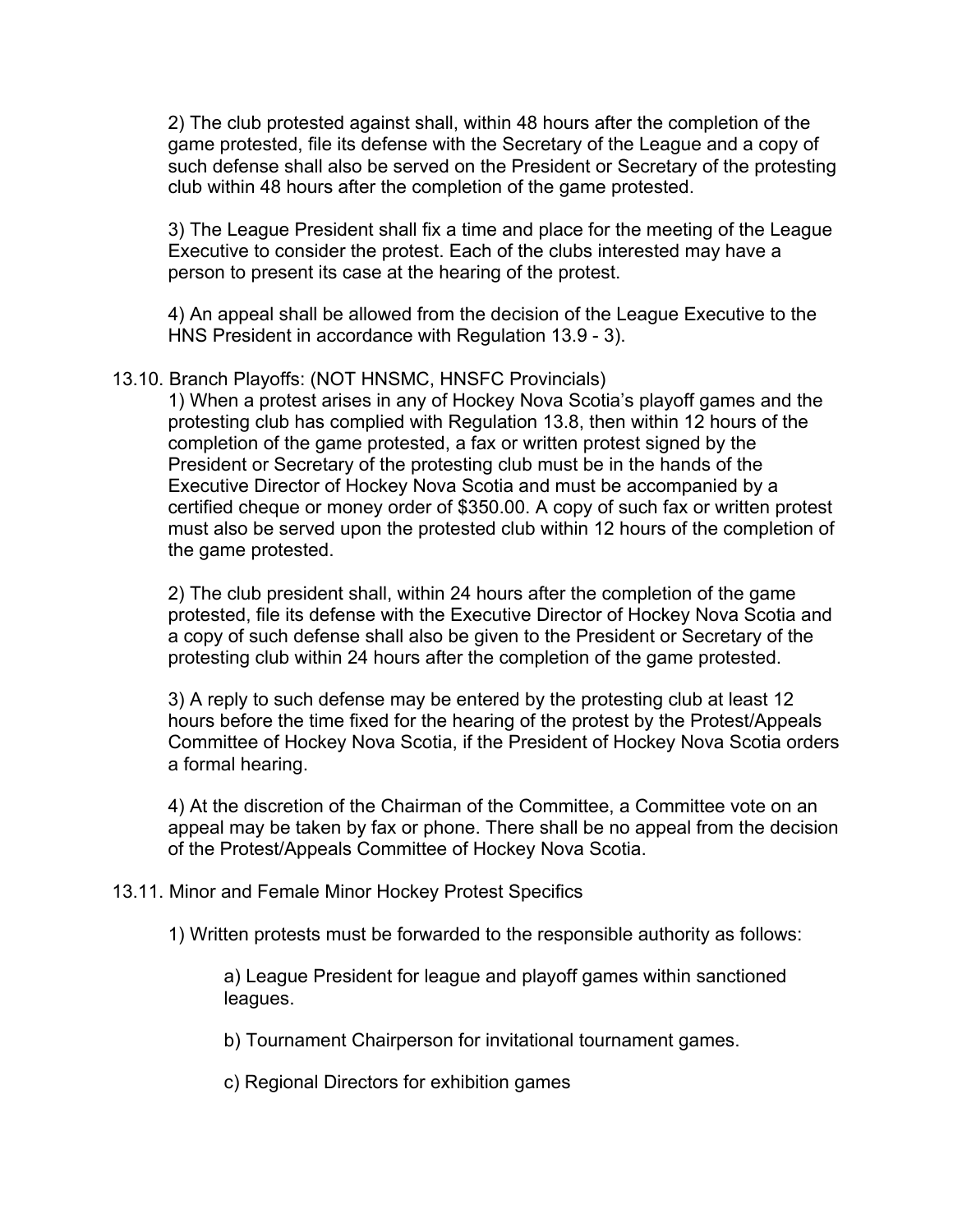2) The club protested against shall, within 48 hours after the completion of the game protested, file its defense with the Secretary of the League and a copy of such defense shall also be served on the President or Secretary of the protesting club within 48 hours after the completion of the game protested.

3) The League President shall fix a time and place for the meeting of the League Executive to consider the protest. Each of the clubs interested may have a person to present its case at the hearing of the protest.

4) An appeal shall be allowed from the decision of the League Executive to the HNS President in accordance with Regulation 13.9 - 3).

13.10. Branch Playoffs: (NOT HNSMC, HNSFC Provincials)

1) When a protest arises in any of Hockey Nova Scotia's playoff games and the protesting club has complied with Regulation 13.8, then within 12 hours of the completion of the game protested, a fax or written protest signed by the President or Secretary of the protesting club must be in the hands of the Executive Director of Hockey Nova Scotia and must be accompanied by a certified cheque or money order of $350.00. A copy of such fax or written protest must also be served upon the protested club within 12 hours of the completion of the game protested.

2) The club president shall, within 24 hours after the completion of the game protested, file its defense with the Executive Director of Hockey Nova Scotia and a copy of such defense shall also be given to the President or Secretary of the protesting club within 24 hours after the completion of the game protested.

3) A reply to such defense may be entered by the protesting club at least 12 hours before the time fixed for the hearing of the protest by the Protest/Appeals Committee of Hockey Nova Scotia, if the President of Hockey Nova Scotia orders a formal hearing.

4) At the discretion of the Chairman of the Committee, a Committee vote on an appeal may be taken by fax or phone. There shall be no appeal from the decision of the Protest/Appeals Committee of Hockey Nova Scotia.

13.11. Minor and Female Minor Hockey Protest Specifics

1) Written protests must be forwarded to the responsible authority as follows:

a) League President for league and playoff games within sanctioned leagues.

b) Tournament Chairperson for invitational tournament games.

c) Regional Directors for exhibition games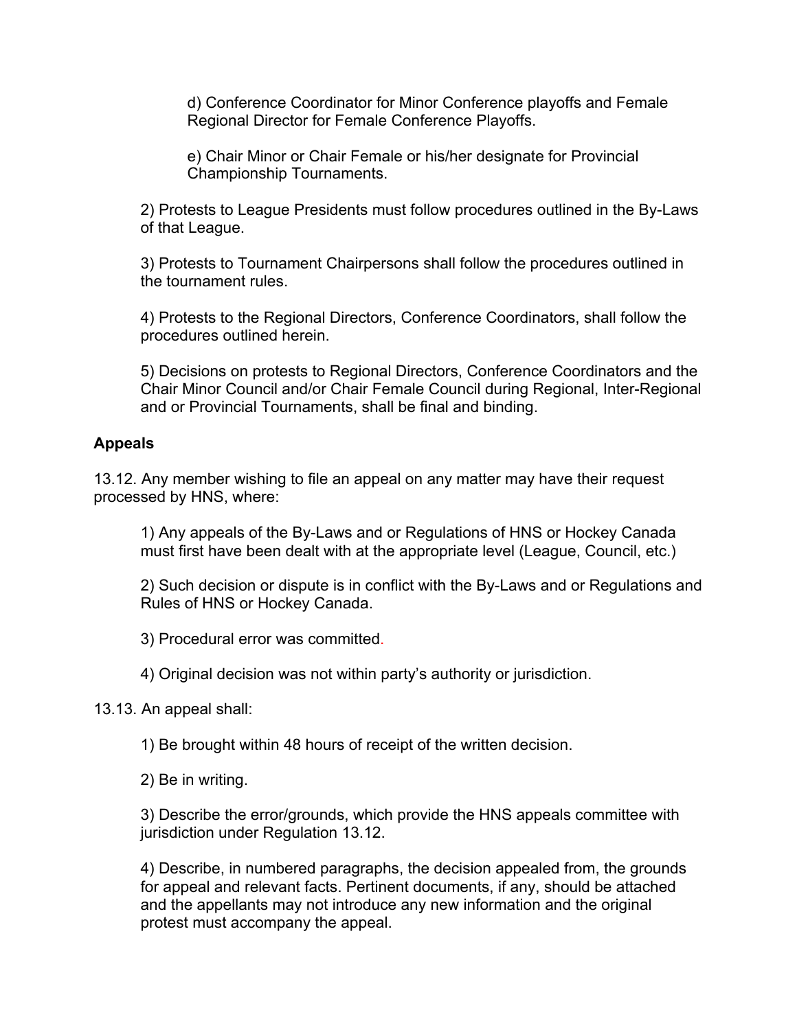d) Conference Coordinator for Minor Conference playoffs and Female Regional Director for Female Conference Playoffs.

e) Chair Minor or Chair Female or his/her designate for Provincial Championship Tournaments.

2) Protests to League Presidents must follow procedures outlined in the By-Laws of that League.

3) Protests to Tournament Chairpersons shall follow the procedures outlined in the tournament rules.

4) Protests to the Regional Directors, Conference Coordinators, shall follow the procedures outlined herein.

5) Decisions on protests to Regional Directors, Conference Coordinators and the Chair Minor Council and/or Chair Female Council during Regional, Inter-Regional and or Provincial Tournaments, shall be final and binding.

**Appeals**

13.12. Any member wishing to file an appeal on any matter may have their request processed by HNS, where:

1) Any appeals of the By-Laws and or Regulations of HNS or Hockey Canada must first have been dealt with at the appropriate level (League, Council, etc.)

2) Such decision or dispute is in conflict with the By-Laws and or Regulations and Rules of HNS or Hockey Canada.

3) Procedural error was committed.

4) Original decision was not within party's authority or jurisdiction.

13.13. An appeal shall:

1) Be brought within 48 hours of receipt of the written decision.

2) Be in writing.

3) Describe the error/grounds, which provide the HNS appeals committee with jurisdiction under Regulation 13.12.

4) Describe, in numbered paragraphs, the decision appealed from, the grounds for appeal and relevant facts. Pertinent documents, if any, should be attached and the appellants may not introduce any new information and the original protest must accompany the appeal.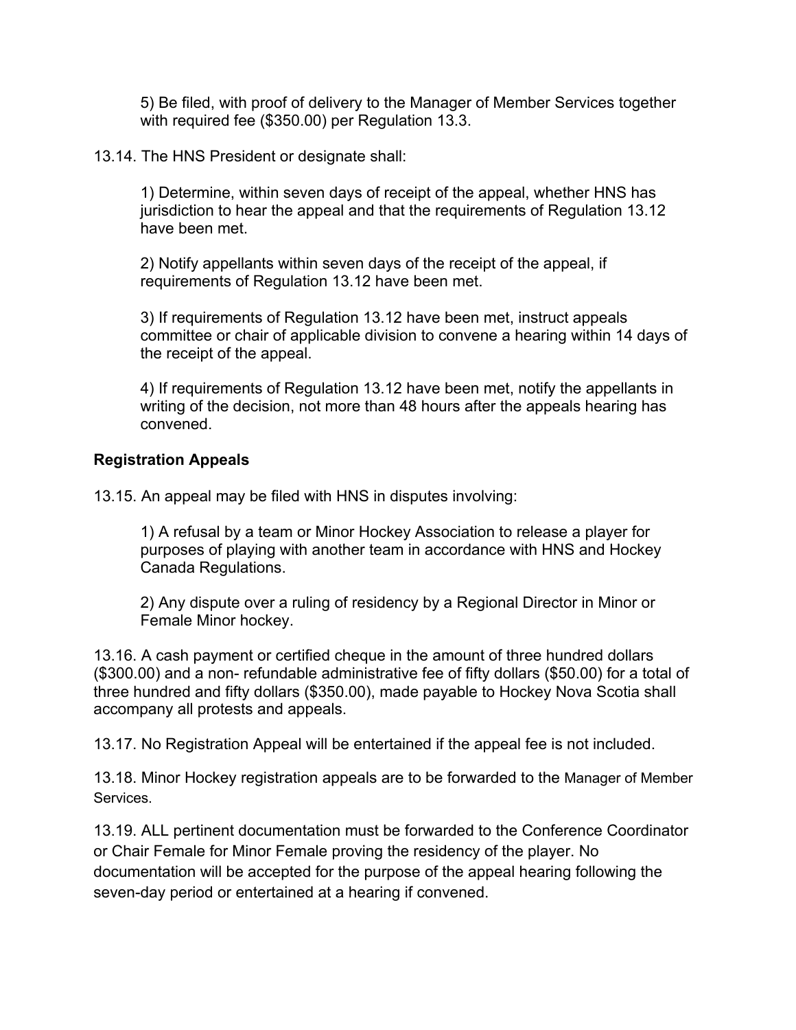5) Be filed, with proof of delivery to the Manager of Member Services together with required fee ($350.00) per Regulation 13.3.

13.14. The HNS President or designate shall:

1) Determine, within seven days of receipt of the appeal, whether HNS has jurisdiction to hear the appeal and that the requirements of Regulation 13.12 have been met.

2) Notify appellants within seven days of the receipt of the appeal, if requirements of Regulation 13.12 have been met.

3) If requirements of Regulation 13.12 have been met, instruct appeals committee or chair of applicable division to convene a hearing within 14 days of the receipt of the appeal.

4) If requirements of Regulation 13.12 have been met, notify the appellants in writing of the decision, not more than 48 hours after the appeals hearing has convened.

**Registration Appeals**

13.15. An appeal may be filed with HNS in disputes involving:

1) A refusal by a team or Minor Hockey Association to release a player for purposes of playing with another team in accordance with HNS and Hockey Canada Regulations.

2) Any dispute over a ruling of residency by a Regional Director in Minor or Female Minor hockey.

13.16. A cash payment or certified cheque in the amount of three hundred dollars ($300.00) and a non- refundable administrative fee of fifty dollars ($50.00) for a total of three hundred and fifty dollars ($350.00), made payable to Hockey Nova Scotia shall accompany all protests and appeals.

13.17. No Registration Appeal will be entertained if the appeal fee is not included.

13.18. Minor Hockey registration appeals are to be forwarded to the Manager of Member Services.

13.19. ALL pertinent documentation must be forwarded to the Conference Coordinator or Chair Female for Minor Female proving the residency of the player. No documentation will be accepted for the purpose of the appeal hearing following the seven-day period or entertained at a hearing if convened.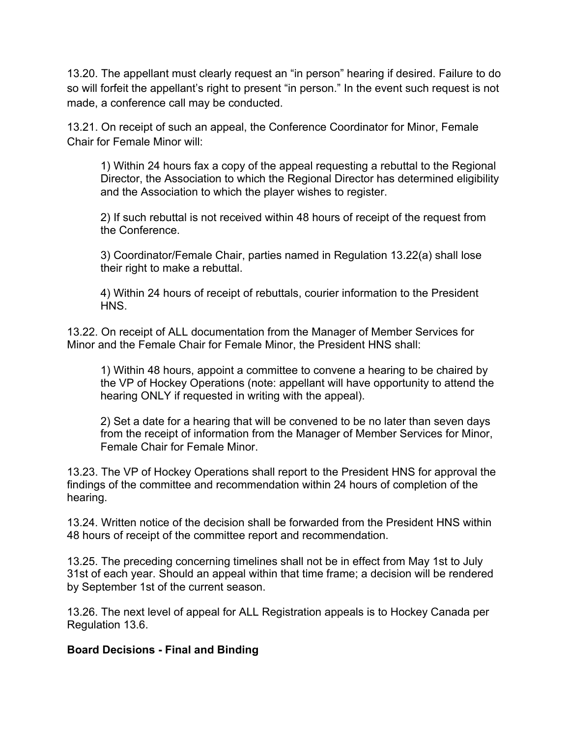13.20. The appellant must clearly request an “in person” hearing if desired. Failure to do so will forfeit the appellant’s right to present “in person.” In the event such request is not made, a conference call may be conducted.

13.21. On receipt of such an appeal, the Conference Coordinator for Minor, Female Chair for Female Minor will:

1) Within 24 hours fax a copy of the appeal requesting a rebuttal to the Regional Director, the Association to which the Regional Director has determined eligibility and the Association to which the player wishes to register.

2) If such rebuttal is not received within 48 hours of receipt of the request from the Conference.

3) Coordinator/Female Chair, parties named in Regulation 13.22(a) shall lose their right to make a rebuttal.

4) Within 24 hours of receipt of rebuttals, courier information to the President HNS.

13.22. On receipt of ALL documentation from the Manager of Member Services for Minor and the Female Chair for Female Minor, the President HNS shall:

1) Within 48 hours, appoint a committee to convene a hearing to be chaired by the VP of Hockey Operations (note: appellant will have opportunity to attend the hearing ONLY if requested in writing with the appeal).

2) Set a date for a hearing that will be convened to be no later than seven days from the receipt of information from the Manager of Member Services for Minor, Female Chair for Female Minor.

13.23. The VP of Hockey Operations shall report to the President HNS for approval the findings of the committee and recommendation within 24 hours of completion of the hearing.

13.24. Written notice of the decision shall be forwarded from the President HNS within 48 hours of receipt of the committee report and recommendation.

13.25. The preceding concerning timelines shall not be in effect from May 1st to July 31st of each year. Should an appeal within that time frame; a decision will be rendered by September 1st of the current season.

13.26. The next level of appeal for ALL Registration appeals is to Hockey Canada per Regulation 13.6.

**Board Decisions - Final and Binding**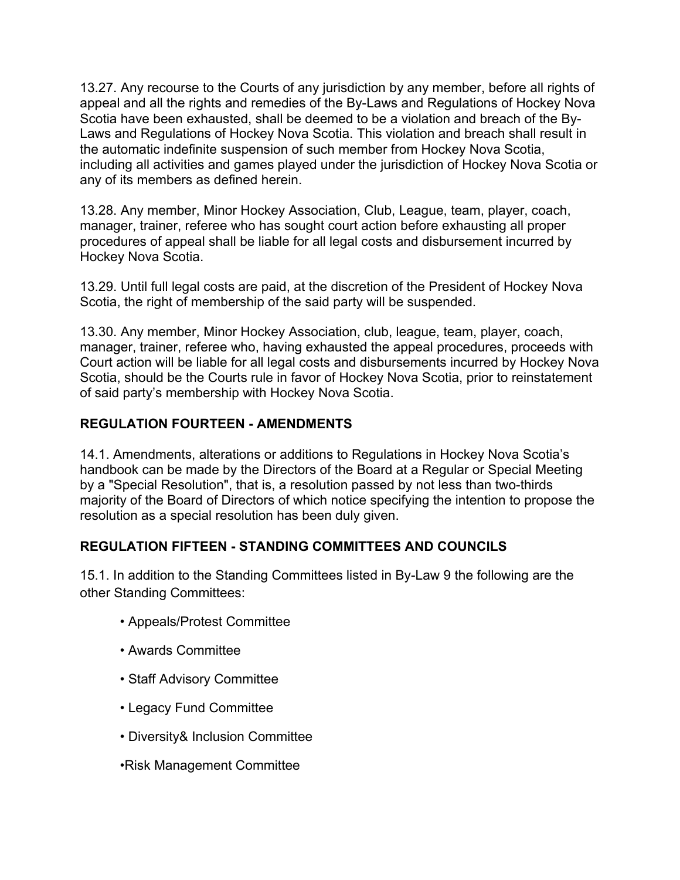13.27. Any recourse to the Courts of any jurisdiction by any member, before all rights of appeal and all the rights and remedies of the By-Laws and Regulations of Hockey Nova Scotia have been exhausted, shall be deemed to be a violation and breach of the By-Laws and Regulations of Hockey Nova Scotia. This violation and breach shall result in the automatic indefinite suspension of such member from Hockey Nova Scotia, including all activities and games played under the jurisdiction of Hockey Nova Scotia or any of its members as defined herein.

13.28. Any member, Minor Hockey Association, Club, League, team, player, coach, manager, trainer, referee who has sought court action before exhausting all proper procedures of appeal shall be liable for all legal costs and disbursement incurred by Hockey Nova Scotia.

13.29. Until full legal costs are paid, at the discretion of the President of Hockey Nova Scotia, the right of membership of the said party will be suspended.

13.30. Any member, Minor Hockey Association, club, league, team, player, coach, manager, trainer, referee who, having exhausted the appeal procedures, proceeds with Court action will be liable for all legal costs and disbursements incurred by Hockey Nova Scotia, should be the Courts rule in favor of Hockey Nova Scotia, prior to reinstatement of said party's membership with Hockey Nova Scotia.

## REGULATION FOURTEEN - AMENDMENTS

14.1. Amendments, alterations or additions to Regulations in Hockey Nova Scotia's handbook can be made by the Directors of the Board at a Regular or Special Meeting by a "Special Resolution", that is, a resolution passed by not less than two-thirds majority of the Board of Directors of which notice specifying the intention to propose the resolution as a special resolution has been duly given.

## REGULATION FIFTEEN - STANDING COMMITTEES AND COUNCILS

15.1. In addition to the Standing Committees listed in By-Law 9 the following are the other Standing Committees:

- Appeals/Protest Committee
- Awards Committee
- Staff Advisory Committee
- Legacy Fund Committee
- Diversity& Inclusion Committee
- Risk Management Committee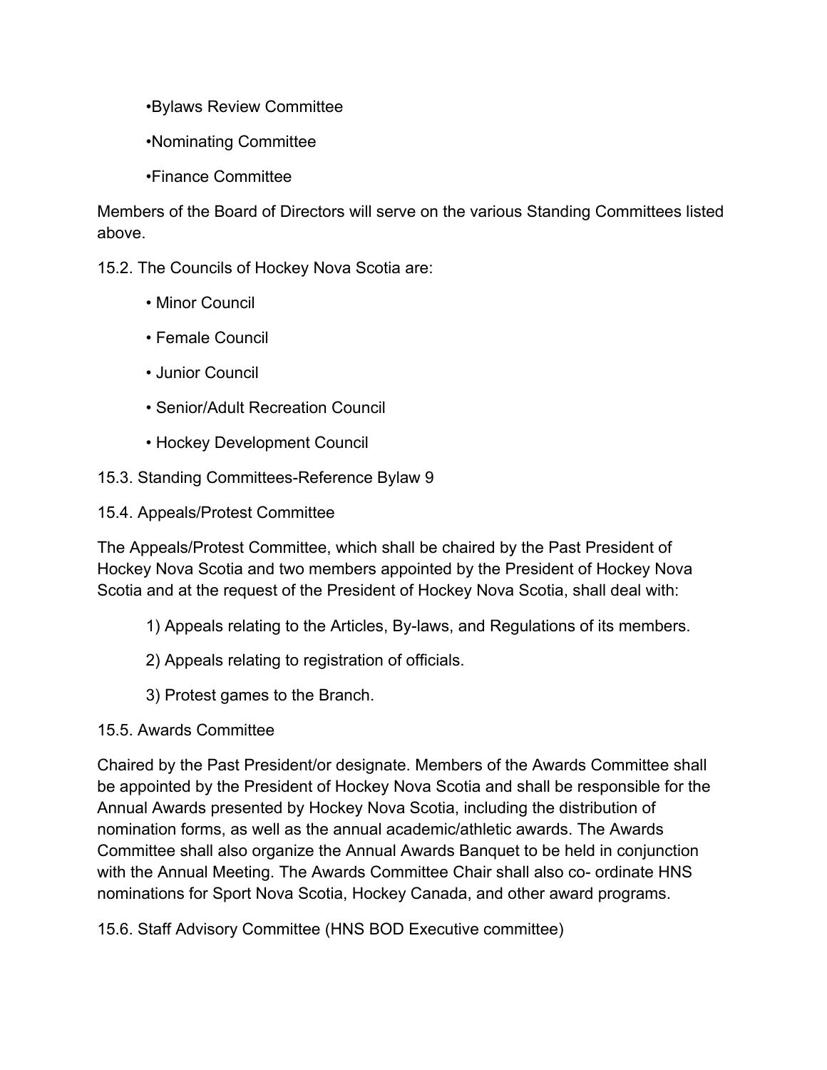- •Bylaws Review Committee
- •Nominating Committee
- •Finance Committee

Members of the Board of Directors will serve on the various Standing Committees listed above.

15.2. The Councils of Hockey Nova Scotia are:

- • Minor Council
- • Female Council
- • Junior Council
- • Senior/Adult Recreation Council
- • Hockey Development Council

15.3. Standing Committees-Reference Bylaw 9

15.4. Appeals/Protest Committee

The Appeals/Protest Committee, which shall be chaired by the Past President of Hockey Nova Scotia and two members appointed by the President of Hockey Nova Scotia and at the request of the President of Hockey Nova Scotia, shall deal with:

1) Appeals relating to the Articles, By-laws, and Regulations of its members.

2) Appeals relating to registration of officials.

3) Protest games to the Branch.

15.5. Awards Committee

Chaired by the Past President/or designate. Members of the Awards Committee shall be appointed by the President of Hockey Nova Scotia and shall be responsible for the Annual Awards presented by Hockey Nova Scotia, including the distribution of nomination forms, as well as the annual academic/athletic awards. The Awards Committee shall also organize the Annual Awards Banquet to be held in conjunction with the Annual Meeting. The Awards Committee Chair shall also co- ordinate HNS nominations for Sport Nova Scotia, Hockey Canada, and other award programs.

15.6. Staff Advisory Committee (HNS BOD Executive committee)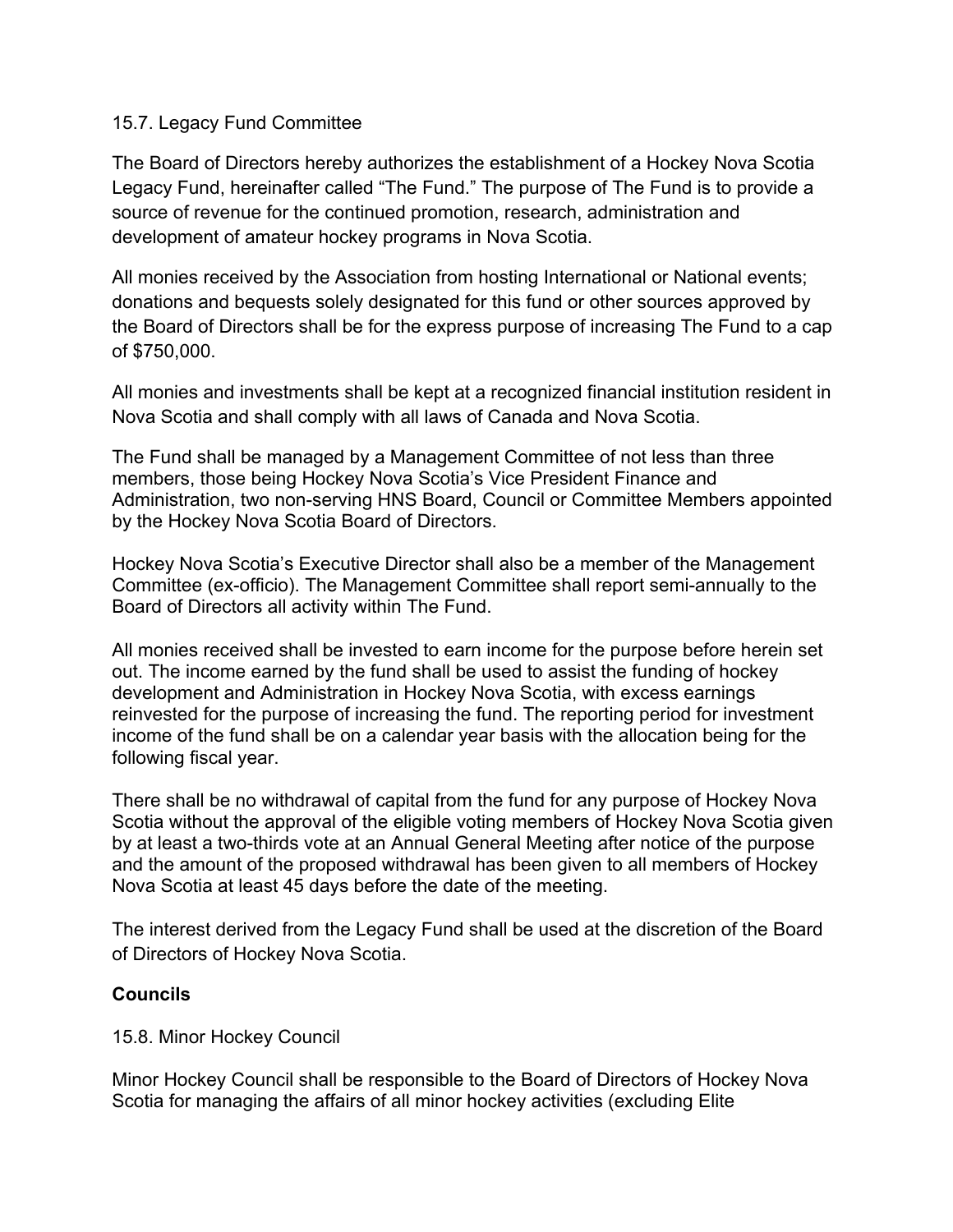15.7. Legacy Fund Committee

The Board of Directors hereby authorizes the establishment of a Hockey Nova Scotia Legacy Fund, hereinafter called "The Fund." The purpose of The Fund is to provide a source of revenue for the continued promotion, research, administration and development of amateur hockey programs in Nova Scotia.

All monies received by the Association from hosting International or National events; donations and bequests solely designated for this fund or other sources approved by the Board of Directors shall be for the express purpose of increasing The Fund to a cap of $750,000.

All monies and investments shall be kept at a recognized financial institution resident in Nova Scotia and shall comply with all laws of Canada and Nova Scotia.

The Fund shall be managed by a Management Committee of not less than three members, those being Hockey Nova Scotia's Vice President Finance and Administration, two non-serving HNS Board, Council or Committee Members appointed by the Hockey Nova Scotia Board of Directors.

Hockey Nova Scotia's Executive Director shall also be a member of the Management Committee (ex-officio). The Management Committee shall report semi-annually to the Board of Directors all activity within The Fund.

All monies received shall be invested to earn income for the purpose before herein set out. The income earned by the fund shall be used to assist the funding of hockey development and Administration in Hockey Nova Scotia, with excess earnings reinvested for the purpose of increasing the fund. The reporting period for investment income of the fund shall be on a calendar year basis with the allocation being for the following fiscal year.

There shall be no withdrawal of capital from the fund for any purpose of Hockey Nova Scotia without the approval of the eligible voting members of Hockey Nova Scotia given by at least a two-thirds vote at an Annual General Meeting after notice of the purpose and the amount of the proposed withdrawal has been given to all members of Hockey Nova Scotia at least 45 days before the date of the meeting.

The interest derived from the Legacy Fund shall be used at the discretion of the Board of Directors of Hockey Nova Scotia.

**Councils**

15.8. Minor Hockey Council

Minor Hockey Council shall be responsible to the Board of Directors of Hockey Nova Scotia for managing the affairs of all minor hockey activities (excluding Elite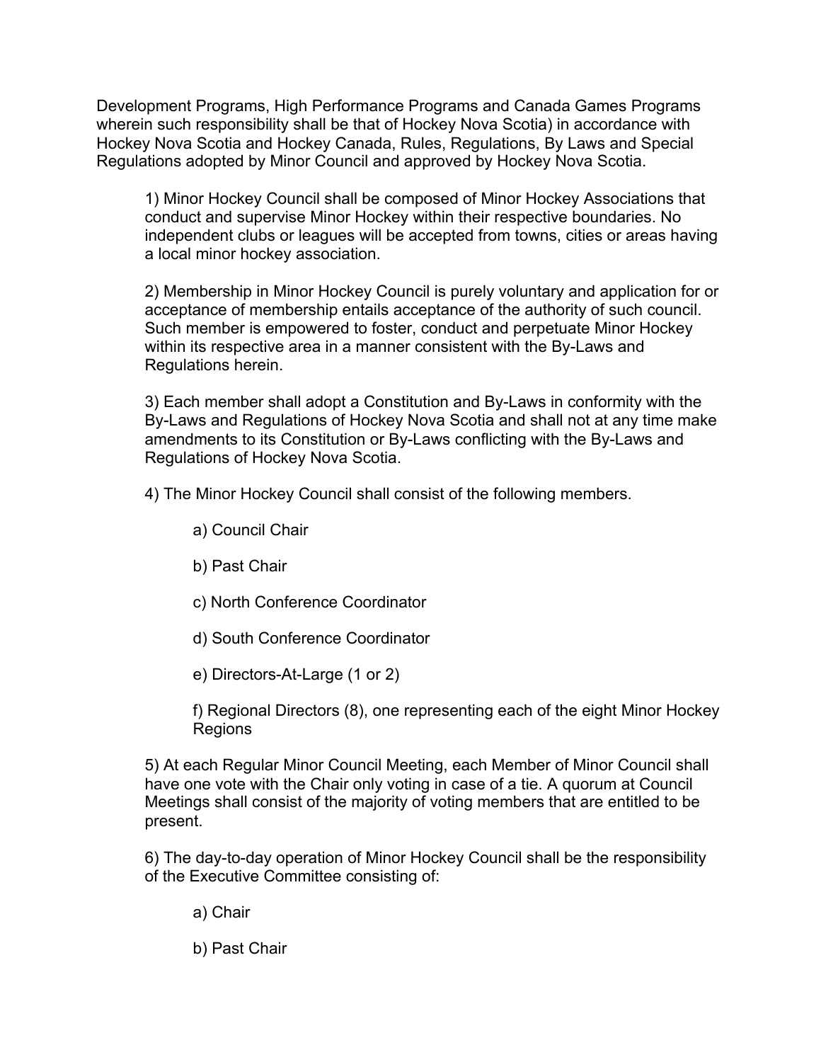Development Programs, High Performance Programs and Canada Games Programs wherein such responsibility shall be that of Hockey Nova Scotia) in accordance with Hockey Nova Scotia and Hockey Canada, Rules, Regulations, By Laws and Special Regulations adopted by Minor Council and approved by Hockey Nova Scotia.

1) Minor Hockey Council shall be composed of Minor Hockey Associations that conduct and supervise Minor Hockey within their respective boundaries. No independent clubs or leagues will be accepted from towns, cities or areas having a local minor hockey association.

2) Membership in Minor Hockey Council is purely voluntary and application for or acceptance of membership entails acceptance of the authority of such council. Such member is empowered to foster, conduct and perpetuate Minor Hockey within its respective area in a manner consistent with the By-Laws and Regulations herein.

3) Each member shall adopt a Constitution and By-Laws in conformity with the By-Laws and Regulations of Hockey Nova Scotia and shall not at any time make amendments to its Constitution or By-Laws conflicting with the By-Laws and Regulations of Hockey Nova Scotia.

4) The Minor Hockey Council shall consist of the following members.

a) Council Chair

b) Past Chair

c) North Conference Coordinator

d) South Conference Coordinator

e) Directors-At-Large (1 or 2)

f) Regional Directors (8), one representing each of the eight Minor Hockey Regions

5) At each Regular Minor Council Meeting, each Member of Minor Council shall have one vote with the Chair only voting in case of a tie. A quorum at Council Meetings shall consist of the majority of voting members that are entitled to be present.

6) The day-to-day operation of Minor Hockey Council shall be the responsibility of the Executive Committee consisting of:

a) Chair

b) Past Chair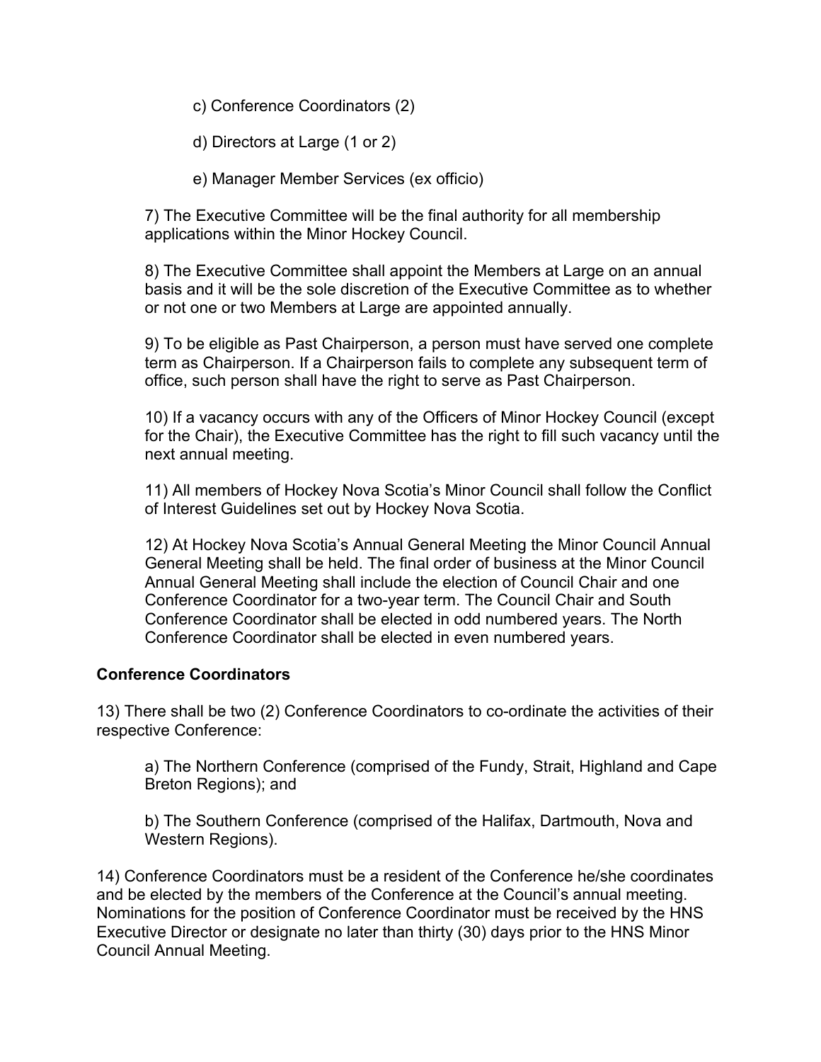c) Conference Coordinators (2)

d) Directors at Large (1 or 2)

e) Manager Member Services (ex officio)

7) The Executive Committee will be the final authority for all membership applications within the Minor Hockey Council.

8) The Executive Committee shall appoint the Members at Large on an annual basis and it will be the sole discretion of the Executive Committee as to whether or not one or two Members at Large are appointed annually.

9) To be eligible as Past Chairperson, a person must have served one complete term as Chairperson. If a Chairperson fails to complete any subsequent term of office, such person shall have the right to serve as Past Chairperson.

10) If a vacancy occurs with any of the Officers of Minor Hockey Council (except for the Chair), the Executive Committee has the right to fill such vacancy until the next annual meeting.

11) All members of Hockey Nova Scotia's Minor Council shall follow the Conflict of Interest Guidelines set out by Hockey Nova Scotia.

12) At Hockey Nova Scotia's Annual General Meeting the Minor Council Annual General Meeting shall be held. The final order of business at the Minor Council Annual General Meeting shall include the election of Council Chair and one Conference Coordinator for a two-year term. The Council Chair and South Conference Coordinator shall be elected in odd numbered years. The North Conference Coordinator shall be elected in even numbered years.

**Conference Coordinators**

13) There shall be two (2) Conference Coordinators to co-ordinate the activities of their respective Conference:

a) The Northern Conference (comprised of the Fundy, Strait, Highland and Cape Breton Regions); and

b) The Southern Conference (comprised of the Halifax, Dartmouth, Nova and Western Regions).

14) Conference Coordinators must be a resident of the Conference he/she coordinates and be elected by the members of the Conference at the Council's annual meeting. Nominations for the position of Conference Coordinator must be received by the HNS Executive Director or designate no later than thirty (30) days prior to the HNS Minor Council Annual Meeting.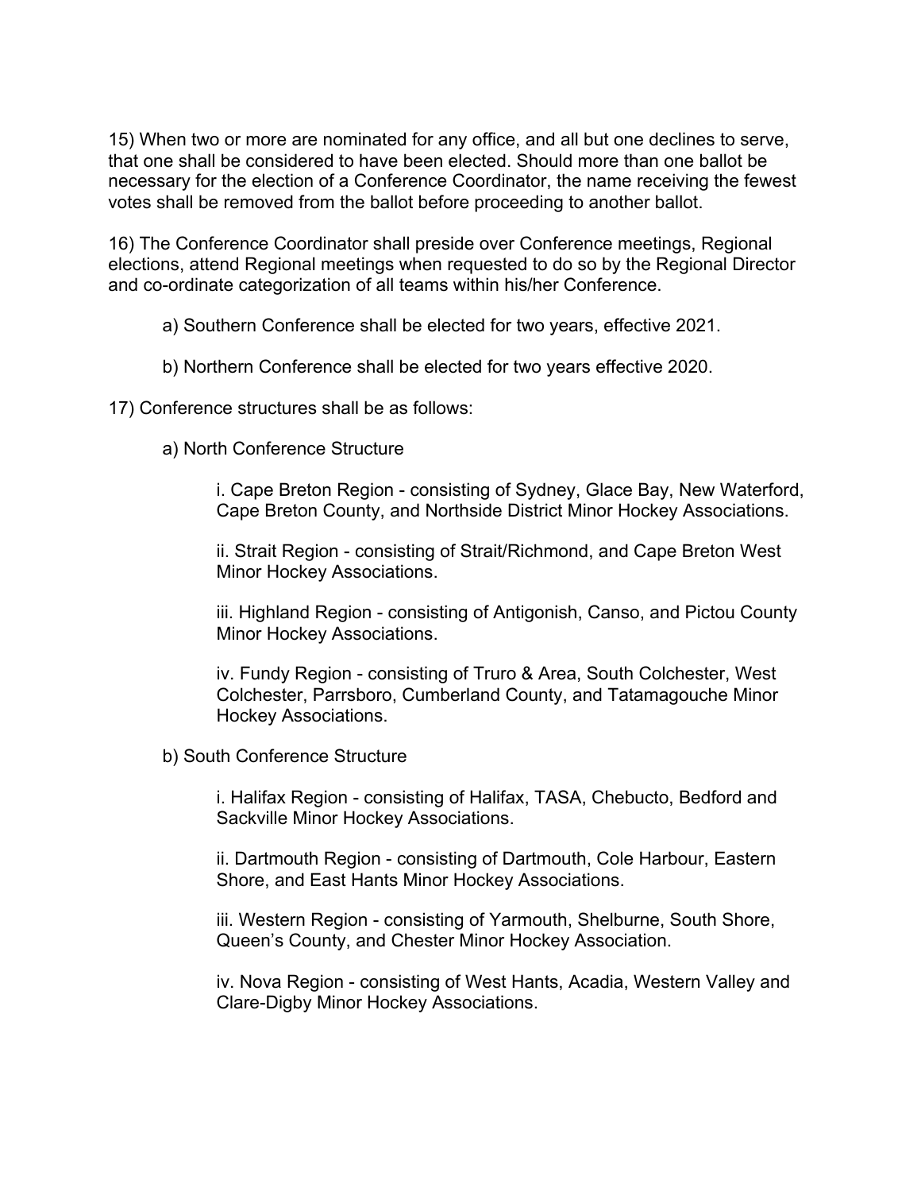15) When two or more are nominated for any office, and all but one declines to serve, that one shall be considered to have been elected. Should more than one ballot be necessary for the election of a Conference Coordinator, the name receiving the fewest votes shall be removed from the ballot before proceeding to another ballot.

16) The Conference Coordinator shall preside over Conference meetings, Regional elections, attend Regional meetings when requested to do so by the Regional Director and co-ordinate categorization of all teams within his/her Conference.

> a) Southern Conference shall be elected for two years, effective 2021.
>
> b) Northern Conference shall be elected for two years effective 2020.

17) Conference structures shall be as follows:

> a) North Conference Structure
>
> > i. Cape Breton Region - consisting of Sydney, Glace Bay, New Waterford, Cape Breton County, and Northside District Minor Hockey Associations.
> >
> > ii. Strait Region - consisting of Strait/Richmond, and Cape Breton West Minor Hockey Associations.
> >
> > iii. Highland Region - consisting of Antigonish, Canso, and Pictou County Minor Hockey Associations.
> >
> > iv. Fundy Region - consisting of Truro & Area, South Colchester, West Colchester, Parrsboro, Cumberland County, and Tatamagouche Minor Hockey Associations.
>
> b) South Conference Structure
>
> > i. Halifax Region - consisting of Halifax, TASA, Chebucto, Bedford and Sackville Minor Hockey Associations.
> >
> > ii. Dartmouth Region - consisting of Dartmouth, Cole Harbour, Eastern Shore, and East Hants Minor Hockey Associations.
> >
> > iii. Western Region - consisting of Yarmouth, Shelburne, South Shore, Queen's County, and Chester Minor Hockey Association.
> >
> > iv. Nova Region - consisting of West Hants, Acadia, Western Valley and Clare-Digby Minor Hockey Associations.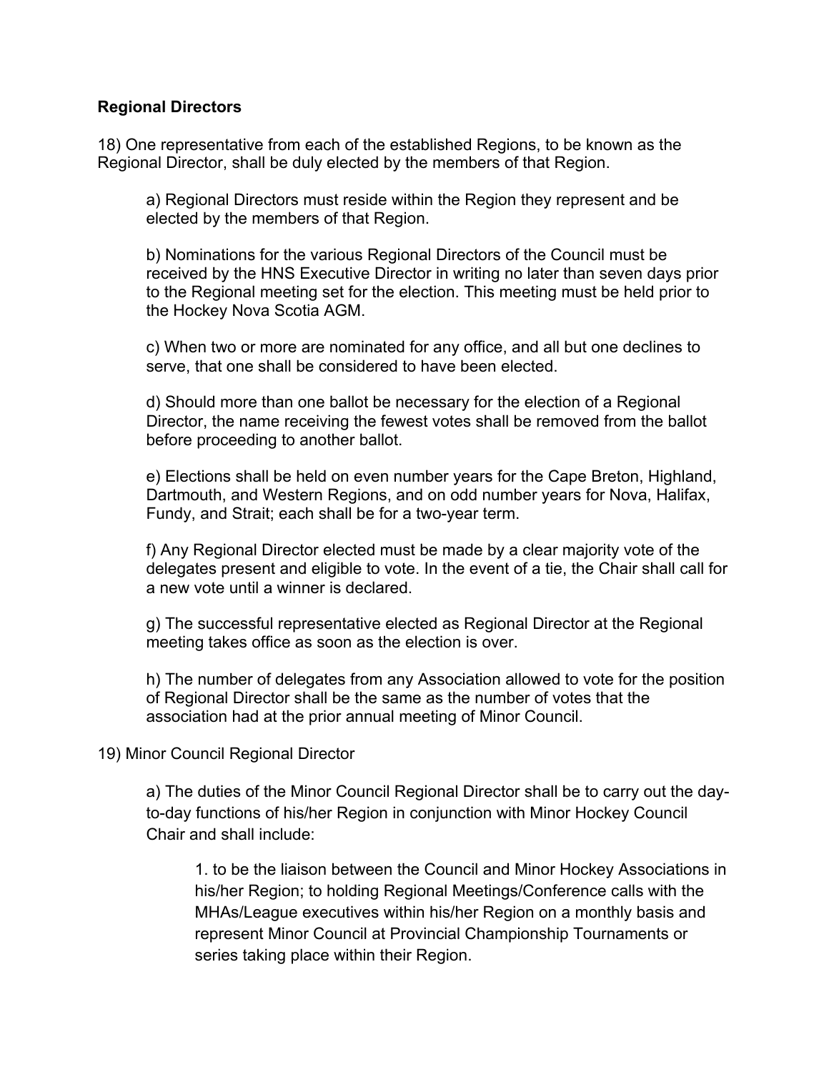**Regional Directors**

18) One representative from each of the established Regions, to be known as the Regional Director, shall be duly elected by the members of that Region.

a) Regional Directors must reside within the Region they represent and be elected by the members of that Region.

b) Nominations for the various Regional Directors of the Council must be received by the HNS Executive Director in writing no later than seven days prior to the Regional meeting set for the election. This meeting must be held prior to the Hockey Nova Scotia AGM.

c) When two or more are nominated for any office, and all but one declines to serve, that one shall be considered to have been elected.

d) Should more than one ballot be necessary for the election of a Regional Director, the name receiving the fewest votes shall be removed from the ballot before proceeding to another ballot.

e) Elections shall be held on even number years for the Cape Breton, Highland, Dartmouth, and Western Regions, and on odd number years for Nova, Halifax, Fundy, and Strait; each shall be for a two-year term.

f) Any Regional Director elected must be made by a clear majority vote of the delegates present and eligible to vote. In the event of a tie, the Chair shall call for a new vote until a winner is declared.

g) The successful representative elected as Regional Director at the Regional meeting takes office as soon as the election is over.

h) The number of delegates from any Association allowed to vote for the position of Regional Director shall be the same as the number of votes that the association had at the prior annual meeting of Minor Council.

19) Minor Council Regional Director

a) The duties of the Minor Council Regional Director shall be to carry out the day-to-day functions of his/her Region in conjunction with Minor Hockey Council Chair and shall include:

1. to be the liaison between the Council and Minor Hockey Associations in his/her Region; to holding Regional Meetings/Conference calls with the MHAs/League executives within his/her Region on a monthly basis and represent Minor Council at Provincial Championship Tournaments or series taking place within their Region.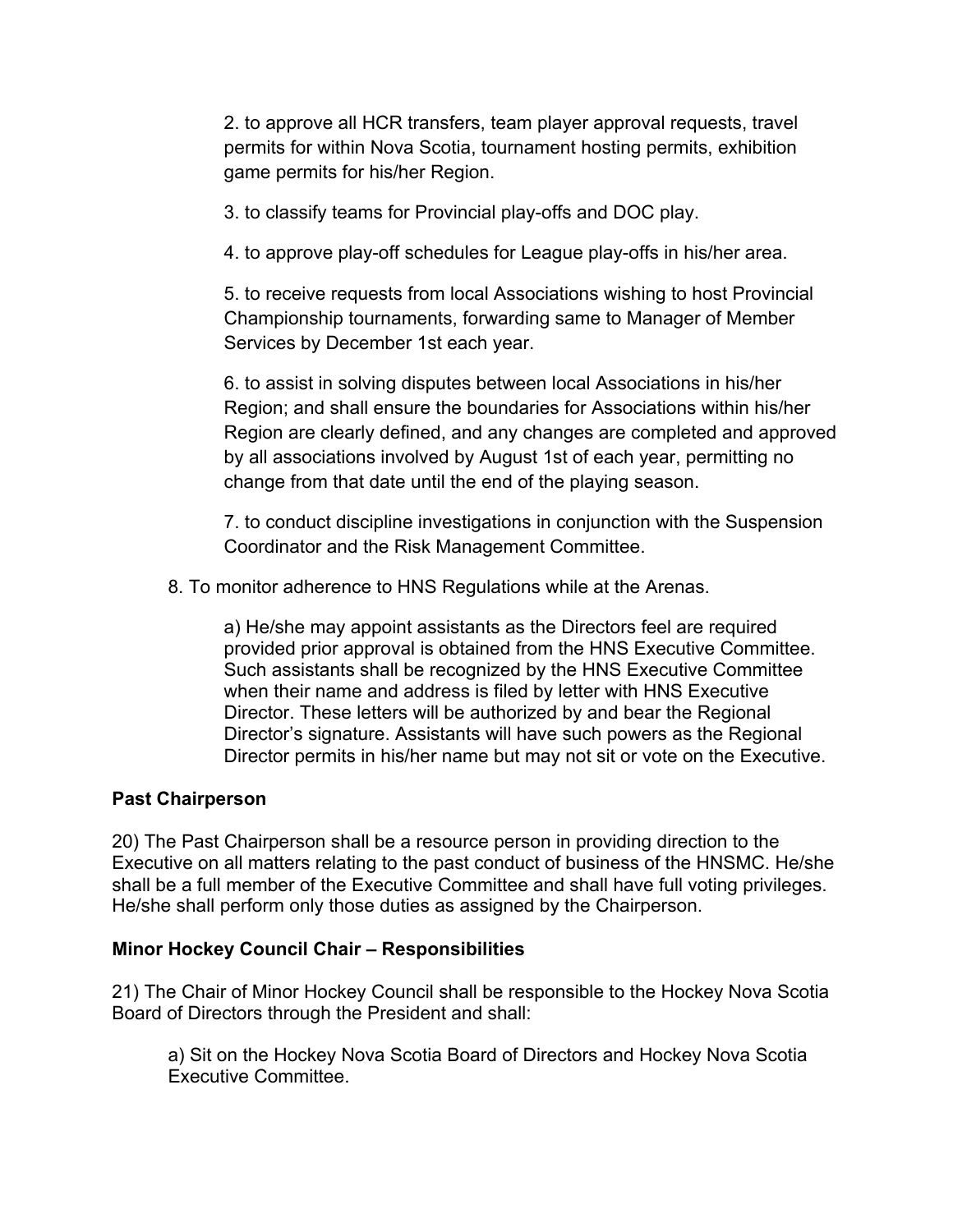2. to approve all HCR transfers, team player approval requests, travel permits for within Nova Scotia, tournament hosting permits, exhibition game permits for his/her Region.

3. to classify teams for Provincial play-offs and DOC play.

4. to approve play-off schedules for League play-offs in his/her area.

5. to receive requests from local Associations wishing to host Provincial Championship tournaments, forwarding same to Manager of Member Services by December 1st each year.

6. to assist in solving disputes between local Associations in his/her Region; and shall ensure the boundaries for Associations within his/her Region are clearly defined, and any changes are completed and approved by all associations involved by August 1st of each year, permitting no change from that date until the end of the playing season.

7. to conduct discipline investigations in conjunction with the Suspension Coordinator and the Risk Management Committee.

8. To monitor adherence to HNS Regulations while at the Arenas.

a) He/she may appoint assistants as the Directors feel are required provided prior approval is obtained from the HNS Executive Committee. Such assistants shall be recognized by the HNS Executive Committee when their name and address is filed by letter with HNS Executive Director. These letters will be authorized by and bear the Regional Director's signature. Assistants will have such powers as the Regional Director permits in his/her name but may not sit or vote on the Executive.

**Past Chairperson**

20) The Past Chairperson shall be a resource person in providing direction to the Executive on all matters relating to the past conduct of business of the HNSMC. He/she shall be a full member of the Executive Committee and shall have full voting privileges. He/she shall perform only those duties as assigned by the Chairperson.

**Minor Hockey Council Chair – Responsibilities**

21) The Chair of Minor Hockey Council shall be responsible to the Hockey Nova Scotia Board of Directors through the President and shall:

a) Sit on the Hockey Nova Scotia Board of Directors and Hockey Nova Scotia Executive Committee.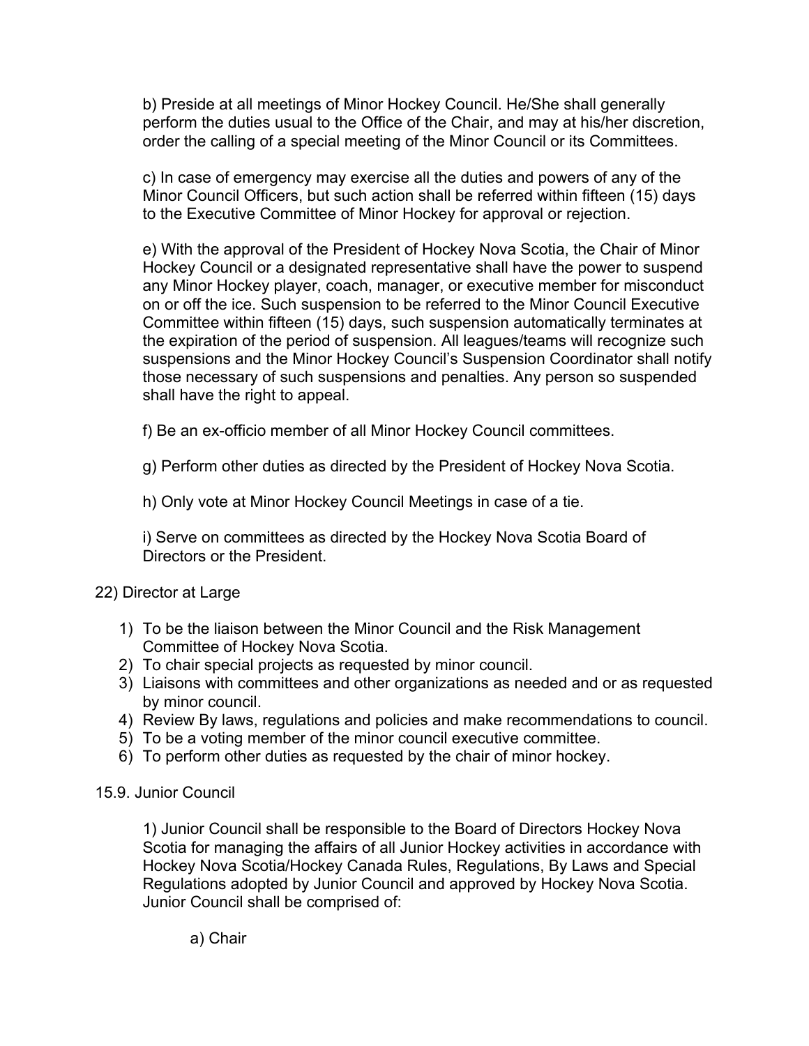b) Preside at all meetings of Minor Hockey Council. He/She shall generally perform the duties usual to the Office of the Chair, and may at his/her discretion, order the calling of a special meeting of the Minor Council or its Committees.

c) In case of emergency may exercise all the duties and powers of any of the Minor Council Officers, but such action shall be referred within fifteen (15) days to the Executive Committee of Minor Hockey for approval or rejection.

e) With the approval of the President of Hockey Nova Scotia, the Chair of Minor Hockey Council or a designated representative shall have the power to suspend any Minor Hockey player, coach, manager, or executive member for misconduct on or off the ice. Such suspension to be referred to the Minor Council Executive Committee within fifteen (15) days, such suspension automatically terminates at the expiration of the period of suspension. All leagues/teams will recognize such suspensions and the Minor Hockey Council's Suspension Coordinator shall notify those necessary of such suspensions and penalties. Any person so suspended shall have the right to appeal.

f) Be an ex-officio member of all Minor Hockey Council committees.

g) Perform other duties as directed by the President of Hockey Nova Scotia.

h) Only vote at Minor Hockey Council Meetings in case of a tie.

i) Serve on committees as directed by the Hockey Nova Scotia Board of Directors or the President.

22) Director at Large

1) To be the liaison between the Minor Council and the Risk Management Committee of Hockey Nova Scotia.
2) To chair special projects as requested by minor council.
3) Liaisons with committees and other organizations as needed and or as requested by minor council.
4) Review By laws, regulations and policies and make recommendations to council.
5) To be a voting member of the minor council executive committee.
6) To perform other duties as requested by the chair of minor hockey.

15.9. Junior Council

1) Junior Council shall be responsible to the Board of Directors Hockey Nova Scotia for managing the affairs of all Junior Hockey activities in accordance with Hockey Nova Scotia/Hockey Canada Rules, Regulations, By Laws and Special Regulations adopted by Junior Council and approved by Hockey Nova Scotia. Junior Council shall be comprised of:

a) Chair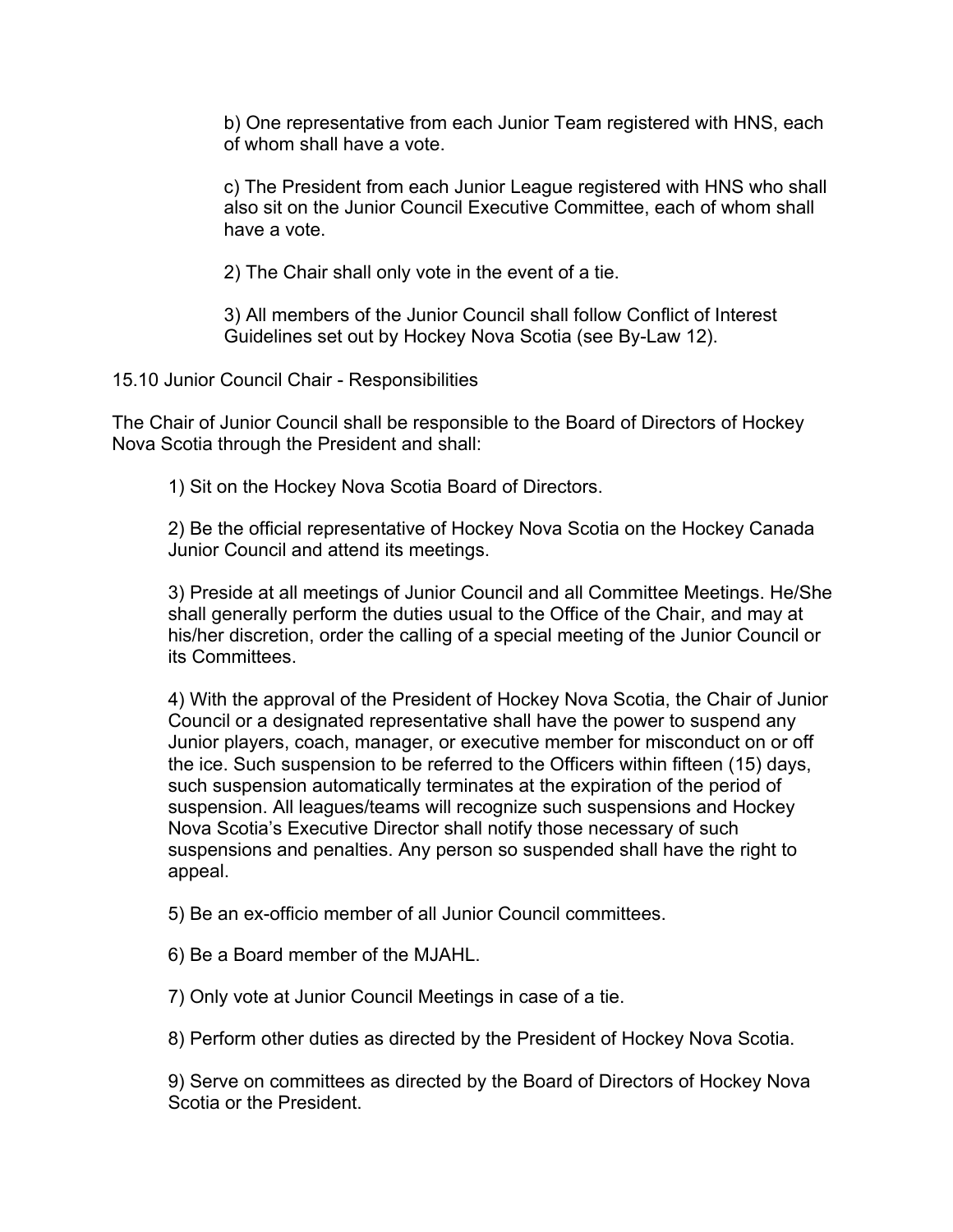b) One representative from each Junior Team registered with HNS, each of whom shall have a vote.

c) The President from each Junior League registered with HNS who shall also sit on the Junior Council Executive Committee, each of whom shall have a vote.

2) The Chair shall only vote in the event of a tie.

3) All members of the Junior Council shall follow Conflict of Interest Guidelines set out by Hockey Nova Scotia (see By-Law 12).

15.10 Junior Council Chair - Responsibilities

The Chair of Junior Council shall be responsible to the Board of Directors of Hockey Nova Scotia through the President and shall:

1) Sit on the Hockey Nova Scotia Board of Directors.

2) Be the official representative of Hockey Nova Scotia on the Hockey Canada Junior Council and attend its meetings.

3) Preside at all meetings of Junior Council and all Committee Meetings. He/She shall generally perform the duties usual to the Office of the Chair, and may at his/her discretion, order the calling of a special meeting of the Junior Council or its Committees.

4) With the approval of the President of Hockey Nova Scotia, the Chair of Junior Council or a designated representative shall have the power to suspend any Junior players, coach, manager, or executive member for misconduct on or off the ice. Such suspension to be referred to the Officers within fifteen (15) days, such suspension automatically terminates at the expiration of the period of suspension. All leagues/teams will recognize such suspensions and Hockey Nova Scotia's Executive Director shall notify those necessary of such suspensions and penalties. Any person so suspended shall have the right to appeal.

5) Be an ex-officio member of all Junior Council committees.

6) Be a Board member of the MJAHL.

7) Only vote at Junior Council Meetings in case of a tie.

8) Perform other duties as directed by the President of Hockey Nova Scotia.

9) Serve on committees as directed by the Board of Directors of Hockey Nova Scotia or the President.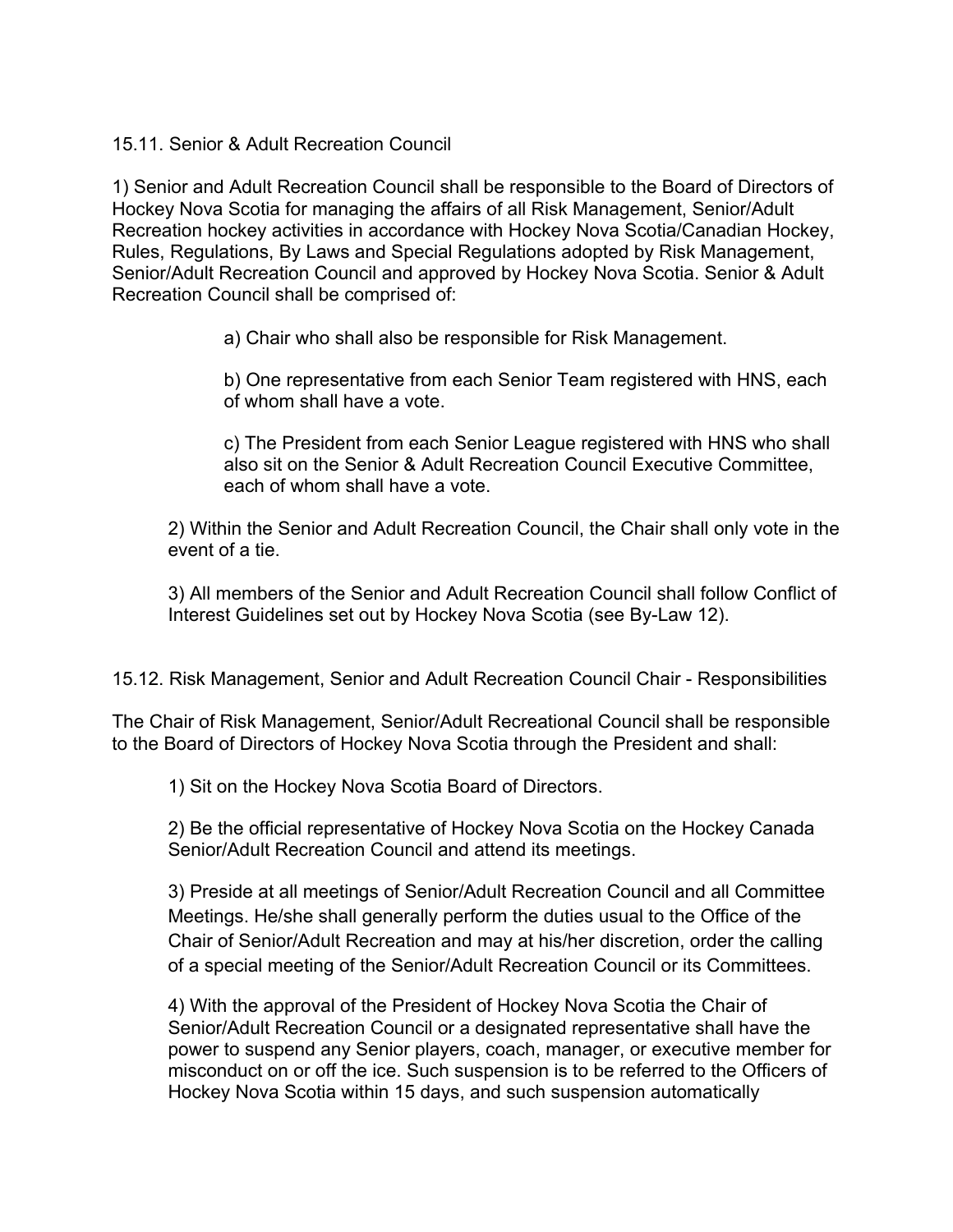## 15.11. Senior & Adult Recreation Council

1) Senior and Adult Recreation Council shall be responsible to the Board of Directors of Hockey Nova Scotia for managing the affairs of all Risk Management, Senior/Adult Recreation hockey activities in accordance with Hockey Nova Scotia/Canadian Hockey, Rules, Regulations, By Laws and Special Regulations adopted by Risk Management, Senior/Adult Recreation Council and approved by Hockey Nova Scotia. Senior & Adult Recreation Council shall be comprised of:

> a) Chair who shall also be responsible for Risk Management.
>
> b) One representative from each Senior Team registered with HNS, each of whom shall have a vote.
>
> c) The President from each Senior League registered with HNS who shall also sit on the Senior & Adult Recreation Council Executive Committee, each of whom shall have a vote.

2) Within the Senior and Adult Recreation Council, the Chair shall only vote in the event of a tie.

3) All members of the Senior and Adult Recreation Council shall follow Conflict of Interest Guidelines set out by Hockey Nova Scotia (see By-Law 12).

## 15.12. Risk Management, Senior and Adult Recreation Council Chair - Responsibilities

The Chair of Risk Management, Senior/Adult Recreational Council shall be responsible to the Board of Directors of Hockey Nova Scotia through the President and shall:

1) Sit on the Hockey Nova Scotia Board of Directors.

2) Be the official representative of Hockey Nova Scotia on the Hockey Canada Senior/Adult Recreation Council and attend its meetings.

3) Preside at all meetings of Senior/Adult Recreation Council and all Committee Meetings. He/she shall generally perform the duties usual to the Office of the Chair of Senior/Adult Recreation and may at his/her discretion, order the calling of a special meeting of the Senior/Adult Recreation Council or its Committees.

4) With the approval of the President of Hockey Nova Scotia the Chair of Senior/Adult Recreation Council or a designated representative shall have the power to suspend any Senior players, coach, manager, or executive member for misconduct on or off the ice. Such suspension is to be referred to the Officers of Hockey Nova Scotia within 15 days, and such suspension automatically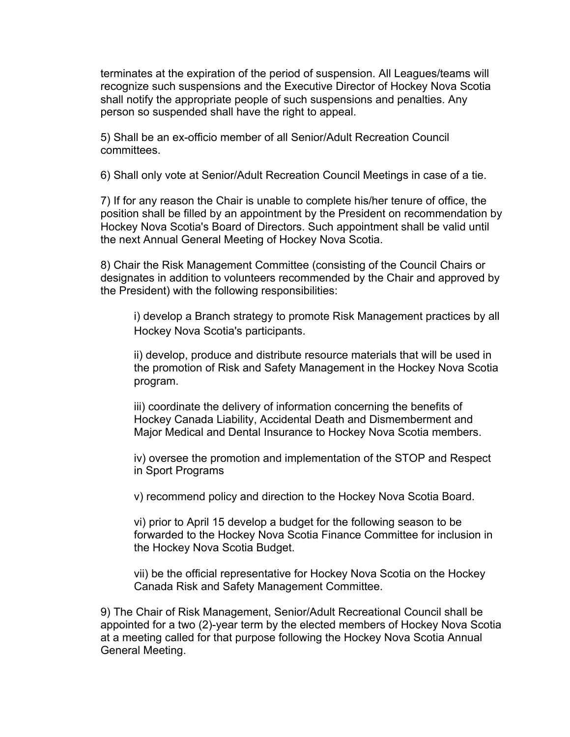terminates at the expiration of the period of suspension. All Leagues/teams will recognize such suspensions and the Executive Director of Hockey Nova Scotia shall notify the appropriate people of such suspensions and penalties. Any person so suspended shall have the right to appeal.

5) Shall be an ex-officio member of all Senior/Adult Recreation Council committees.

6) Shall only vote at Senior/Adult Recreation Council Meetings in case of a tie.

7) If for any reason the Chair is unable to complete his/her tenure of office, the position shall be filled by an appointment by the President on recommendation by Hockey Nova Scotia's Board of Directors. Such appointment shall be valid until the next Annual General Meeting of Hockey Nova Scotia.

8) Chair the Risk Management Committee (consisting of the Council Chairs or designates in addition to volunteers recommended by the Chair and approved by the President) with the following responsibilities:

> i) develop a Branch strategy to promote Risk Management practices by all Hockey Nova Scotia's participants.
>
> ii) develop, produce and distribute resource materials that will be used in the promotion of Risk and Safety Management in the Hockey Nova Scotia program.
>
> iii) coordinate the delivery of information concerning the benefits of Hockey Canada Liability, Accidental Death and Dismemberment and Major Medical and Dental Insurance to Hockey Nova Scotia members.
>
> iv) oversee the promotion and implementation of the STOP and Respect in Sport Programs
>
> v) recommend policy and direction to the Hockey Nova Scotia Board.
>
> vi) prior to April 15 develop a budget for the following season to be forwarded to the Hockey Nova Scotia Finance Committee for inclusion in the Hockey Nova Scotia Budget.
>
> vii) be the official representative for Hockey Nova Scotia on the Hockey Canada Risk and Safety Management Committee.

9) The Chair of Risk Management, Senior/Adult Recreational Council shall be appointed for a two (2)-year term by the elected members of Hockey Nova Scotia at a meeting called for that purpose following the Hockey Nova Scotia Annual General Meeting.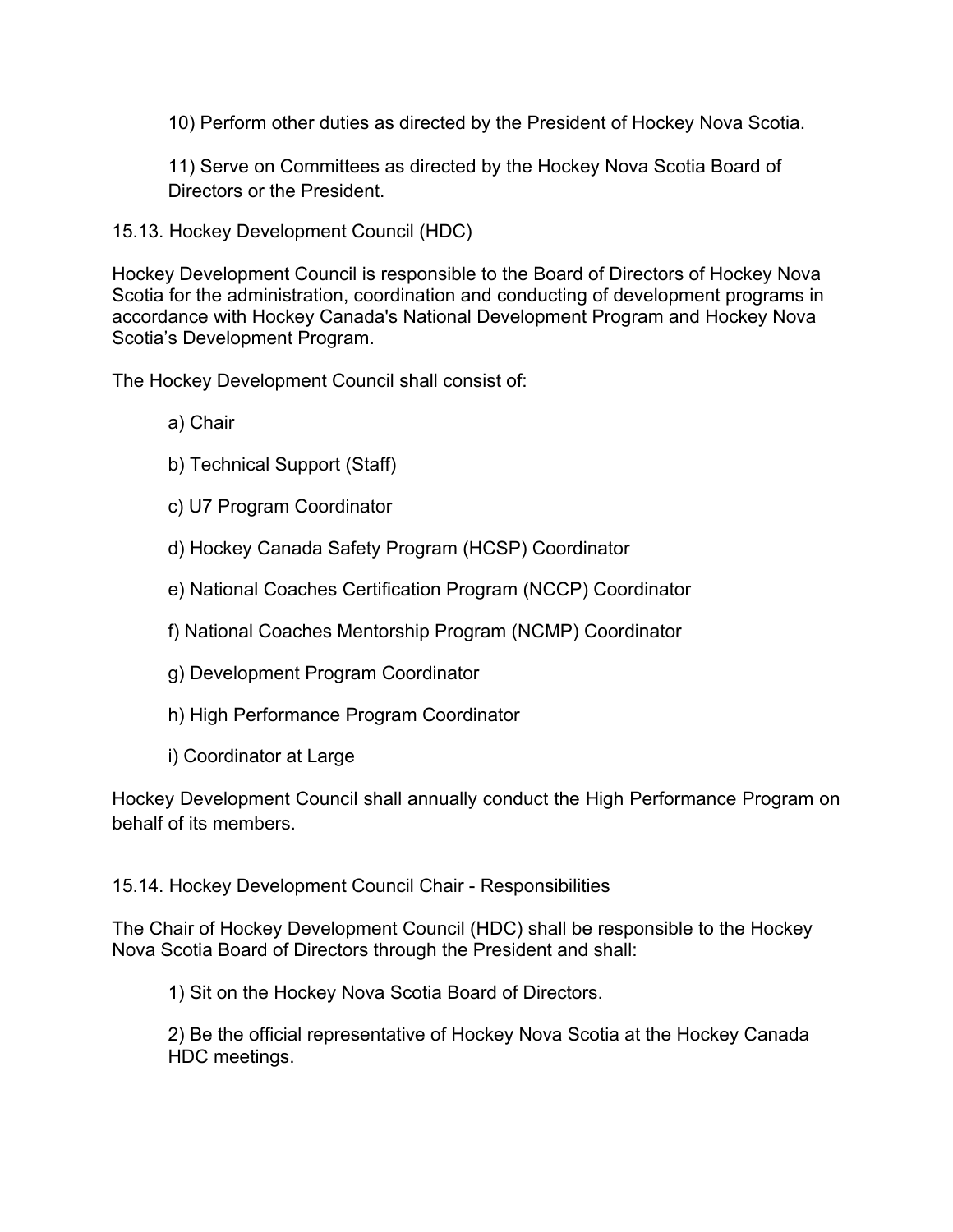10) Perform other duties as directed by the President of Hockey Nova Scotia.

11) Serve on Committees as directed by the Hockey Nova Scotia Board of Directors or the President.

### 15.13. Hockey Development Council (HDC)

Hockey Development Council is responsible to the Board of Directors of Hockey Nova Scotia for the administration, coordination and conducting of development programs in accordance with Hockey Canada's National Development Program and Hockey Nova Scotia's Development Program.

The Hockey Development Council shall consist of:

a) Chair

b) Technical Support (Staff)

c) U7 Program Coordinator

d) Hockey Canada Safety Program (HCSP) Coordinator

e) National Coaches Certification Program (NCCP) Coordinator

f) National Coaches Mentorship Program (NCMP) Coordinator

g) Development Program Coordinator

h) High Performance Program Coordinator

i) Coordinator at Large

Hockey Development Council shall annually conduct the High Performance Program on behalf of its members.

### 15.14. Hockey Development Council Chair - Responsibilities

The Chair of Hockey Development Council (HDC) shall be responsible to the Hockey Nova Scotia Board of Directors through the President and shall:

1) Sit on the Hockey Nova Scotia Board of Directors.

2) Be the official representative of Hockey Nova Scotia at the Hockey Canada HDC meetings.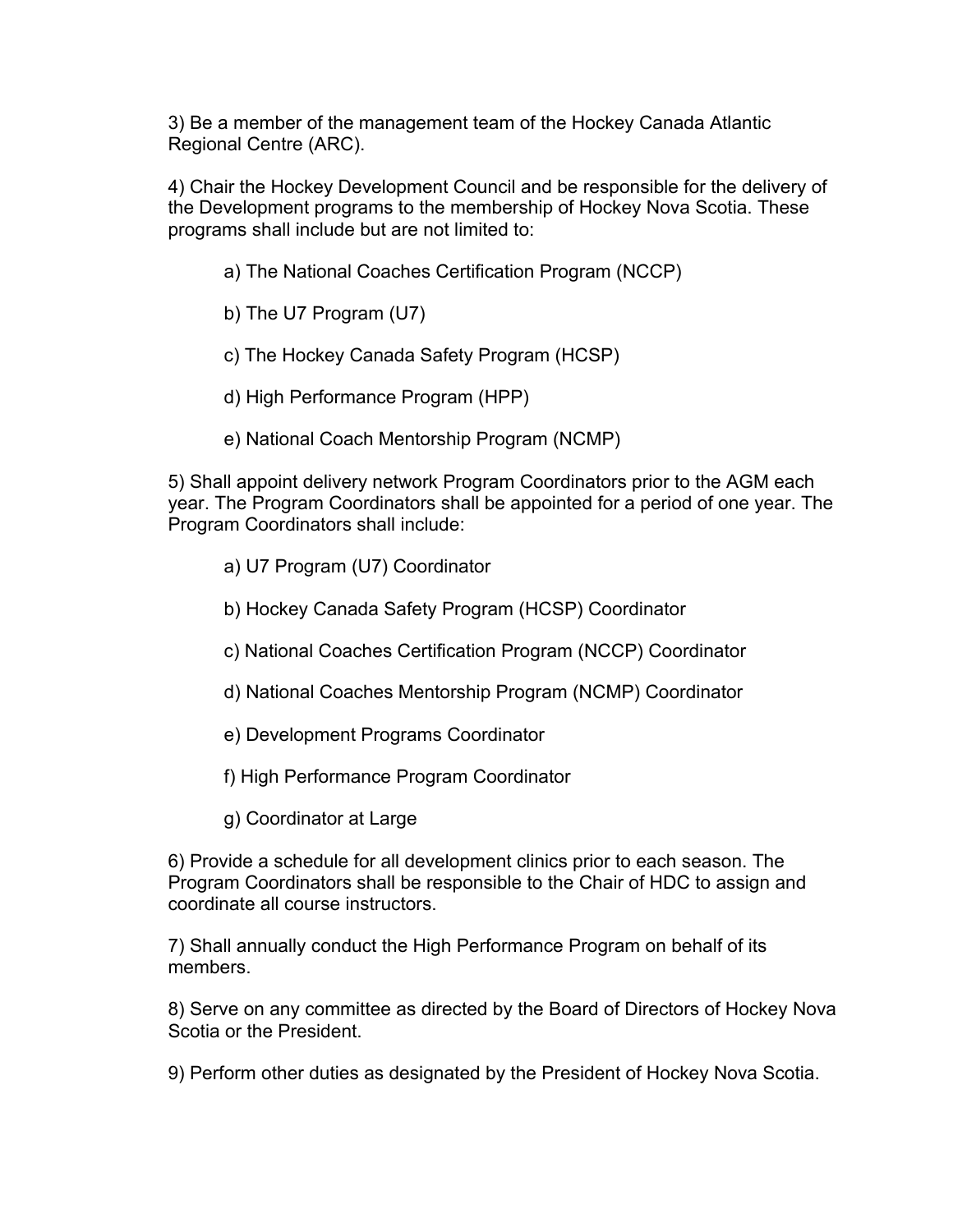3) Be a member of the management team of the Hockey Canada Atlantic Regional Centre (ARC).

4) Chair the Hockey Development Council and be responsible for the delivery of the Development programs to the membership of Hockey Nova Scotia. These programs shall include but are not limited to:

> a) The National Coaches Certification Program (NCCP)
>
> b) The U7 Program (U7)
>
> c) The Hockey Canada Safety Program (HCSP)
>
> d) High Performance Program (HPP)
>
> e) National Coach Mentorship Program (NCMP)

5) Shall appoint delivery network Program Coordinators prior to the AGM each year. The Program Coordinators shall be appointed for a period of one year. The Program Coordinators shall include:

> a) U7 Program (U7) Coordinator
>
> b) Hockey Canada Safety Program (HCSP) Coordinator
>
> c) National Coaches Certification Program (NCCP) Coordinator
>
> d) National Coaches Mentorship Program (NCMP) Coordinator
>
> e) Development Programs Coordinator
>
> f) High Performance Program Coordinator
>
> g) Coordinator at Large

6) Provide a schedule for all development clinics prior to each season. The Program Coordinators shall be responsible to the Chair of HDC to assign and coordinate all course instructors.

7) Shall annually conduct the High Performance Program on behalf of its members.

8) Serve on any committee as directed by the Board of Directors of Hockey Nova Scotia or the President.

9) Perform other duties as designated by the President of Hockey Nova Scotia.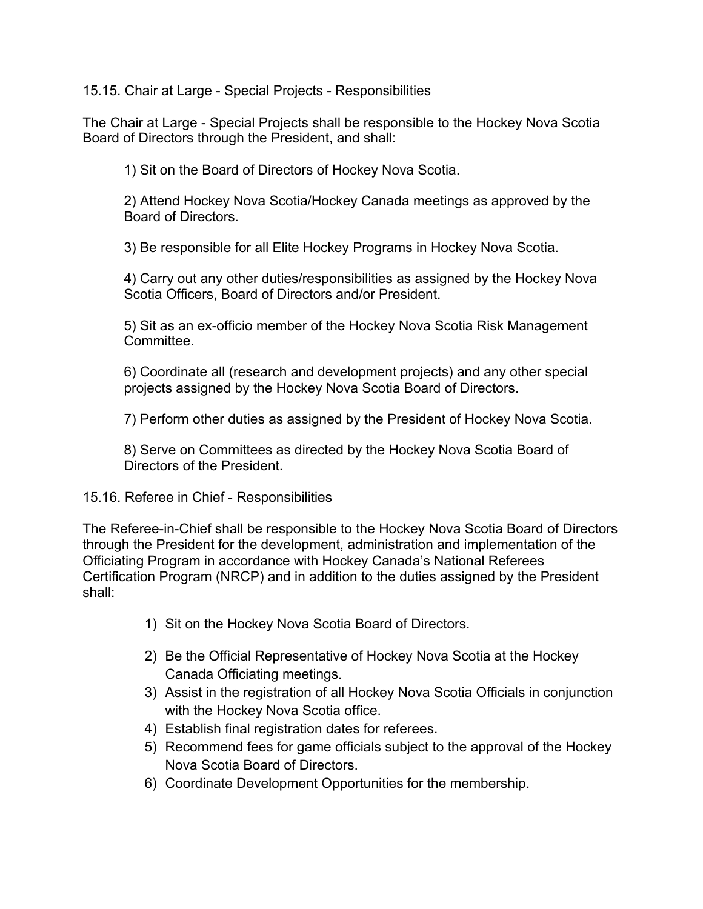15.15. Chair at Large - Special Projects - Responsibilities

The Chair at Large - Special Projects shall be responsible to the Hockey Nova Scotia Board of Directors through the President, and shall:

1) Sit on the Board of Directors of Hockey Nova Scotia.

2) Attend Hockey Nova Scotia/Hockey Canada meetings as approved by the Board of Directors.

3) Be responsible for all Elite Hockey Programs in Hockey Nova Scotia.

4) Carry out any other duties/responsibilities as assigned by the Hockey Nova Scotia Officers, Board of Directors and/or President.

5) Sit as an ex-officio member of the Hockey Nova Scotia Risk Management Committee.

6) Coordinate all (research and development projects) and any other special projects assigned by the Hockey Nova Scotia Board of Directors.

7) Perform other duties as assigned by the President of Hockey Nova Scotia.

8) Serve on Committees as directed by the Hockey Nova Scotia Board of Directors of the President.

15.16. Referee in Chief - Responsibilities

The Referee-in-Chief shall be responsible to the Hockey Nova Scotia Board of Directors through the President for the development, administration and implementation of the Officiating Program in accordance with Hockey Canada's National Referees Certification Program (NRCP) and in addition to the duties assigned by the President shall:

1) Sit on the Hockey Nova Scotia Board of Directors.
2) Be the Official Representative of Hockey Nova Scotia at the Hockey Canada Officiating meetings.
3) Assist in the registration of all Hockey Nova Scotia Officials in conjunction with the Hockey Nova Scotia office.
4) Establish final registration dates for referees.
5) Recommend fees for game officials subject to the approval of the Hockey Nova Scotia Board of Directors.
6) Coordinate Development Opportunities for the membership.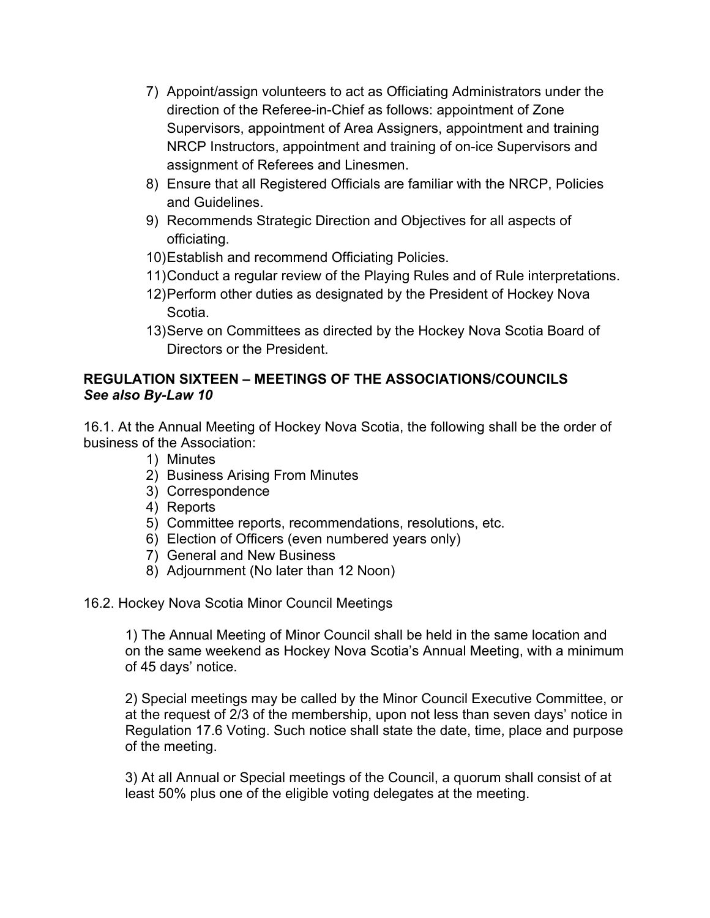7) Appoint/assign volunteers to act as Officiating Administrators under the direction of the Referee-in-Chief as follows: appointment of Zone Supervisors, appointment of Area Assigners, appointment and training NRCP Instructors, appointment and training of on-ice Supervisors and assignment of Referees and Linesmen.
8) Ensure that all Registered Officials are familiar with the NRCP, Policies and Guidelines.
9) Recommends Strategic Direction and Objectives for all aspects of officiating.
10) Establish and recommend Officiating Policies.
11) Conduct a regular review of the Playing Rules and of Rule interpretations.
12) Perform other duties as designated by the President of Hockey Nova Scotia.
13) Serve on Committees as directed by the Hockey Nova Scotia Board of Directors or the President.

## REGULATION SIXTEEN – MEETINGS OF THE ASSOCIATIONS/COUNCILS

***See also By-Law 10***

16.1. At the Annual Meeting of Hockey Nova Scotia, the following shall be the order of business of the Association:

1) Minutes
2) Business Arising From Minutes
3) Correspondence
4) Reports
5) Committee reports, recommendations, resolutions, etc.
6) Election of Officers (even numbered years only)
7) General and New Business
8) Adjournment (No later than 12 Noon)

16.2. Hockey Nova Scotia Minor Council Meetings

1) The Annual Meeting of Minor Council shall be held in the same location and on the same weekend as Hockey Nova Scotia's Annual Meeting, with a minimum of 45 days' notice.

2) Special meetings may be called by the Minor Council Executive Committee, or at the request of 2/3 of the membership, upon not less than seven days' notice in Regulation 17.6 Voting. Such notice shall state the date, time, place and purpose of the meeting.

3) At all Annual or Special meetings of the Council, a quorum shall consist of at least 50% plus one of the eligible voting delegates at the meeting.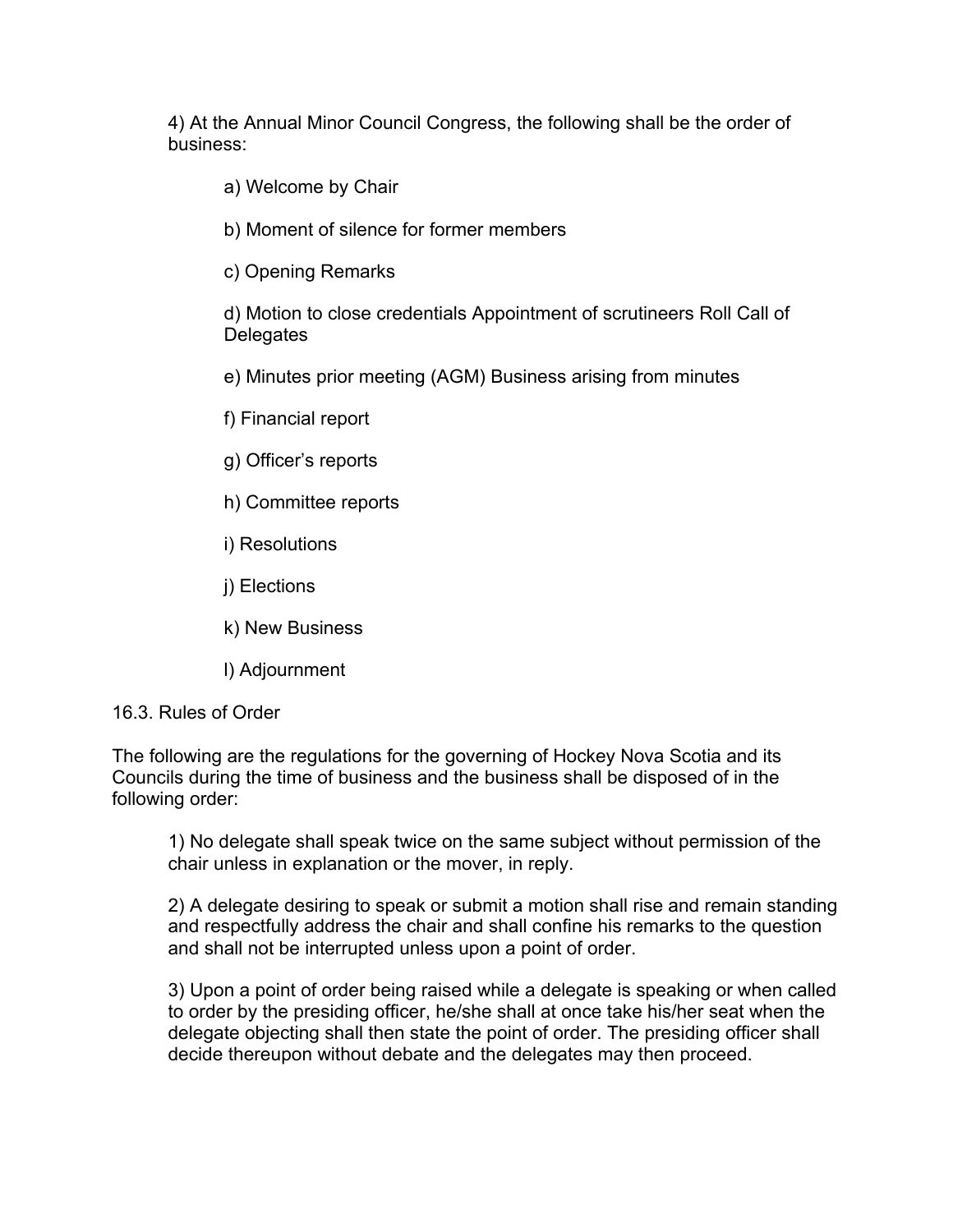4) At the Annual Minor Council Congress, the following shall be the order of business:

a) Welcome by Chair

b) Moment of silence for former members

c) Opening Remarks

d) Motion to close credentials Appointment of scrutineers Roll Call of Delegates

e) Minutes prior meeting (AGM) Business arising from minutes

f) Financial report

g) Officer's reports

h) Committee reports

i) Resolutions

j) Elections

k) New Business

l) Adjournment

16.3. Rules of Order

The following are the regulations for the governing of Hockey Nova Scotia and its Councils during the time of business and the business shall be disposed of in the following order:

1) No delegate shall speak twice on the same subject without permission of the chair unless in explanation or the mover, in reply.

2) A delegate desiring to speak or submit a motion shall rise and remain standing and respectfully address the chair and shall confine his remarks to the question and shall not be interrupted unless upon a point of order.

3) Upon a point of order being raised while a delegate is speaking or when called to order by the presiding officer, he/she shall at once take his/her seat when the delegate objecting shall then state the point of order. The presiding officer shall decide thereupon without debate and the delegates may then proceed.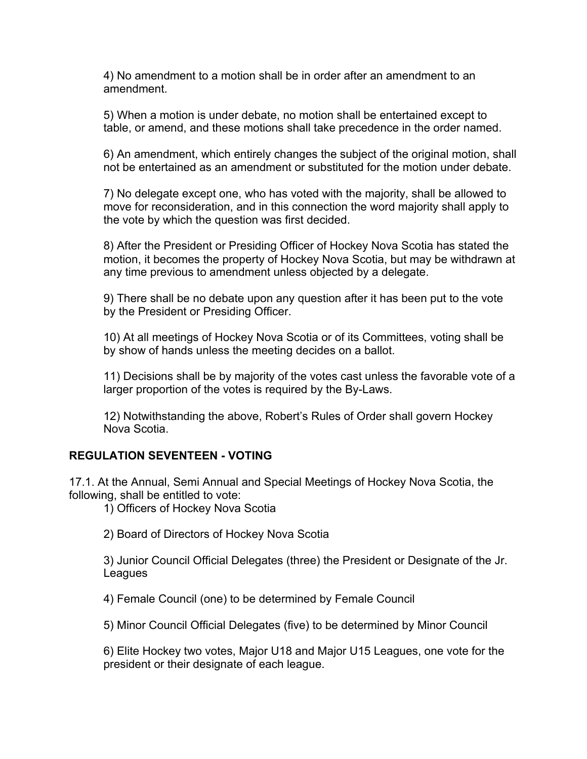4) No amendment to a motion shall be in order after an amendment to an amendment.

5) When a motion is under debate, no motion shall be entertained except to table, or amend, and these motions shall take precedence in the order named.

6) An amendment, which entirely changes the subject of the original motion, shall not be entertained as an amendment or substituted for the motion under debate.

7) No delegate except one, who has voted with the majority, shall be allowed to move for reconsideration, and in this connection the word majority shall apply to the vote by which the question was first decided.

8) After the President or Presiding Officer of Hockey Nova Scotia has stated the motion, it becomes the property of Hockey Nova Scotia, but may be withdrawn at any time previous to amendment unless objected by a delegate.

9) There shall be no debate upon any question after it has been put to the vote by the President or Presiding Officer.

10) At all meetings of Hockey Nova Scotia or of its Committees, voting shall be by show of hands unless the meeting decides on a ballot.

11) Decisions shall be by majority of the votes cast unless the favorable vote of a larger proportion of the votes is required by the By-Laws.

12) Notwithstanding the above, Robert's Rules of Order shall govern Hockey Nova Scotia.

## REGULATION SEVENTEEN - VOTING

17.1. At the Annual, Semi Annual and Special Meetings of Hockey Nova Scotia, the following, shall be entitled to vote:

1) Officers of Hockey Nova Scotia

2) Board of Directors of Hockey Nova Scotia

3) Junior Council Official Delegates (three) the President or Designate of the Jr. Leagues

4) Female Council (one) to be determined by Female Council

5) Minor Council Official Delegates (five) to be determined by Minor Council

6) Elite Hockey two votes, Major U18 and Major U15 Leagues, one vote for the president or their designate of each league.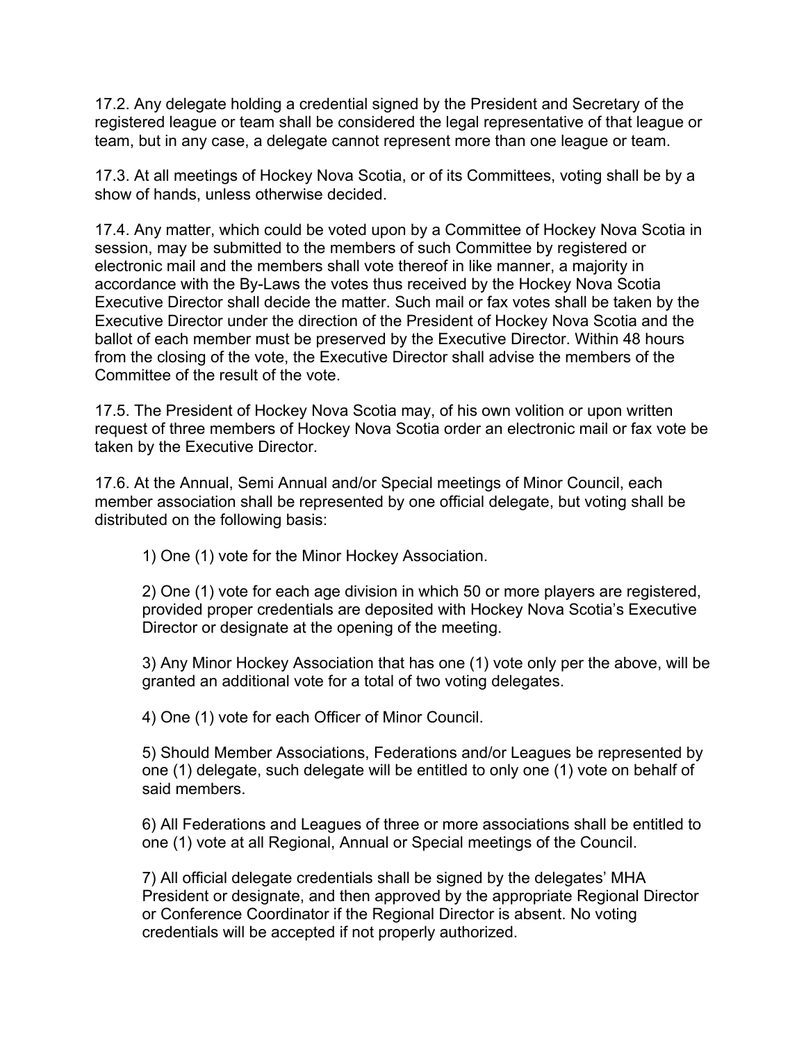17.2. Any delegate holding a credential signed by the President and Secretary of the registered league or team shall be considered the legal representative of that league or team, but in any case, a delegate cannot represent more than one league or team.

17.3. At all meetings of Hockey Nova Scotia, or of its Committees, voting shall be by a show of hands, unless otherwise decided.

17.4. Any matter, which could be voted upon by a Committee of Hockey Nova Scotia in session, may be submitted to the members of such Committee by registered or electronic mail and the members shall vote thereof in like manner, a majority in accordance with the By-Laws the votes thus received by the Hockey Nova Scotia Executive Director shall decide the matter. Such mail or fax votes shall be taken by the Executive Director under the direction of the President of Hockey Nova Scotia and the ballot of each member must be preserved by the Executive Director. Within 48 hours from the closing of the vote, the Executive Director shall advise the members of the Committee of the result of the vote.

17.5. The President of Hockey Nova Scotia may, of his own volition or upon written request of three members of Hockey Nova Scotia order an electronic mail or fax vote be taken by the Executive Director.

17.6. At the Annual, Semi Annual and/or Special meetings of Minor Council, each member association shall be represented by one official delegate, but voting shall be distributed on the following basis:

1) One (1) vote for the Minor Hockey Association.

2) One (1) vote for each age division in which 50 or more players are registered, provided proper credentials are deposited with Hockey Nova Scotia's Executive Director or designate at the opening of the meeting.

3) Any Minor Hockey Association that has one (1) vote only per the above, will be granted an additional vote for a total of two voting delegates.

4) One (1) vote for each Officer of Minor Council.

5) Should Member Associations, Federations and/or Leagues be represented by one (1) delegate, such delegate will be entitled to only one (1) vote on behalf of said members.

6) All Federations and Leagues of three or more associations shall be entitled to one (1) vote at all Regional, Annual or Special meetings of the Council.

7) All official delegate credentials shall be signed by the delegates' MHA President or designate, and then approved by the appropriate Regional Director or Conference Coordinator if the Regional Director is absent. No voting credentials will be accepted if not properly authorized.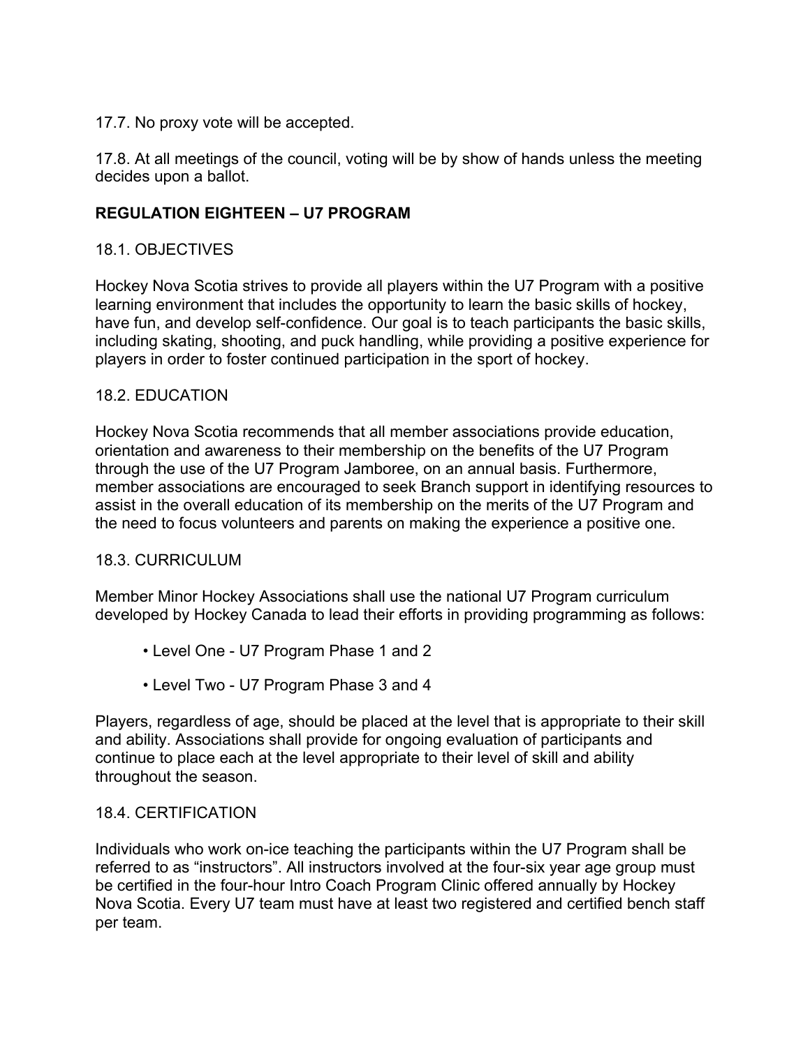17.7. No proxy vote will be accepted.

17.8. At all meetings of the council, voting will be by show of hands unless the meeting decides upon a ballot.

## REGULATION EIGHTEEN – U7 PROGRAM

### 18.1. OBJECTIVES

Hockey Nova Scotia strives to provide all players within the U7 Program with a positive learning environment that includes the opportunity to learn the basic skills of hockey, have fun, and develop self-confidence. Our goal is to teach participants the basic skills, including skating, shooting, and puck handling, while providing a positive experience for players in order to foster continued participation in the sport of hockey.

### 18.2. EDUCATION

Hockey Nova Scotia recommends that all member associations provide education, orientation and awareness to their membership on the benefits of the U7 Program through the use of the U7 Program Jamboree, on an annual basis. Furthermore, member associations are encouraged to seek Branch support in identifying resources to assist in the overall education of its membership on the merits of the U7 Program and the need to focus volunteers and parents on making the experience a positive one.

### 18.3. CURRICULUM

Member Minor Hockey Associations shall use the national U7 Program curriculum developed by Hockey Canada to lead their efforts in providing programming as follows:

- Level One - U7 Program Phase 1 and 2
- Level Two - U7 Program Phase 3 and 4

Players, regardless of age, should be placed at the level that is appropriate to their skill and ability. Associations shall provide for ongoing evaluation of participants and continue to place each at the level appropriate to their level of skill and ability throughout the season.

### 18.4. CERTIFICATION

Individuals who work on-ice teaching the participants within the U7 Program shall be referred to as "instructors". All instructors involved at the four-six year age group must be certified in the four-hour Intro Coach Program Clinic offered annually by Hockey Nova Scotia. Every U7 team must have at least two registered and certified bench staff per team.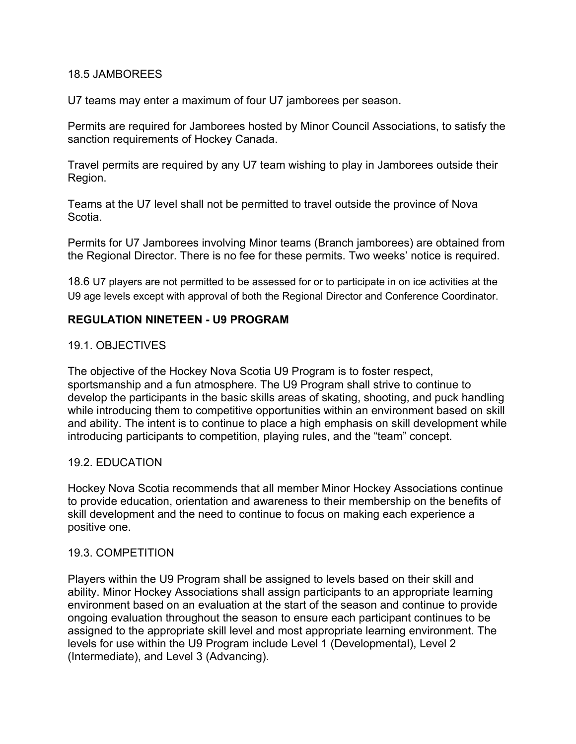### 18.5 JAMBOREES

U7 teams may enter a maximum of four U7 jamborees per season.

Permits are required for Jamborees hosted by Minor Council Associations, to satisfy the sanction requirements of Hockey Canada.

Travel permits are required by any U7 team wishing to play in Jamborees outside their Region.

Teams at the U7 level shall not be permitted to travel outside the province of Nova Scotia.

Permits for U7 Jamborees involving Minor teams (Branch jamborees) are obtained from the Regional Director. There is no fee for these permits. Two weeks' notice is required.

18.6 U7 players are not permitted to be assessed for or to participate in on ice activities at the U9 age levels except with approval of both the Regional Director and Conference Coordinator.

## REGULATION NINETEEN - U9 PROGRAM

### 19.1. OBJECTIVES

The objective of the Hockey Nova Scotia U9 Program is to foster respect, sportsmanship and a fun atmosphere. The U9 Program shall strive to continue to develop the participants in the basic skills areas of skating, shooting, and puck handling while introducing them to competitive opportunities within an environment based on skill and ability. The intent is to continue to place a high emphasis on skill development while introducing participants to competition, playing rules, and the "team" concept.

### 19.2. EDUCATION

Hockey Nova Scotia recommends that all member Minor Hockey Associations continue to provide education, orientation and awareness to their membership on the benefits of skill development and the need to continue to focus on making each experience a positive one.

### 19.3. COMPETITION

Players within the U9 Program shall be assigned to levels based on their skill and ability. Minor Hockey Associations shall assign participants to an appropriate learning environment based on an evaluation at the start of the season and continue to provide ongoing evaluation throughout the season to ensure each participant continues to be assigned to the appropriate skill level and most appropriate learning environment. The levels for use within the U9 Program include Level 1 (Developmental), Level 2 (Intermediate), and Level 3 (Advancing).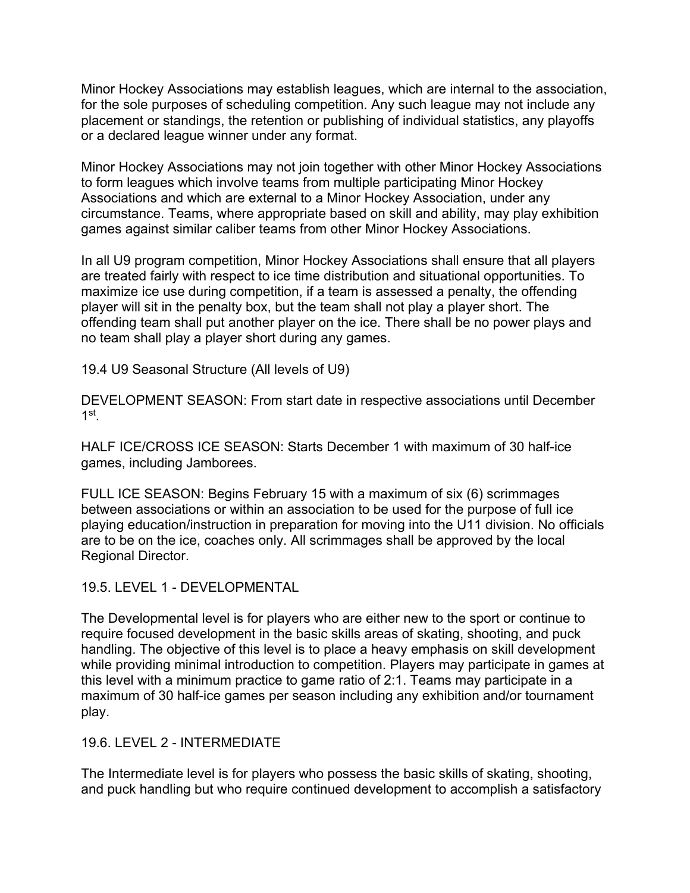Minor Hockey Associations may establish leagues, which are internal to the association, for the sole purposes of scheduling competition. Any such league may not include any placement or standings, the retention or publishing of individual statistics, any playoffs or a declared league winner under any format.

Minor Hockey Associations may not join together with other Minor Hockey Associations to form leagues which involve teams from multiple participating Minor Hockey Associations and which are external to a Minor Hockey Association, under any circumstance. Teams, where appropriate based on skill and ability, may play exhibition games against similar caliber teams from other Minor Hockey Associations.

In all U9 program competition, Minor Hockey Associations shall ensure that all players are treated fairly with respect to ice time distribution and situational opportunities. To maximize ice use during competition, if a team is assessed a penalty, the offending player will sit in the penalty box, but the team shall not play a player short. The offending team shall put another player on the ice. There shall be no power plays and no team shall play a player short during any games.

19.4 U9 Seasonal Structure (All levels of U9)

DEVELOPMENT SEASON: From start date in respective associations until December 1st.

HALF ICE/CROSS ICE SEASON: Starts December 1 with maximum of 30 half-ice games, including Jamborees.

FULL ICE SEASON: Begins February 15 with a maximum of six (6) scrimmages between associations or within an association to be used for the purpose of full ice playing education/instruction in preparation for moving into the U11 division. No officials are to be on the ice, coaches only. All scrimmages shall be approved by the local Regional Director.

19.5. LEVEL 1 - DEVELOPMENTAL

The Developmental level is for players who are either new to the sport or continue to require focused development in the basic skills areas of skating, shooting, and puck handling. The objective of this level is to place a heavy emphasis on skill development while providing minimal introduction to competition. Players may participate in games at this level with a minimum practice to game ratio of 2:1. Teams may participate in a maximum of 30 half-ice games per season including any exhibition and/or tournament play.

19.6. LEVEL 2 - INTERMEDIATE

The Intermediate level is for players who possess the basic skills of skating, shooting, and puck handling but who require continued development to accomplish a satisfactory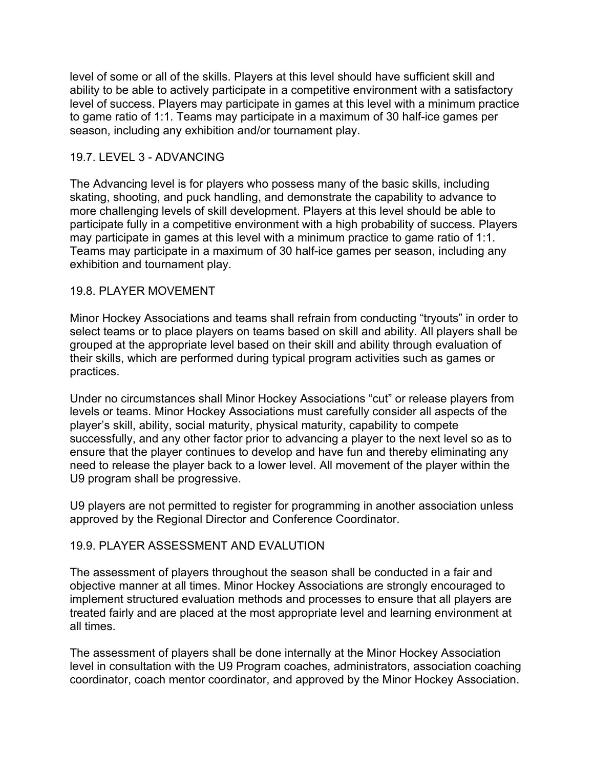level of some or all of the skills. Players at this level should have sufficient skill and ability to be able to actively participate in a competitive environment with a satisfactory level of success. Players may participate in games at this level with a minimum practice to game ratio of 1:1. Teams may participate in a maximum of 30 half-ice games per season, including any exhibition and/or tournament play.

### 19.7. LEVEL 3 - ADVANCING

The Advancing level is for players who possess many of the basic skills, including skating, shooting, and puck handling, and demonstrate the capability to advance to more challenging levels of skill development. Players at this level should be able to participate fully in a competitive environment with a high probability of success. Players may participate in games at this level with a minimum practice to game ratio of 1:1. Teams may participate in a maximum of 30 half-ice games per season, including any exhibition and tournament play.

### 19.8. PLAYER MOVEMENT

Minor Hockey Associations and teams shall refrain from conducting “tryouts” in order to select teams or to place players on teams based on skill and ability. All players shall be grouped at the appropriate level based on their skill and ability through evaluation of their skills, which are performed during typical program activities such as games or practices.

Under no circumstances shall Minor Hockey Associations “cut” or release players from levels or teams. Minor Hockey Associations must carefully consider all aspects of the player’s skill, ability, social maturity, physical maturity, capability to compete successfully, and any other factor prior to advancing a player to the next level so as to ensure that the player continues to develop and have fun and thereby eliminating any need to release the player back to a lower level. All movement of the player within the U9 program shall be progressive.

U9 players are not permitted to register for programming in another association unless approved by the Regional Director and Conference Coordinator.

### 19.9. PLAYER ASSESSMENT AND EVALUTION

The assessment of players throughout the season shall be conducted in a fair and objective manner at all times. Minor Hockey Associations are strongly encouraged to implement structured evaluation methods and processes to ensure that all players are treated fairly and are placed at the most appropriate level and learning environment at all times.

The assessment of players shall be done internally at the Minor Hockey Association level in consultation with the U9 Program coaches, administrators, association coaching coordinator, coach mentor coordinator, and approved by the Minor Hockey Association.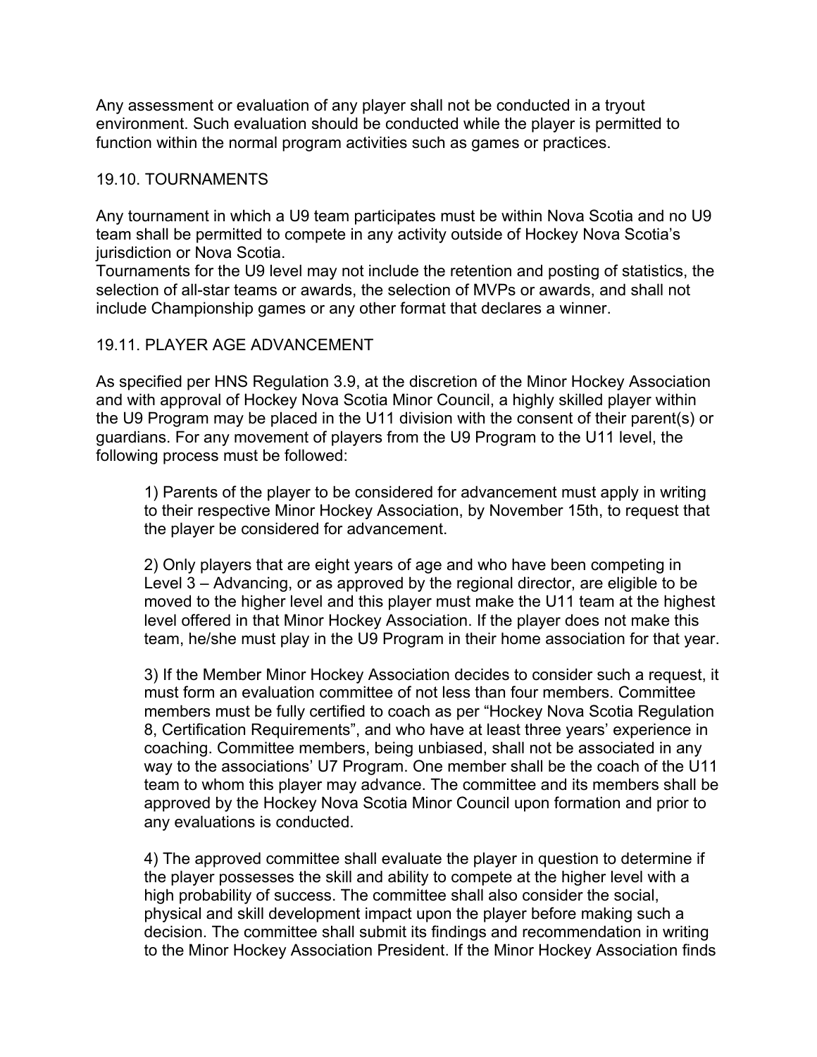Any assessment or evaluation of any player shall not be conducted in a tryout environment. Such evaluation should be conducted while the player is permitted to function within the normal program activities such as games or practices.

## 19.10. TOURNAMENTS

Any tournament in which a U9 team participates must be within Nova Scotia and no U9 team shall be permitted to compete in any activity outside of Hockey Nova Scotia's jurisdiction or Nova Scotia.
Tournaments for the U9 level may not include the retention and posting of statistics, the selection of all-star teams or awards, the selection of MVPs or awards, and shall not include Championship games or any other format that declares a winner.

## 19.11. PLAYER AGE ADVANCEMENT

As specified per HNS Regulation 3.9, at the discretion of the Minor Hockey Association and with approval of Hockey Nova Scotia Minor Council, a highly skilled player within the U9 Program may be placed in the U11 division with the consent of their parent(s) or guardians. For any movement of players from the U9 Program to the U11 level, the following process must be followed:

1) Parents of the player to be considered for advancement must apply in writing to their respective Minor Hockey Association, by November 15th, to request that the player be considered for advancement.

2) Only players that are eight years of age and who have been competing in Level 3 – Advancing, or as approved by the regional director, are eligible to be moved to the higher level and this player must make the U11 team at the highest level offered in that Minor Hockey Association. If the player does not make this team, he/she must play in the U9 Program in their home association for that year.

3) If the Member Minor Hockey Association decides to consider such a request, it must form an evaluation committee of not less than four members. Committee members must be fully certified to coach as per "Hockey Nova Scotia Regulation 8, Certification Requirements", and who have at least three years' experience in coaching. Committee members, being unbiased, shall not be associated in any way to the associations' U7 Program. One member shall be the coach of the U11 team to whom this player may advance. The committee and its members shall be approved by the Hockey Nova Scotia Minor Council upon formation and prior to any evaluations is conducted.

4) The approved committee shall evaluate the player in question to determine if the player possesses the skill and ability to compete at the higher level with a high probability of success. The committee shall also consider the social, physical and skill development impact upon the player before making such a decision. The committee shall submit its findings and recommendation in writing to the Minor Hockey Association President. If the Minor Hockey Association finds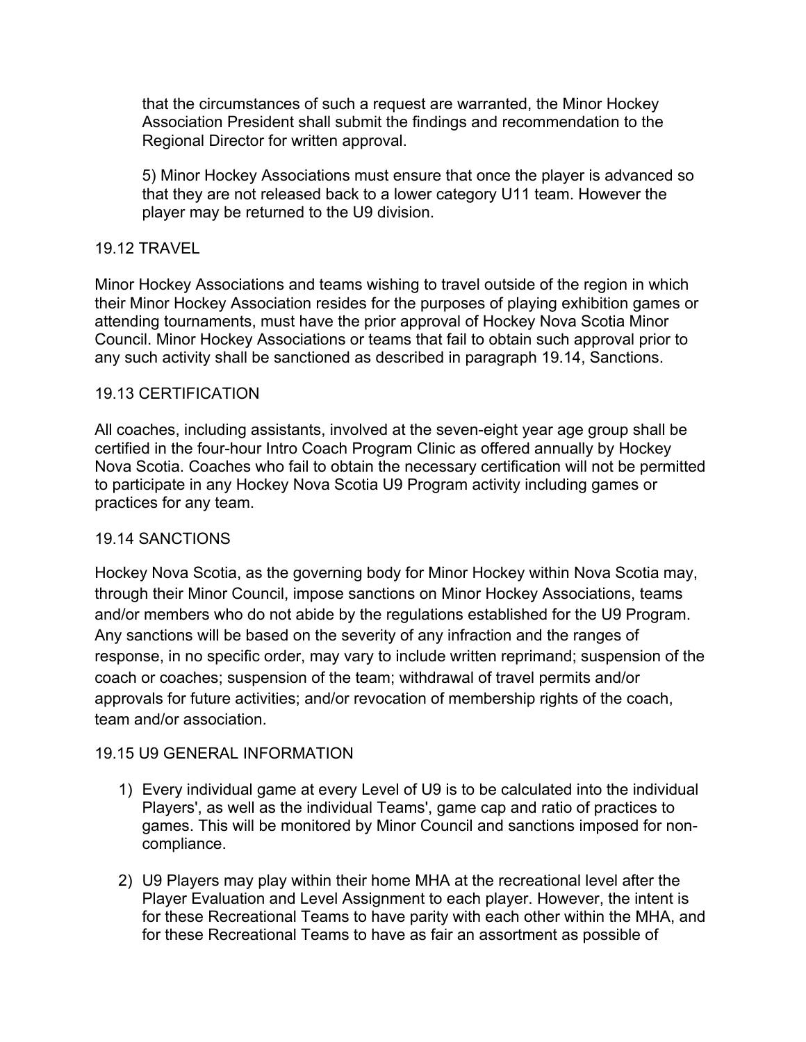that the circumstances of such a request are warranted, the Minor Hockey Association President shall submit the findings and recommendation to the Regional Director for written approval.

5) Minor Hockey Associations must ensure that once the player is advanced so that they are not released back to a lower category U11 team. However the player may be returned to the U9 division.

## 19.12 TRAVEL

Minor Hockey Associations and teams wishing to travel outside of the region in which their Minor Hockey Association resides for the purposes of playing exhibition games or attending tournaments, must have the prior approval of Hockey Nova Scotia Minor Council. Minor Hockey Associations or teams that fail to obtain such approval prior to any such activity shall be sanctioned as described in paragraph 19.14, Sanctions.

## 19.13 CERTIFICATION

All coaches, including assistants, involved at the seven-eight year age group shall be certified in the four-hour Intro Coach Program Clinic as offered annually by Hockey Nova Scotia. Coaches who fail to obtain the necessary certification will not be permitted to participate in any Hockey Nova Scotia U9 Program activity including games or practices for any team.

## 19.14 SANCTIONS

Hockey Nova Scotia, as the governing body for Minor Hockey within Nova Scotia may, through their Minor Council, impose sanctions on Minor Hockey Associations, teams and/or members who do not abide by the regulations established for the U9 Program. Any sanctions will be based on the severity of any infraction and the ranges of response, in no specific order, may vary to include written reprimand; suspension of the coach or coaches; suspension of the team; withdrawal of travel permits and/or approvals for future activities; and/or revocation of membership rights of the coach, team and/or association.

## 19.15 U9 GENERAL INFORMATION

1) Every individual game at every Level of U9 is to be calculated into the individual Players', as well as the individual Teams', game cap and ratio of practices to games. This will be monitored by Minor Council and sanctions imposed for non-compliance.

2) U9 Players may play within their home MHA at the recreational level after the Player Evaluation and Level Assignment to each player. However, the intent is for these Recreational Teams to have parity with each other within the MHA, and for these Recreational Teams to have as fair an assortment as possible of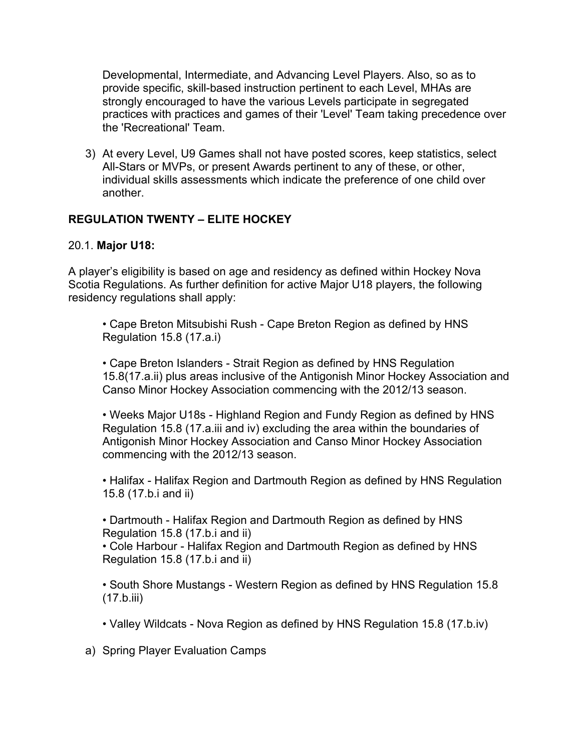Developmental, Intermediate, and Advancing Level Players. Also, so as to provide specific, skill-based instruction pertinent to each Level, MHAs are strongly encouraged to have the various Levels participate in segregated practices with practices and games of their 'Level' Team taking precedence over the 'Recreational' Team.

3) At every Level, U9 Games shall not have posted scores, keep statistics, select All-Stars or MVPs, or present Awards pertinent to any of these, or other, individual skills assessments which indicate the preference of one child over another.

## REGULATION TWENTY – ELITE HOCKEY

### 20.1. **Major U18:**

A player's eligibility is based on age and residency as defined within Hockey Nova Scotia Regulations. As further definition for active Major U18 players, the following residency regulations shall apply:

- Cape Breton Mitsubishi Rush - Cape Breton Region as defined by HNS Regulation 15.8 (17.a.i)

- Cape Breton Islanders - Strait Region as defined by HNS Regulation 15.8(17.a.ii) plus areas inclusive of the Antigonish Minor Hockey Association and Canso Minor Hockey Association commencing with the 2012/13 season.

- Weeks Major U18s - Highland Region and Fundy Region as defined by HNS Regulation 15.8 (17.a.iii and iv) excluding the area within the boundaries of Antigonish Minor Hockey Association and Canso Minor Hockey Association commencing with the 2012/13 season.

- Halifax - Halifax Region and Dartmouth Region as defined by HNS Regulation 15.8 (17.b.i and ii)

- Dartmouth - Halifax Region and Dartmouth Region as defined by HNS Regulation 15.8 (17.b.i and ii)
- Cole Harbour - Halifax Region and Dartmouth Region as defined by HNS Regulation 15.8 (17.b.i and ii)

- South Shore Mustangs - Western Region as defined by HNS Regulation 15.8 (17.b.iii)

- Valley Wildcats - Nova Region as defined by HNS Regulation 15.8 (17.b.iv)

a) Spring Player Evaluation Camps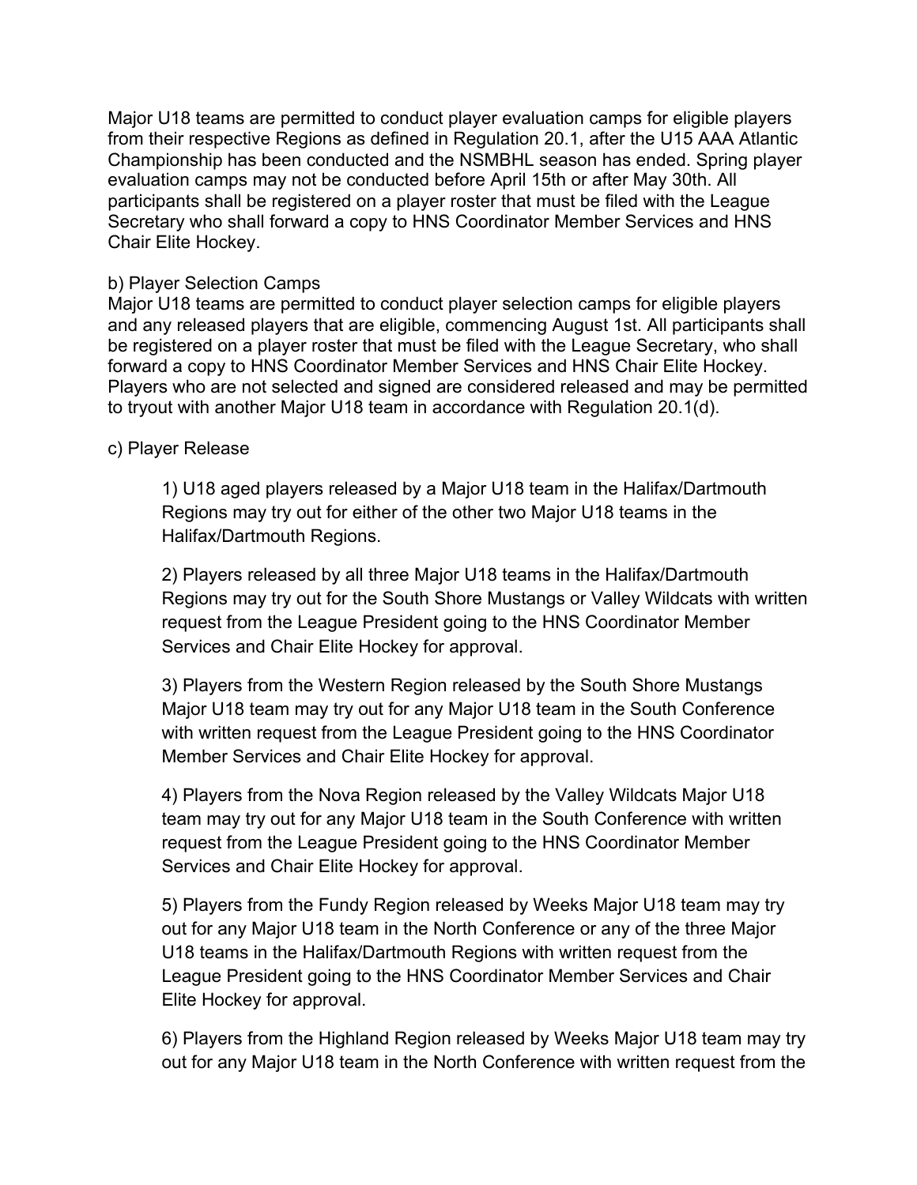Major U18 teams are permitted to conduct player evaluation camps for eligible players from their respective Regions as defined in Regulation 20.1, after the U15 AAA Atlantic Championship has been conducted and the NSMBHL season has ended. Spring player evaluation camps may not be conducted before April 15th or after May 30th. All participants shall be registered on a player roster that must be filed with the League Secretary who shall forward a copy to HNS Coordinator Member Services and HNS Chair Elite Hockey.

b) Player Selection Camps

Major U18 teams are permitted to conduct player selection camps for eligible players and any released players that are eligible, commencing August 1st. All participants shall be registered on a player roster that must be filed with the League Secretary, who shall forward a copy to HNS Coordinator Member Services and HNS Chair Elite Hockey. Players who are not selected and signed are considered released and may be permitted to tryout with another Major U18 team in accordance with Regulation 20.1(d).

c) Player Release

1) U18 aged players released by a Major U18 team in the Halifax/Dartmouth Regions may try out for either of the other two Major U18 teams in the Halifax/Dartmouth Regions.

2) Players released by all three Major U18 teams in the Halifax/Dartmouth Regions may try out for the South Shore Mustangs or Valley Wildcats with written request from the League President going to the HNS Coordinator Member Services and Chair Elite Hockey for approval.

3) Players from the Western Region released by the South Shore Mustangs Major U18 team may try out for any Major U18 team in the South Conference with written request from the League President going to the HNS Coordinator Member Services and Chair Elite Hockey for approval.

4) Players from the Nova Region released by the Valley Wildcats Major U18 team may try out for any Major U18 team in the South Conference with written request from the League President going to the HNS Coordinator Member Services and Chair Elite Hockey for approval.

5) Players from the Fundy Region released by Weeks Major U18 team may try out for any Major U18 team in the North Conference or any of the three Major U18 teams in the Halifax/Dartmouth Regions with written request from the League President going to the HNS Coordinator Member Services and Chair Elite Hockey for approval.

6) Players from the Highland Region released by Weeks Major U18 team may try out for any Major U18 team in the North Conference with written request from the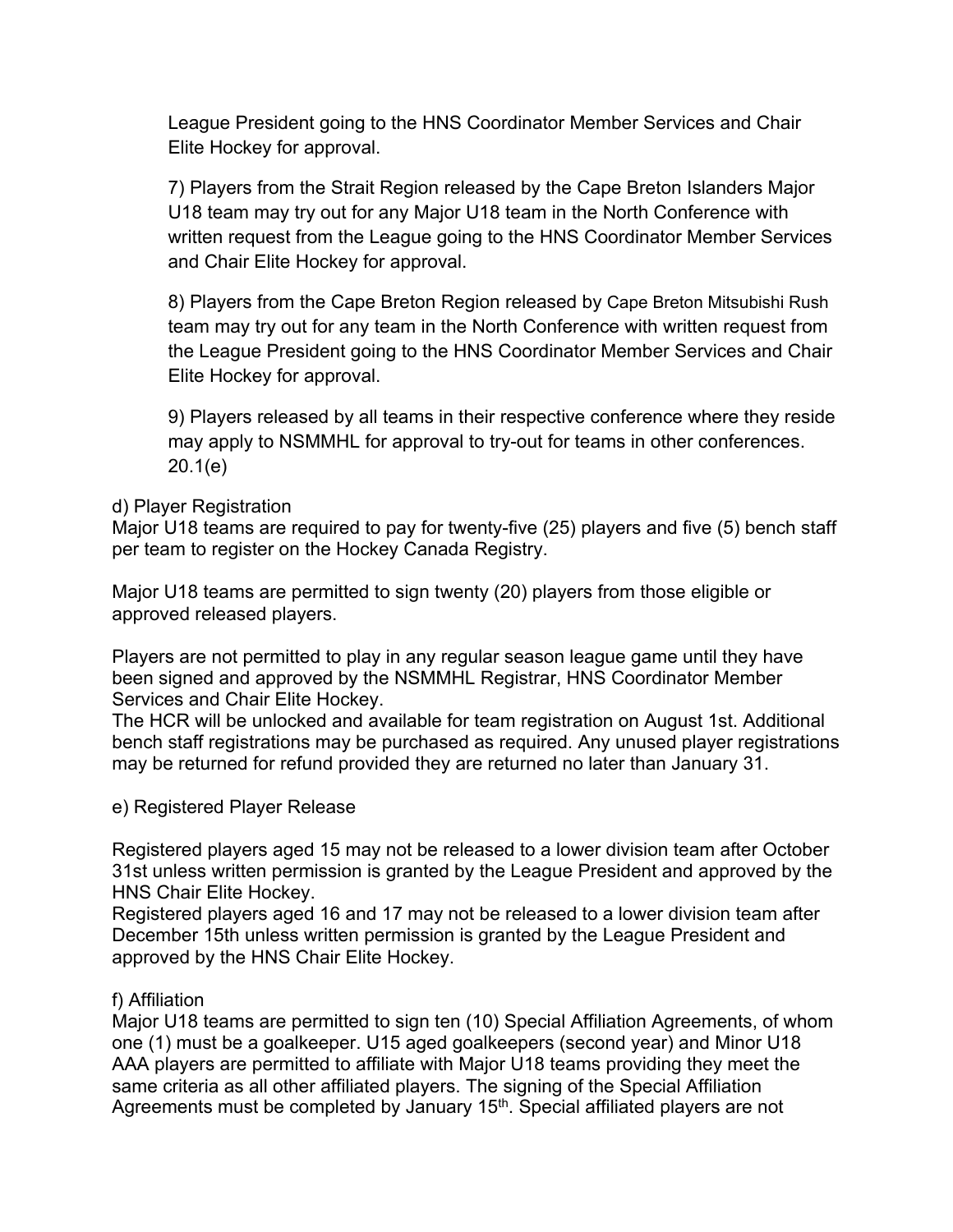League President going to the HNS Coordinator Member Services and Chair Elite Hockey for approval.

7) Players from the Strait Region released by the Cape Breton Islanders Major U18 team may try out for any Major U18 team in the North Conference with written request from the League going to the HNS Coordinator Member Services and Chair Elite Hockey for approval.

8) Players from the Cape Breton Region released by Cape Breton Mitsubishi Rush team may try out for any team in the North Conference with written request from the League President going to the HNS Coordinator Member Services and Chair Elite Hockey for approval.

9) Players released by all teams in their respective conference where they reside may apply to NSMMHL for approval to try-out for teams in other conferences. 20.1(e)

d) Player Registration

Major U18 teams are required to pay for twenty-five (25) players and five (5) bench staff per team to register on the Hockey Canada Registry.

Major U18 teams are permitted to sign twenty (20) players from those eligible or approved released players.

Players are not permitted to play in any regular season league game until they have been signed and approved by the NSMMHL Registrar, HNS Coordinator Member Services and Chair Elite Hockey.

The HCR will be unlocked and available for team registration on August 1st. Additional bench staff registrations may be purchased as required. Any unused player registrations may be returned for refund provided they are returned no later than January 31.

e) Registered Player Release

Registered players aged 15 may not be released to a lower division team after October 31st unless written permission is granted by the League President and approved by the HNS Chair Elite Hockey.

Registered players aged 16 and 17 may not be released to a lower division team after December 15th unless written permission is granted by the League President and approved by the HNS Chair Elite Hockey.

f) Affiliation

Major U18 teams are permitted to sign ten (10) Special Affiliation Agreements, of whom one (1) must be a goalkeeper. U15 aged goalkeepers (second year) and Minor U18 AAA players are permitted to affiliate with Major U18 teams providing they meet the same criteria as all other affiliated players. The signing of the Special Affiliation Agreements must be completed by January 15th. Special affiliated players are not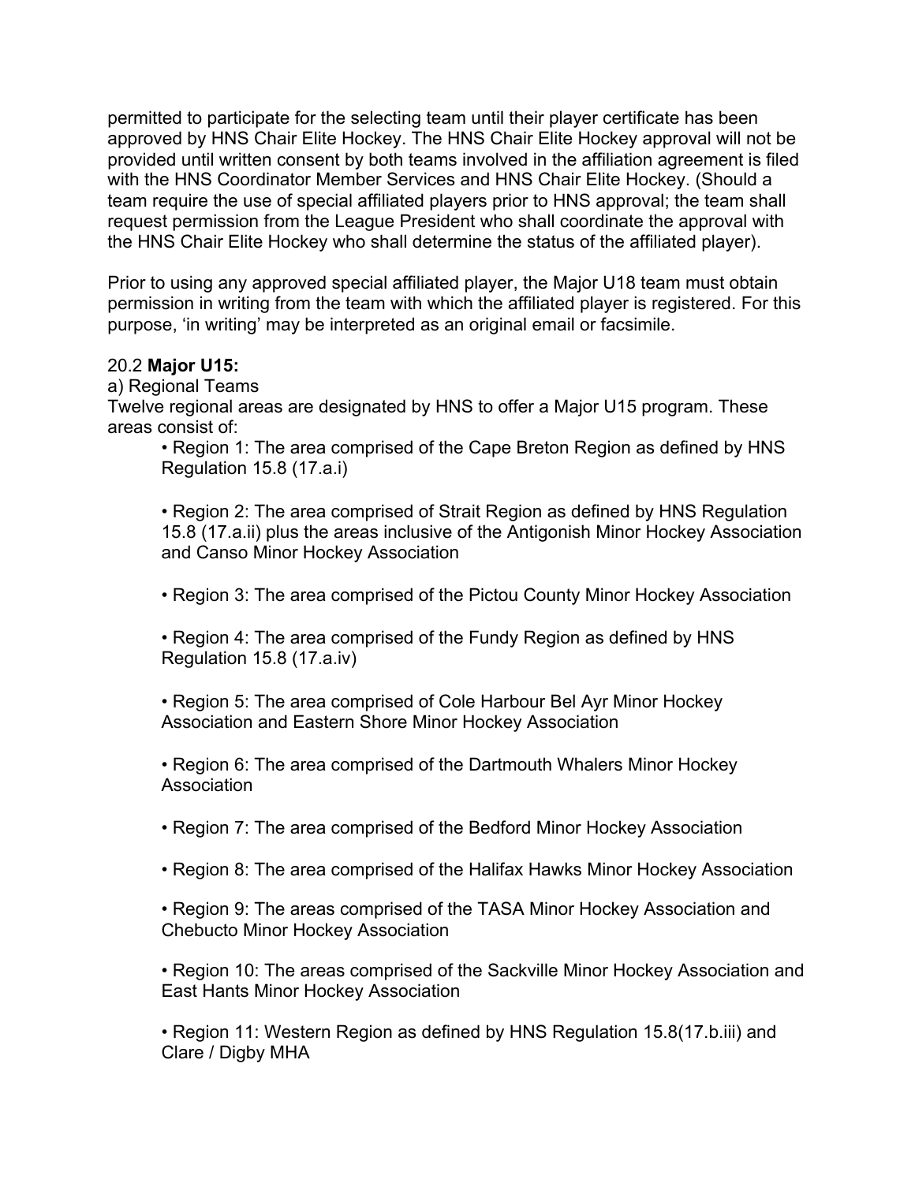permitted to participate for the selecting team until their player certificate has been approved by HNS Chair Elite Hockey. The HNS Chair Elite Hockey approval will not be provided until written consent by both teams involved in the affiliation agreement is filed with the HNS Coordinator Member Services and HNS Chair Elite Hockey. (Should a team require the use of special affiliated players prior to HNS approval; the team shall request permission from the League President who shall coordinate the approval with the HNS Chair Elite Hockey who shall determine the status of the affiliated player).

Prior to using any approved special affiliated player, the Major U18 team must obtain permission in writing from the team with which the affiliated player is registered. For this purpose, 'in writing' may be interpreted as an original email or facsimile.

20.2 **Major U15:**

a) Regional Teams

Twelve regional areas are designated by HNS to offer a Major U15 program. These areas consist of:

- Region 1: The area comprised of the Cape Breton Region as defined by HNS Regulation 15.8 (17.a.i)

- Region 2: The area comprised of Strait Region as defined by HNS Regulation 15.8 (17.a.ii) plus the areas inclusive of the Antigonish Minor Hockey Association and Canso Minor Hockey Association

- Region 3: The area comprised of the Pictou County Minor Hockey Association

- Region 4: The area comprised of the Fundy Region as defined by HNS Regulation 15.8 (17.a.iv)

- Region 5: The area comprised of Cole Harbour Bel Ayr Minor Hockey Association and Eastern Shore Minor Hockey Association

- Region 6: The area comprised of the Dartmouth Whalers Minor Hockey Association

- Region 7: The area comprised of the Bedford Minor Hockey Association

- Region 8: The area comprised of the Halifax Hawks Minor Hockey Association

- Region 9: The areas comprised of the TASA Minor Hockey Association and Chebucto Minor Hockey Association

- Region 10: The areas comprised of the Sackville Minor Hockey Association and East Hants Minor Hockey Association

- Region 11: Western Region as defined by HNS Regulation 15.8(17.b.iii) and Clare / Digby MHA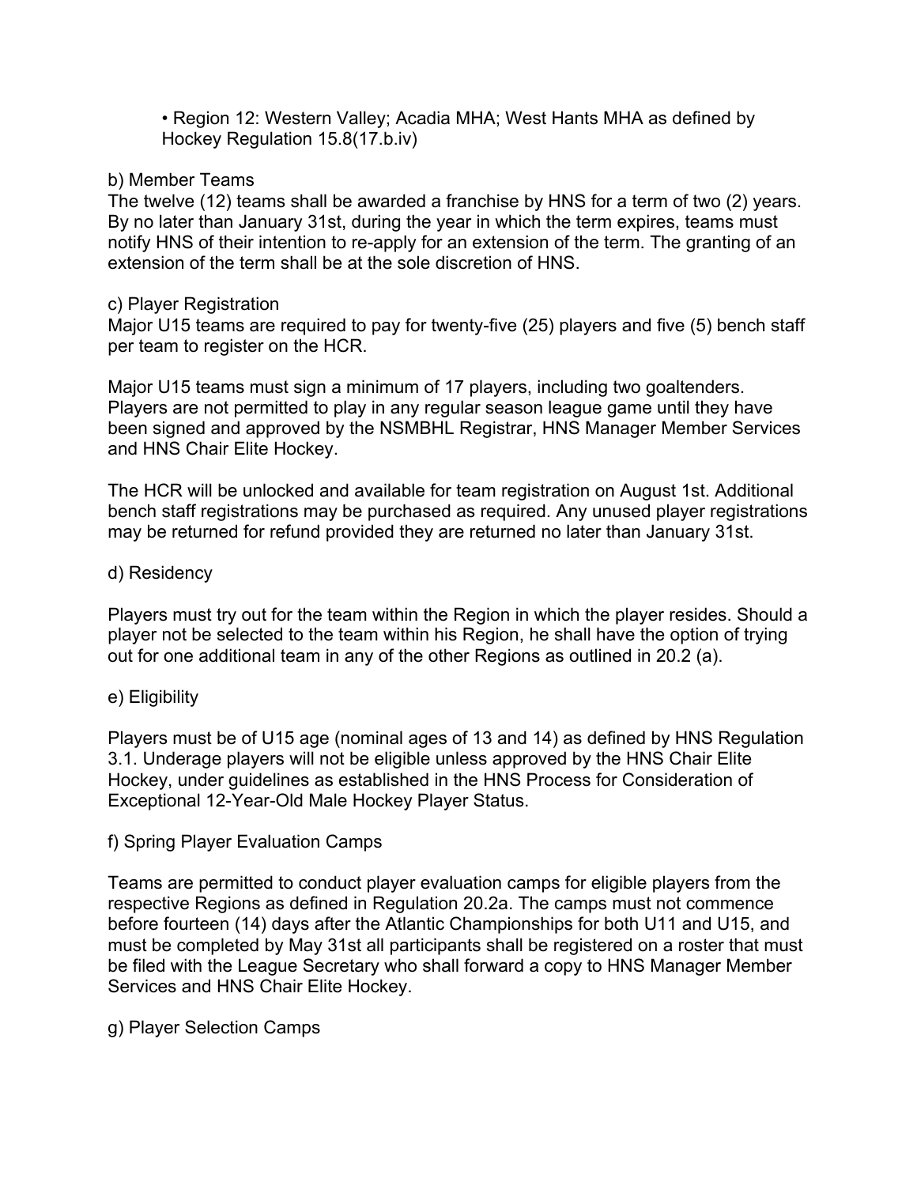- Region 12: Western Valley; Acadia MHA; West Hants MHA as defined by Hockey Regulation 15.8(17.b.iv)

b) Member Teams

The twelve (12) teams shall be awarded a franchise by HNS for a term of two (2) years. By no later than January 31st, during the year in which the term expires, teams must notify HNS of their intention to re-apply for an extension of the term. The granting of an extension of the term shall be at the sole discretion of HNS.

c) Player Registration

Major U15 teams are required to pay for twenty-five (25) players and five (5) bench staff per team to register on the HCR.

Major U15 teams must sign a minimum of 17 players, including two goaltenders. Players are not permitted to play in any regular season league game until they have been signed and approved by the NSMBHL Registrar, HNS Manager Member Services and HNS Chair Elite Hockey.

The HCR will be unlocked and available for team registration on August 1st. Additional bench staff registrations may be purchased as required. Any unused player registrations may be returned for refund provided they are returned no later than January 31st.

d) Residency

Players must try out for the team within the Region in which the player resides. Should a player not be selected to the team within his Region, he shall have the option of trying out for one additional team in any of the other Regions as outlined in 20.2 (a).

e) Eligibility

Players must be of U15 age (nominal ages of 13 and 14) as defined by HNS Regulation 3.1. Underage players will not be eligible unless approved by the HNS Chair Elite Hockey, under guidelines as established in the HNS Process for Consideration of Exceptional 12-Year-Old Male Hockey Player Status.

f) Spring Player Evaluation Camps

Teams are permitted to conduct player evaluation camps for eligible players from the respective Regions as defined in Regulation 20.2a. The camps must not commence before fourteen (14) days after the Atlantic Championships for both U11 and U15, and must be completed by May 31st all participants shall be registered on a roster that must be filed with the League Secretary who shall forward a copy to HNS Manager Member Services and HNS Chair Elite Hockey.

g) Player Selection Camps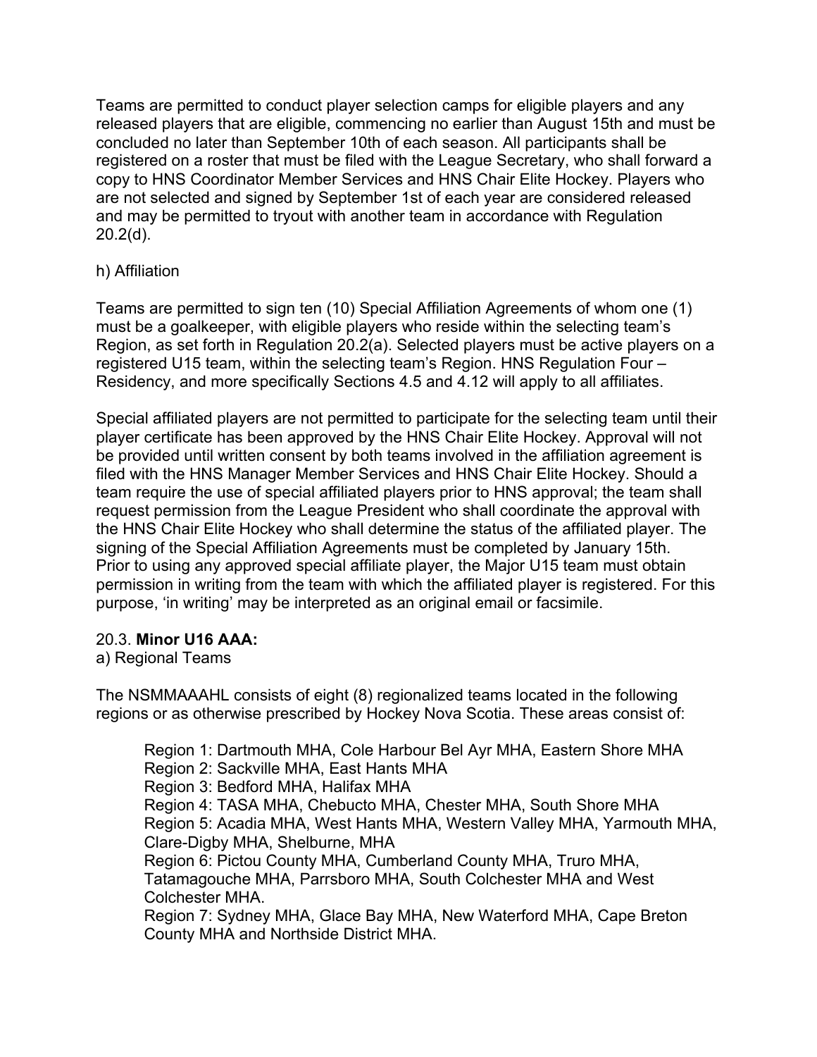Teams are permitted to conduct player selection camps for eligible players and any released players that are eligible, commencing no earlier than August 15th and must be concluded no later than September 10th of each season. All participants shall be registered on a roster that must be filed with the League Secretary, who shall forward a copy to HNS Coordinator Member Services and HNS Chair Elite Hockey. Players who are not selected and signed by September 1st of each year are considered released and may be permitted to tryout with another team in accordance with Regulation 20.2(d).

h) Affiliation

Teams are permitted to sign ten (10) Special Affiliation Agreements of whom one (1) must be a goalkeeper, with eligible players who reside within the selecting team's Region, as set forth in Regulation 20.2(a). Selected players must be active players on a registered U15 team, within the selecting team's Region. HNS Regulation Four – Residency, and more specifically Sections 4.5 and 4.12 will apply to all affiliates.

Special affiliated players are not permitted to participate for the selecting team until their player certificate has been approved by the HNS Chair Elite Hockey. Approval will not be provided until written consent by both teams involved in the affiliation agreement is filed with the HNS Manager Member Services and HNS Chair Elite Hockey. Should a team require the use of special affiliated players prior to HNS approval; the team shall request permission from the League President who shall coordinate the approval with the HNS Chair Elite Hockey who shall determine the status of the affiliated player. The signing of the Special Affiliation Agreements must be completed by January 15th. Prior to using any approved special affiliate player, the Major U15 team must obtain permission in writing from the team with which the affiliated player is registered. For this purpose, 'in writing' may be interpreted as an original email or facsimile.

20.3. **Minor U16 AAA:**
a) Regional Teams

The NSMMAAAHL consists of eight (8) regionalized teams located in the following regions or as otherwise prescribed by Hockey Nova Scotia. These areas consist of:

Region 1: Dartmouth MHA, Cole Harbour Bel Ayr MHA, Eastern Shore MHA
Region 2: Sackville MHA, East Hants MHA
Region 3: Bedford MHA, Halifax MHA
Region 4: TASA MHA, Chebucto MHA, Chester MHA, South Shore MHA
Region 5: Acadia MHA, West Hants MHA, Western Valley MHA, Yarmouth MHA, Clare-Digby MHA, Shelburne, MHA
Region 6: Pictou County MHA, Cumberland County MHA, Truro MHA, Tatamagouche MHA, Parrsboro MHA, South Colchester MHA and West Colchester MHA.
Region 7: Sydney MHA, Glace Bay MHA, New Waterford MHA, Cape Breton County MHA and Northside District MHA.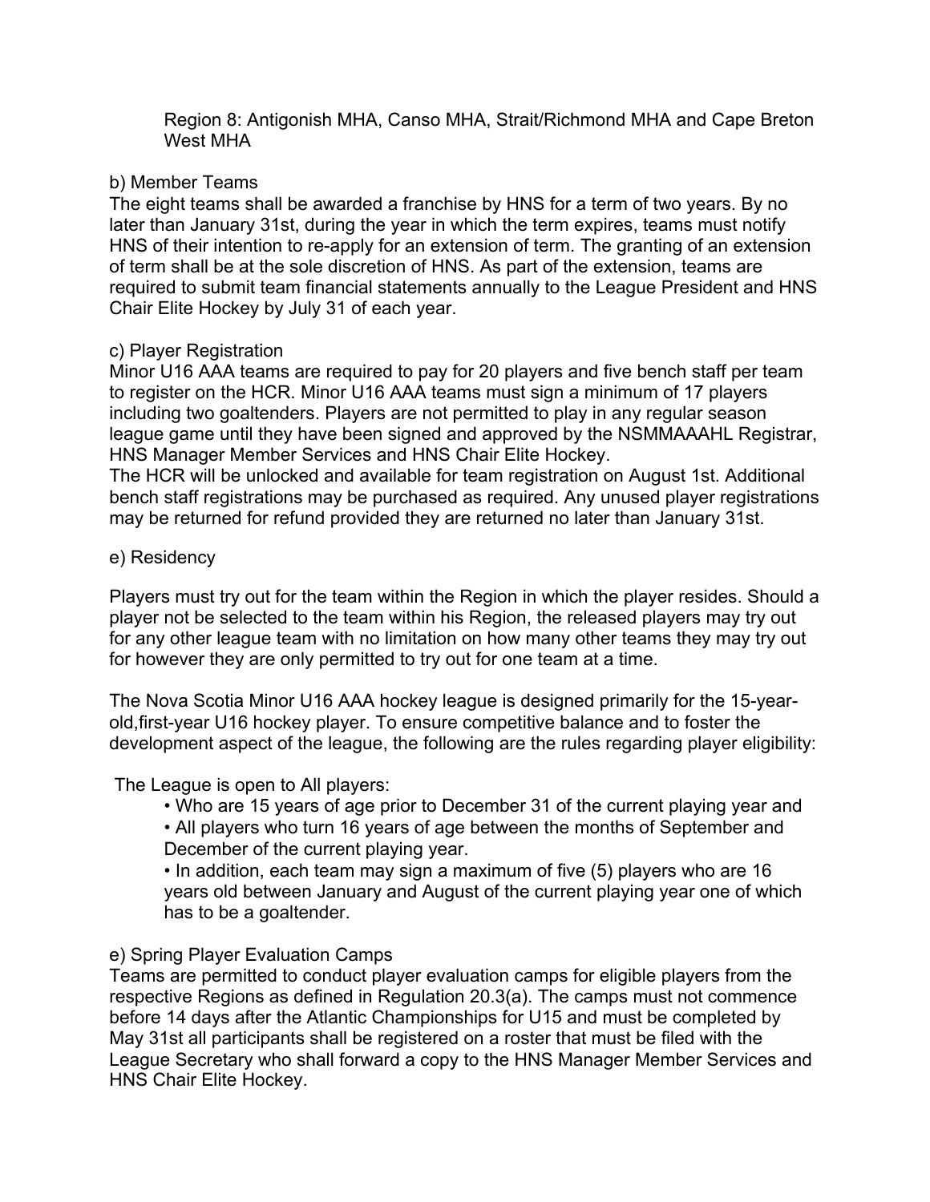Region 8: Antigonish MHA, Canso MHA, Strait/Richmond MHA and Cape Breton West MHA

b) Member Teams

The eight teams shall be awarded a franchise by HNS for a term of two years. By no later than January 31st, during the year in which the term expires, teams must notify HNS of their intention to re-apply for an extension of term. The granting of an extension of term shall be at the sole discretion of HNS. As part of the extension, teams are required to submit team financial statements annually to the League President and HNS Chair Elite Hockey by July 31 of each year.

c) Player Registration

Minor U16 AAA teams are required to pay for 20 players and five bench staff per team to register on the HCR. Minor U16 AAA teams must sign a minimum of 17 players including two goaltenders. Players are not permitted to play in any regular season league game until they have been signed and approved by the NSMMAAAHL Registrar, HNS Manager Member Services and HNS Chair Elite Hockey.

The HCR will be unlocked and available for team registration on August 1st. Additional bench staff registrations may be purchased as required. Any unused player registrations may be returned for refund provided they are returned no later than January 31st.

e) Residency

Players must try out for the team within the Region in which the player resides. Should a player not be selected to the team within his Region, the released players may try out for any other league team with no limitation on how many other teams they may try out for however they are only permitted to try out for one team at a time.

The Nova Scotia Minor U16 AAA hockey league is designed primarily for the 15-year-old,first-year U16 hockey player. To ensure competitive balance and to foster the development aspect of the league, the following are the rules regarding player eligibility:

The League is open to All players:

- Who are 15 years of age prior to December 31 of the current playing year and
- All players who turn 16 years of age between the months of September and December of the current playing year.
- In addition, each team may sign a maximum of five (5) players who are 16 years old between January and August of the current playing year one of which has to be a goaltender.

e) Spring Player Evaluation Camps

Teams are permitted to conduct player evaluation camps for eligible players from the respective Regions as defined in Regulation 20.3(a). The camps must not commence before 14 days after the Atlantic Championships for U15 and must be completed by May 31st all participants shall be registered on a roster that must be filed with the League Secretary who shall forward a copy to the HNS Manager Member Services and HNS Chair Elite Hockey.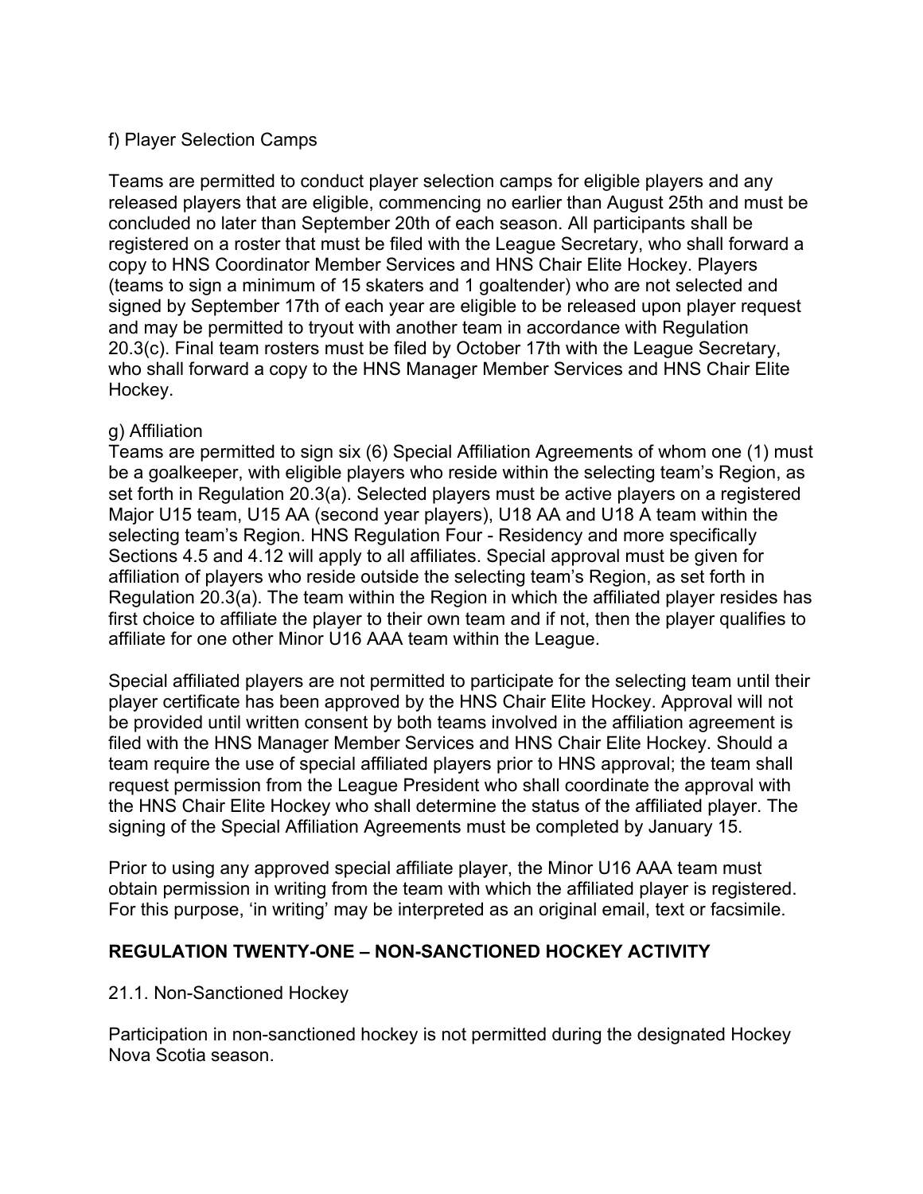f) Player Selection Camps

Teams are permitted to conduct player selection camps for eligible players and any released players that are eligible, commencing no earlier than August 25th and must be concluded no later than September 20th of each season. All participants shall be registered on a roster that must be filed with the League Secretary, who shall forward a copy to HNS Coordinator Member Services and HNS Chair Elite Hockey. Players (teams to sign a minimum of 15 skaters and 1 goaltender) who are not selected and signed by September 17th of each year are eligible to be released upon player request and may be permitted to tryout with another team in accordance with Regulation 20.3(c). Final team rosters must be filed by October 17th with the League Secretary, who shall forward a copy to the HNS Manager Member Services and HNS Chair Elite Hockey.

g) Affiliation

Teams are permitted to sign six (6) Special Affiliation Agreements of whom one (1) must be a goalkeeper, with eligible players who reside within the selecting team's Region, as set forth in Regulation 20.3(a). Selected players must be active players on a registered Major U15 team, U15 AA (second year players), U18 AA and U18 A team within the selecting team's Region. HNS Regulation Four - Residency and more specifically Sections 4.5 and 4.12 will apply to all affiliates. Special approval must be given for affiliation of players who reside outside the selecting team's Region, as set forth in Regulation 20.3(a). The team within the Region in which the affiliated player resides has first choice to affiliate the player to their own team and if not, then the player qualifies to affiliate for one other Minor U16 AAA team within the League.

Special affiliated players are not permitted to participate for the selecting team until their player certificate has been approved by the HNS Chair Elite Hockey. Approval will not be provided until written consent by both teams involved in the affiliation agreement is filed with the HNS Manager Member Services and HNS Chair Elite Hockey. Should a team require the use of special affiliated players prior to HNS approval; the team shall request permission from the League President who shall coordinate the approval with the HNS Chair Elite Hockey who shall determine the status of the affiliated player. The signing of the Special Affiliation Agreements must be completed by January 15.

Prior to using any approved special affiliate player, the Minor U16 AAA team must obtain permission in writing from the team with which the affiliated player is registered. For this purpose, 'in writing' may be interpreted as an original email, text or facsimile.

## REGULATION TWENTY-ONE – NON-SANCTIONED HOCKEY ACTIVITY

21.1. Non-Sanctioned Hockey

Participation in non-sanctioned hockey is not permitted during the designated Hockey Nova Scotia season.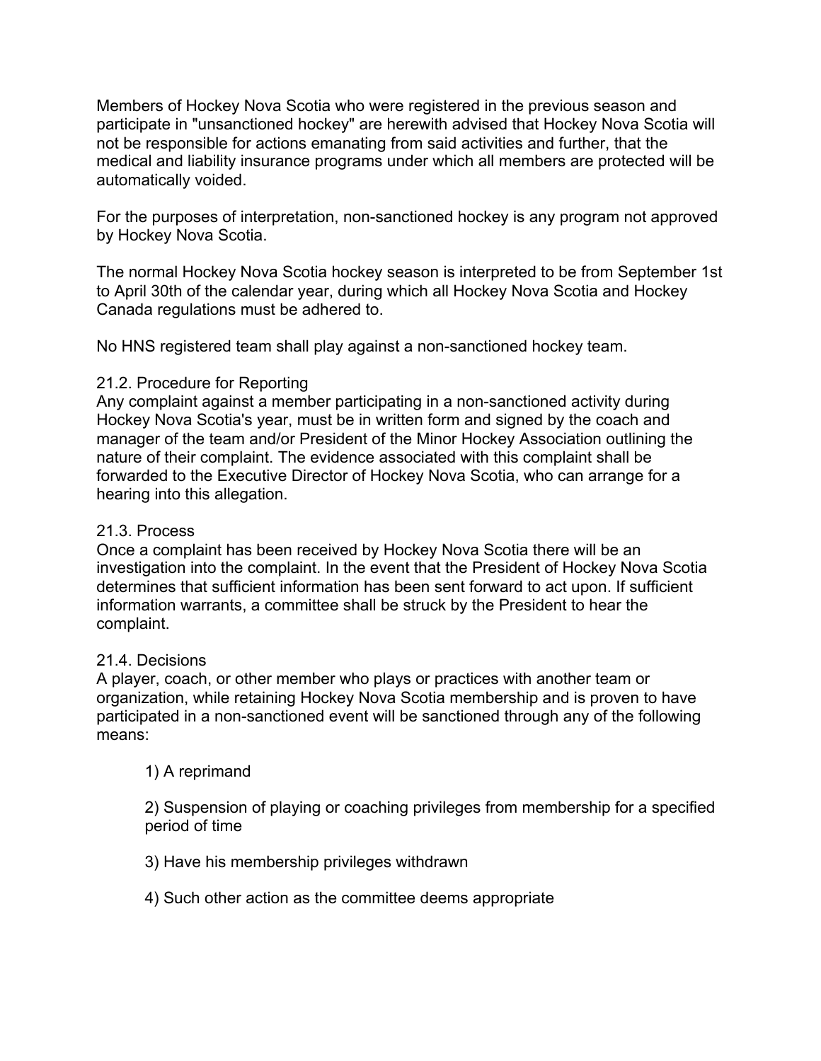Members of Hockey Nova Scotia who were registered in the previous season and participate in "unsanctioned hockey" are herewith advised that Hockey Nova Scotia will not be responsible for actions emanating from said activities and further, that the medical and liability insurance programs under which all members are protected will be automatically voided.

For the purposes of interpretation, non-sanctioned hockey is any program not approved by Hockey Nova Scotia.

The normal Hockey Nova Scotia hockey season is interpreted to be from September 1st to April 30th of the calendar year, during which all Hockey Nova Scotia and Hockey Canada regulations must be adhered to.

No HNS registered team shall play against a non-sanctioned hockey team.

### 21.2. Procedure for Reporting

Any complaint against a member participating in a non-sanctioned activity during Hockey Nova Scotia's year, must be in written form and signed by the coach and manager of the team and/or President of the Minor Hockey Association outlining the nature of their complaint. The evidence associated with this complaint shall be forwarded to the Executive Director of Hockey Nova Scotia, who can arrange for a hearing into this allegation.

### 21.3. Process

Once a complaint has been received by Hockey Nova Scotia there will be an investigation into the complaint. In the event that the President of Hockey Nova Scotia determines that sufficient information has been sent forward to act upon. If sufficient information warrants, a committee shall be struck by the President to hear the complaint.

### 21.4. Decisions

A player, coach, or other member who plays or practices with another team or organization, while retaining Hockey Nova Scotia membership and is proven to have participated in a non-sanctioned event will be sanctioned through any of the following means:

1) A reprimand

2) Suspension of playing or coaching privileges from membership for a specified period of time

3) Have his membership privileges withdrawn

4) Such other action as the committee deems appropriate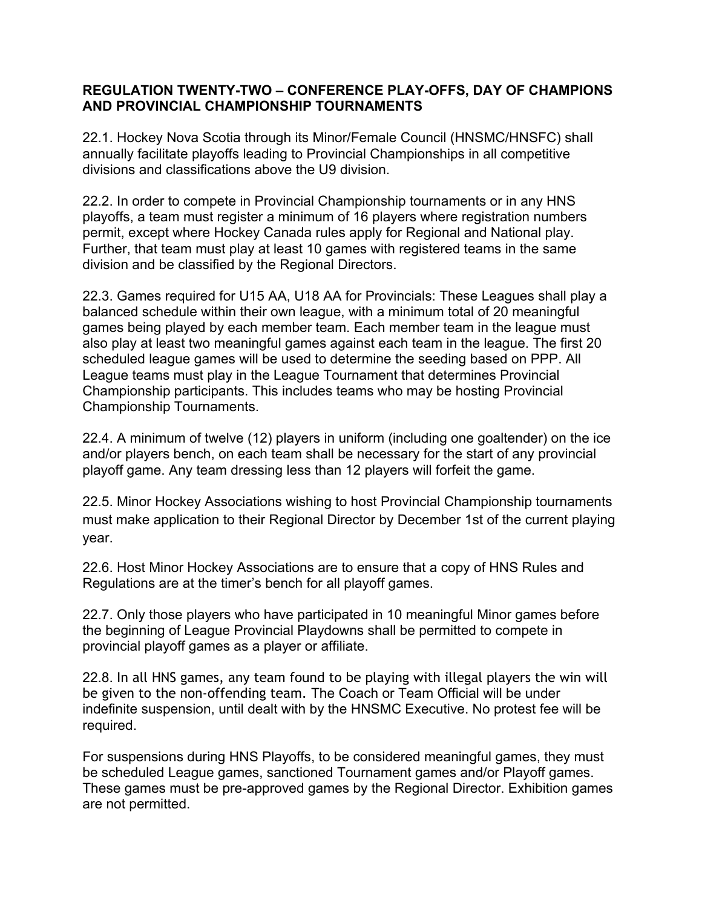**REGULATION TWENTY-TWO – CONFERENCE PLAY-OFFS, DAY OF CHAMPIONS AND PROVINCIAL CHAMPIONSHIP TOURNAMENTS**

22.1. Hockey Nova Scotia through its Minor/Female Council (HNSMC/HNSFC) shall annually facilitate playoffs leading to Provincial Championships in all competitive divisions and classifications above the U9 division.

22.2. In order to compete in Provincial Championship tournaments or in any HNS playoffs, a team must register a minimum of 16 players where registration numbers permit, except where Hockey Canada rules apply for Regional and National play. Further, that team must play at least 10 games with registered teams in the same division and be classified by the Regional Directors.

22.3. Games required for U15 AA, U18 AA for Provincials: These Leagues shall play a balanced schedule within their own league, with a minimum total of 20 meaningful games being played by each member team. Each member team in the league must also play at least two meaningful games against each team in the league. The first 20 scheduled league games will be used to determine the seeding based on PPP. All League teams must play in the League Tournament that determines Provincial Championship participants. This includes teams who may be hosting Provincial Championship Tournaments.

22.4. A minimum of twelve (12) players in uniform (including one goaltender) on the ice and/or players bench, on each team shall be necessary for the start of any provincial playoff game. Any team dressing less than 12 players will forfeit the game.

22.5. Minor Hockey Associations wishing to host Provincial Championship tournaments must make application to their Regional Director by December 1st of the current playing year.

22.6. Host Minor Hockey Associations are to ensure that a copy of HNS Rules and Regulations are at the timer's bench for all playoff games.

22.7. Only those players who have participated in 10 meaningful Minor games before the beginning of League Provincial Playdowns shall be permitted to compete in provincial playoff games as a player or affiliate.

22.8. In all HNS games, any team found to be playing with illegal players the win will be given to the non-offending team. The Coach or Team Official will be under indefinite suspension, until dealt with by the HNSMC Executive. No protest fee will be required.

For suspensions during HNS Playoffs, to be considered meaningful games, they must be scheduled League games, sanctioned Tournament games and/or Playoff games. These games must be pre-approved games by the Regional Director. Exhibition games are not permitted.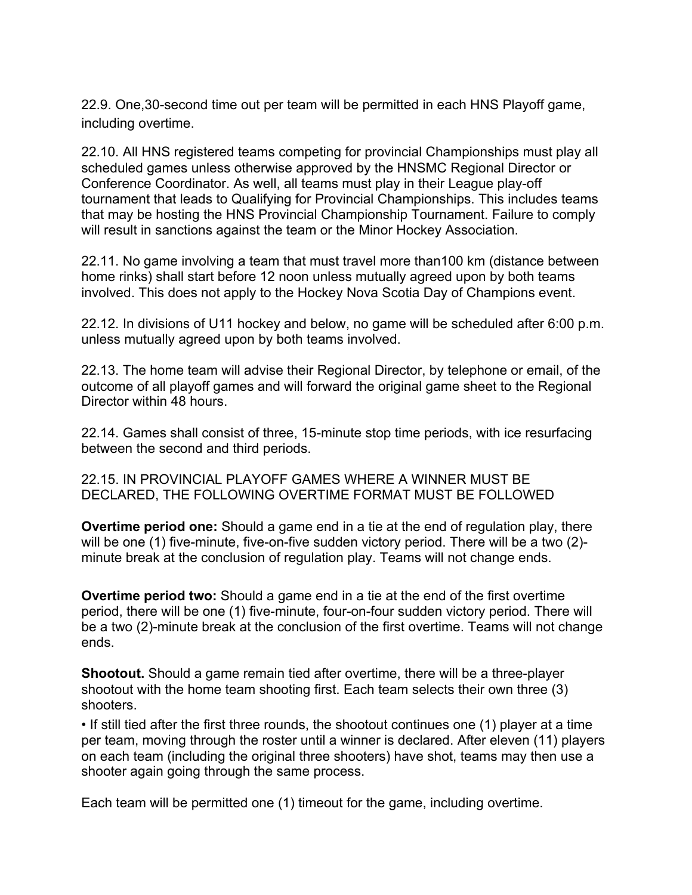22.9. One,30-second time out per team will be permitted in each HNS Playoff game, including overtime.

22.10. All HNS registered teams competing for provincial Championships must play all scheduled games unless otherwise approved by the HNSMC Regional Director or Conference Coordinator. As well, all teams must play in their League play-off tournament that leads to Qualifying for Provincial Championships. This includes teams that may be hosting the HNS Provincial Championship Tournament. Failure to comply will result in sanctions against the team or the Minor Hockey Association.

22.11. No game involving a team that must travel more than100 km (distance between home rinks) shall start before 12 noon unless mutually agreed upon by both teams involved. This does not apply to the Hockey Nova Scotia Day of Champions event.

22.12. In divisions of U11 hockey and below, no game will be scheduled after 6:00 p.m. unless mutually agreed upon by both teams involved.

22.13. The home team will advise their Regional Director, by telephone or email, of the outcome of all playoff games and will forward the original game sheet to the Regional Director within 48 hours.

22.14. Games shall consist of three, 15-minute stop time periods, with ice resurfacing between the second and third periods.

22.15. IN PROVINCIAL PLAYOFF GAMES WHERE A WINNER MUST BE DECLARED, THE FOLLOWING OVERTIME FORMAT MUST BE FOLLOWED

**Overtime period one:** Should a game end in a tie at the end of regulation play, there will be one (1) five-minute, five-on-five sudden victory period. There will be a two (2)-minute break at the conclusion of regulation play. Teams will not change ends.

**Overtime period two:** Should a game end in a tie at the end of the first overtime period, there will be one (1) five-minute, four-on-four sudden victory period. There will be a two (2)-minute break at the conclusion of the first overtime. Teams will not change ends.

**Shootout.** Should a game remain tied after overtime, there will be a three-player shootout with the home team shooting first. Each team selects their own three (3) shooters.

- If still tied after the first three rounds, the shootout continues one (1) player at a time per team, moving through the roster until a winner is declared. After eleven (11) players on each team (including the original three shooters) have shot, teams may then use a shooter again going through the same process.

Each team will be permitted one (1) timeout for the game, including overtime.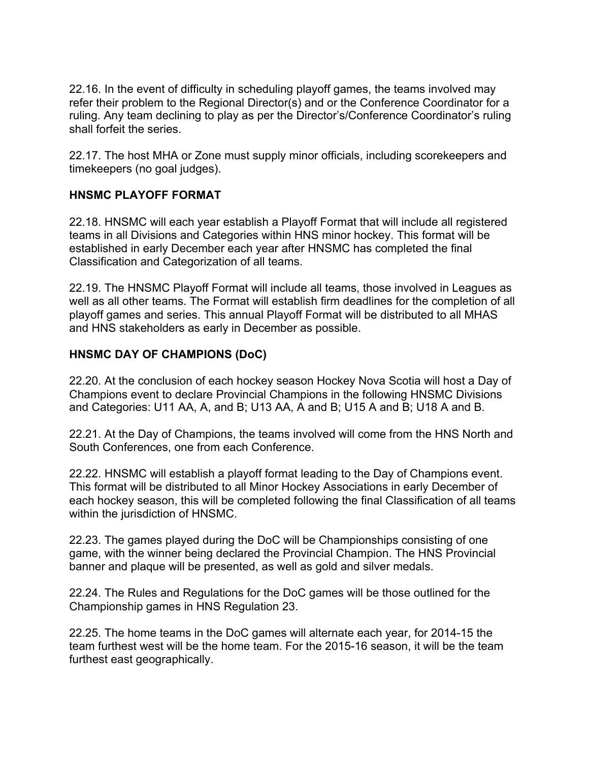22.16. In the event of difficulty in scheduling playoff games, the teams involved may refer their problem to the Regional Director(s) and or the Conference Coordinator for a ruling. Any team declining to play as per the Director's/Conference Coordinator's ruling shall forfeit the series.

22.17. The host MHA or Zone must supply minor officials, including scorekeepers and timekeepers (no goal judges).

**HNSMC PLAYOFF FORMAT**

22.18. HNSMC will each year establish a Playoff Format that will include all registered teams in all Divisions and Categories within HNS minor hockey. This format will be established in early December each year after HNSMC has completed the final Classification and Categorization of all teams.

22.19. The HNSMC Playoff Format will include all teams, those involved in Leagues as well as all other teams. The Format will establish firm deadlines for the completion of all playoff games and series. This annual Playoff Format will be distributed to all MHAS and HNS stakeholders as early in December as possible.

**HNSMC DAY OF CHAMPIONS (DoC)**

22.20. At the conclusion of each hockey season Hockey Nova Scotia will host a Day of Champions event to declare Provincial Champions in the following HNSMC Divisions and Categories: U11 AA, A, and B; U13 AA, A and B; U15 A and B; U18 A and B.

22.21. At the Day of Champions, the teams involved will come from the HNS North and South Conferences, one from each Conference.

22.22. HNSMC will establish a playoff format leading to the Day of Champions event. This format will be distributed to all Minor Hockey Associations in early December of each hockey season, this will be completed following the final Classification of all teams within the jurisdiction of HNSMC.

22.23. The games played during the DoC will be Championships consisting of one game, with the winner being declared the Provincial Champion. The HNS Provincial banner and plaque will be presented, as well as gold and silver medals.

22.24. The Rules and Regulations for the DoC games will be those outlined for the Championship games in HNS Regulation 23.

22.25. The home teams in the DoC games will alternate each year, for 2014-15 the team furthest west will be the home team. For the 2015-16 season, it will be the team furthest east geographically.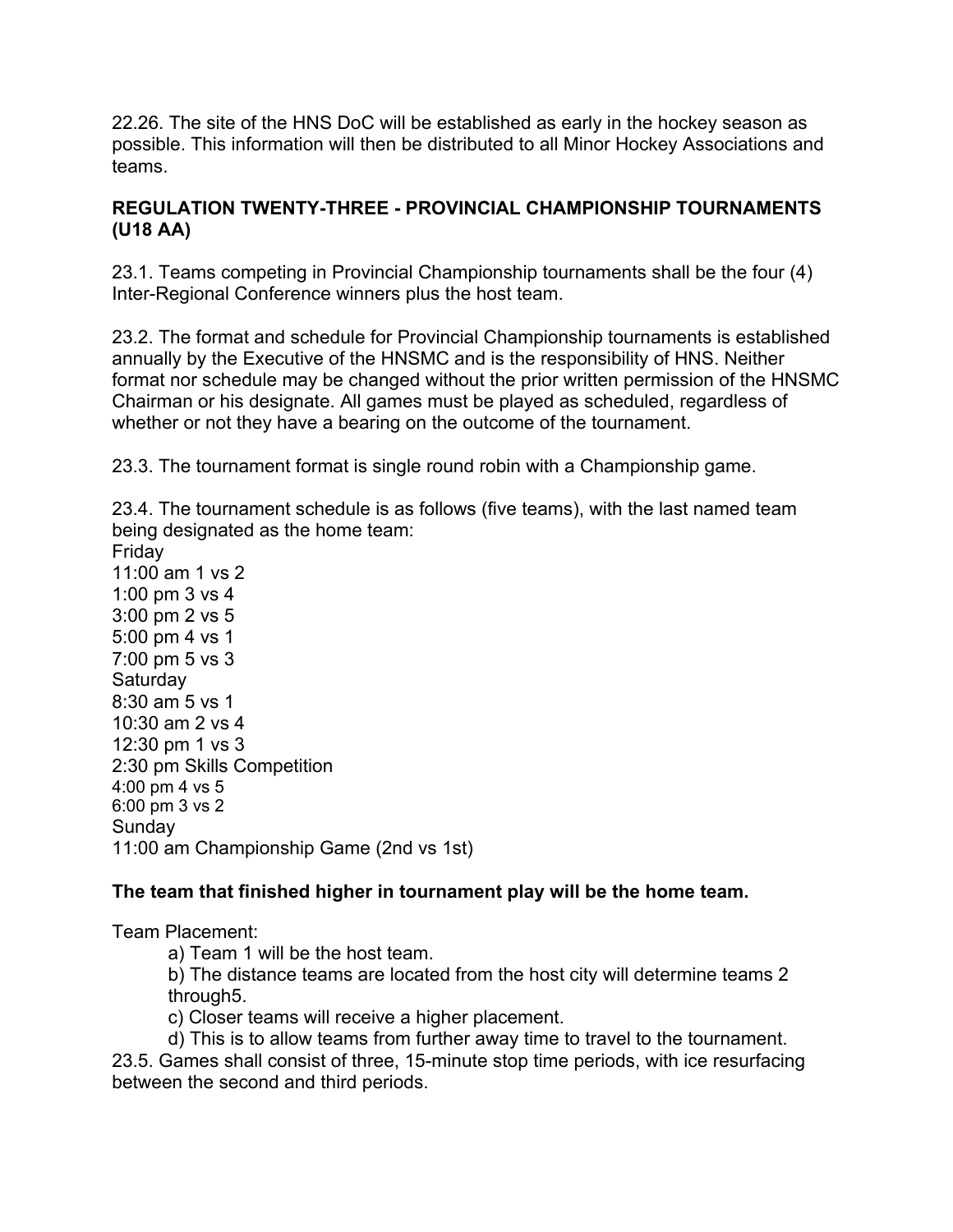22.26. The site of the HNS DoC will be established as early in the hockey season as possible. This information will then be distributed to all Minor Hockey Associations and teams.

## REGULATION TWENTY-THREE - PROVINCIAL CHAMPIONSHIP TOURNAMENTS (U18 AA)

23.1. Teams competing in Provincial Championship tournaments shall be the four (4) Inter-Regional Conference winners plus the host team.

23.2. The format and schedule for Provincial Championship tournaments is established annually by the Executive of the HNSMC and is the responsibility of HNS. Neither format nor schedule may be changed without the prior written permission of the HNSMC Chairman or his designate. All games must be played as scheduled, regardless of whether or not they have a bearing on the outcome of the tournament.

23.3. The tournament format is single round robin with a Championship game.

23.4. The tournament schedule is as follows (five teams), with the last named team being designated as the home team:

Friday
11:00 am 1 vs 2
1:00 pm 3 vs 4
3:00 pm 2 vs 5
5:00 pm 4 vs 1
7:00 pm 5 vs 3
Saturday
8:30 am 5 vs 1
10:30 am 2 vs 4
12:30 pm 1 vs 3
2:30 pm Skills Competition
4:00 pm 4 vs 5
6:00 pm 3 vs 2
Sunday
11:00 am Championship Game (2nd vs 1st)

**The team that finished higher in tournament play will be the home team.**

Team Placement:

a) Team 1 will be the host team.
b) The distance teams are located from the host city will determine teams 2 through5.
c) Closer teams will receive a higher placement.
d) This is to allow teams from further away time to travel to the tournament.

23.5. Games shall consist of three, 15-minute stop time periods, with ice resurfacing between the second and third periods.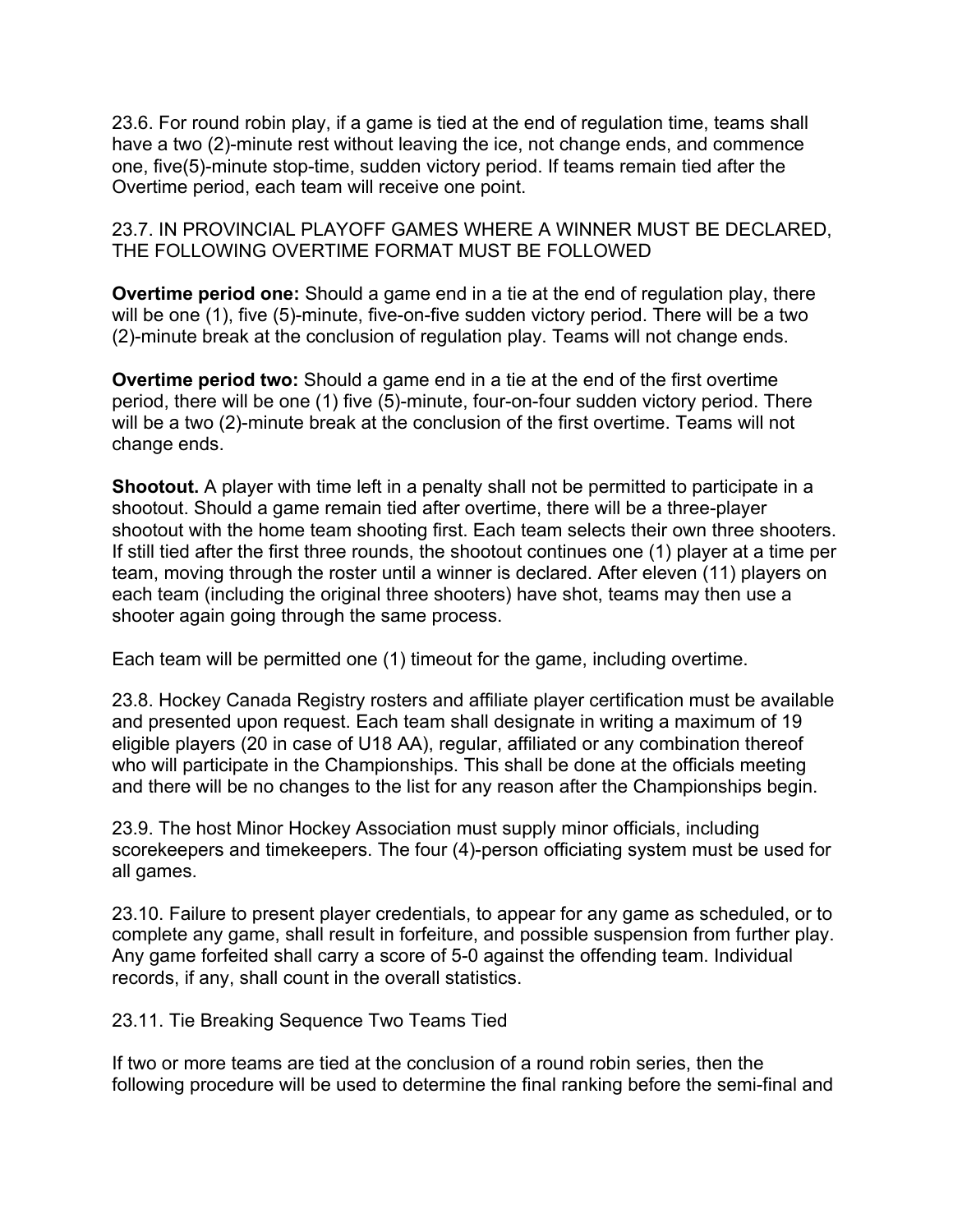23.6. For round robin play, if a game is tied at the end of regulation time, teams shall have a two (2)-minute rest without leaving the ice, not change ends, and commence one, five(5)-minute stop-time, sudden victory period. If teams remain tied after the Overtime period, each team will receive one point.

23.7. IN PROVINCIAL PLAYOFF GAMES WHERE A WINNER MUST BE DECLARED, THE FOLLOWING OVERTIME FORMAT MUST BE FOLLOWED

**Overtime period one:** Should a game end in a tie at the end of regulation play, there will be one (1), five (5)-minute, five-on-five sudden victory period. There will be a two (2)-minute break at the conclusion of regulation play. Teams will not change ends.

**Overtime period two:** Should a game end in a tie at the end of the first overtime period, there will be one (1) five (5)-minute, four-on-four sudden victory period. There will be a two (2)-minute break at the conclusion of the first overtime. Teams will not change ends.

**Shootout.** A player with time left in a penalty shall not be permitted to participate in a shootout. Should a game remain tied after overtime, there will be a three-player shootout with the home team shooting first. Each team selects their own three shooters. If still tied after the first three rounds, the shootout continues one (1) player at a time per team, moving through the roster until a winner is declared. After eleven (11) players on each team (including the original three shooters) have shot, teams may then use a shooter again going through the same process.

Each team will be permitted one (1) timeout for the game, including overtime.

23.8. Hockey Canada Registry rosters and affiliate player certification must be available and presented upon request. Each team shall designate in writing a maximum of 19 eligible players (20 in case of U18 AA), regular, affiliated or any combination thereof who will participate in the Championships. This shall be done at the officials meeting and there will be no changes to the list for any reason after the Championships begin.

23.9. The host Minor Hockey Association must supply minor officials, including scorekeepers and timekeepers. The four (4)-person officiating system must be used for all games.

23.10. Failure to present player credentials, to appear for any game as scheduled, or to complete any game, shall result in forfeiture, and possible suspension from further play. Any game forfeited shall carry a score of 5-0 against the offending team. Individual records, if any, shall count in the overall statistics.

23.11. Tie Breaking Sequence Two Teams Tied

If two or more teams are tied at the conclusion of a round robin series, then the following procedure will be used to determine the final ranking before the semi-final and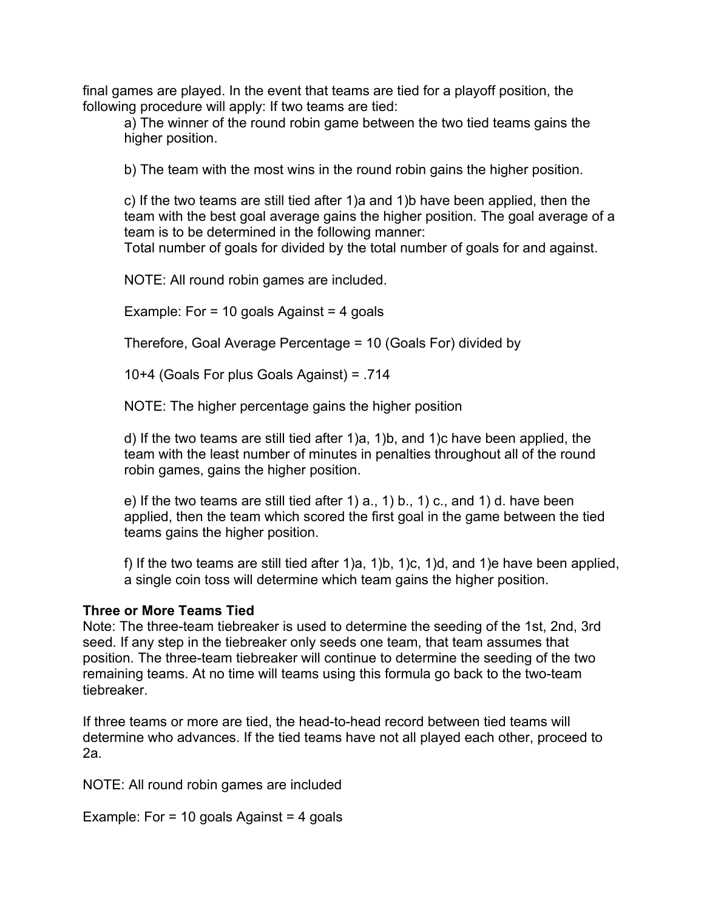final games are played. In the event that teams are tied for a playoff position, the following procedure will apply: If two teams are tied:

a) The winner of the round robin game between the two tied teams gains the higher position.

b) The team with the most wins in the round robin gains the higher position.

c) If the two teams are still tied after 1)a and 1)b have been applied, then the team with the best goal average gains the higher position. The goal average of a team is to be determined in the following manner:
Total number of goals for divided by the total number of goals for and against.

NOTE: All round robin games are included.

Example: For = 10 goals Against = 4 goals

Therefore, Goal Average Percentage = 10 (Goals For) divided by

10+4 (Goals For plus Goals Against) = .714

NOTE: The higher percentage gains the higher position

d) If the two teams are still tied after 1)a, 1)b, and 1)c have been applied, the team with the least number of minutes in penalties throughout all of the round robin games, gains the higher position.

e) If the two teams are still tied after 1) a., 1) b., 1) c., and 1) d. have been applied, then the team which scored the first goal in the game between the tied teams gains the higher position.

f) If the two teams are still tied after 1)a, 1)b, 1)c, 1)d, and 1)e have been applied, a single coin toss will determine which team gains the higher position.

**Three or More Teams Tied**
Note: The three-team tiebreaker is used to determine the seeding of the 1st, 2nd, 3rd seed. If any step in the tiebreaker only seeds one team, that team assumes that position. The three-team tiebreaker will continue to determine the seeding of the two remaining teams. At no time will teams using this formula go back to the two-team tiebreaker.

If three teams or more are tied, the head-to-head record between tied teams will determine who advances. If the tied teams have not all played each other, proceed to 2a.

NOTE: All round robin games are included

Example: For = 10 goals Against = 4 goals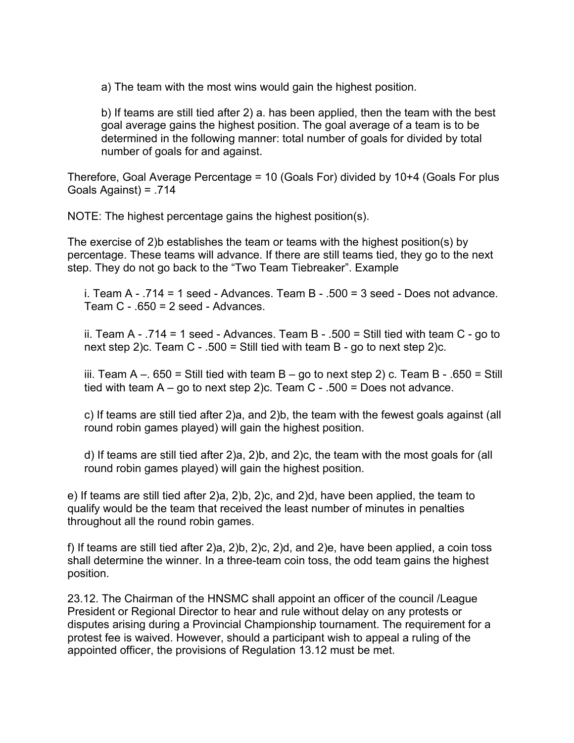a) The team with the most wins would gain the highest position.

b) If teams are still tied after 2) a. has been applied, then the team with the best goal average gains the highest position. The goal average of a team is to be determined in the following manner: total number of goals for divided by total number of goals for and against.

Therefore, Goal Average Percentage = 10 (Goals For) divided by 10+4 (Goals For plus Goals Against) = .714

NOTE: The highest percentage gains the highest position(s).

The exercise of 2)b establishes the team or teams with the highest position(s) by percentage. These teams will advance. If there are still teams tied, they go to the next step. They do not go back to the “Two Team Tiebreaker”. Example

i. Team A - .714 = 1 seed - Advances. Team B - .500 = 3 seed - Does not advance. Team C - .650 = 2 seed - Advances.

ii. Team A - .714 = 1 seed - Advances. Team B - .500 = Still tied with team C - go to next step 2)c. Team C - .500 = Still tied with team B - go to next step 2)c.

iii. Team A –. 650 = Still tied with team B – go to next step 2) c. Team B - .650 = Still tied with team A – go to next step 2)c. Team C - .500 = Does not advance.

c) If teams are still tied after 2)a, and 2)b, the team with the fewest goals against (all round robin games played) will gain the highest position.

d) If teams are still tied after 2)a, 2)b, and 2)c, the team with the most goals for (all round robin games played) will gain the highest position.

e) If teams are still tied after 2)a, 2)b, 2)c, and 2)d, have been applied, the team to qualify would be the team that received the least number of minutes in penalties throughout all the round robin games.

f) If teams are still tied after 2)a, 2)b, 2)c, 2)d, and 2)e, have been applied, a coin toss shall determine the winner. In a three-team coin toss, the odd team gains the highest position.

23.12. The Chairman of the HNSMC shall appoint an officer of the council /League President or Regional Director to hear and rule without delay on any protests or disputes arising during a Provincial Championship tournament. The requirement for a protest fee is waived. However, should a participant wish to appeal a ruling of the appointed officer, the provisions of Regulation 13.12 must be met.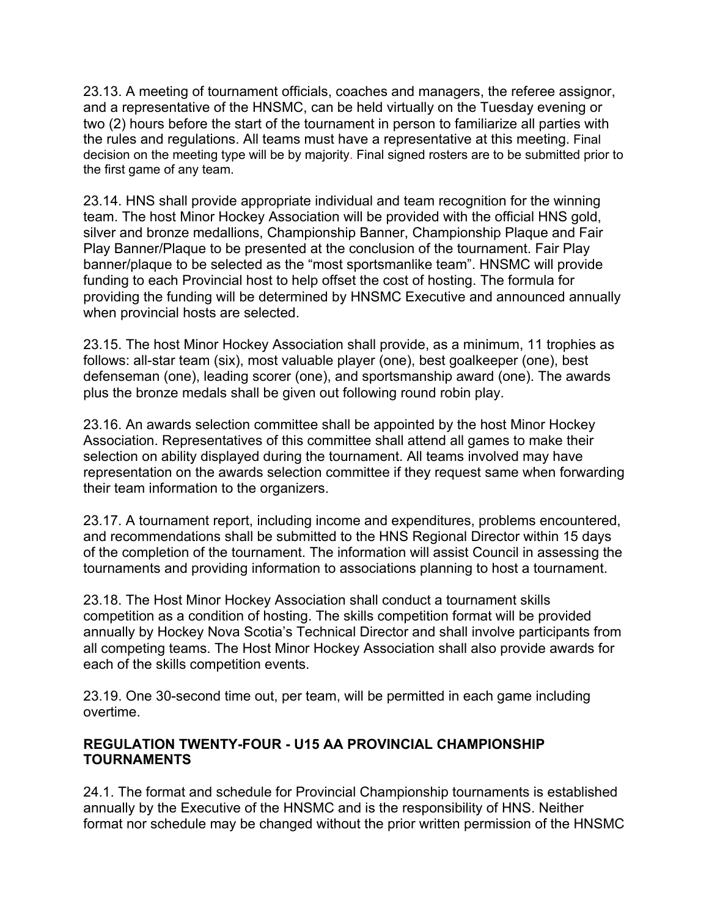23.13. A meeting of tournament officials, coaches and managers, the referee assignor, and a representative of the HNSMC, can be held virtually on the Tuesday evening or two (2) hours before the start of the tournament in person to familiarize all parties with the rules and regulations. All teams must have a representative at this meeting. Final decision on the meeting type will be by majority. Final signed rosters are to be submitted prior to the first game of any team.

23.14. HNS shall provide appropriate individual and team recognition for the winning team. The host Minor Hockey Association will be provided with the official HNS gold, silver and bronze medallions, Championship Banner, Championship Plaque and Fair Play Banner/Plaque to be presented at the conclusion of the tournament. Fair Play banner/plaque to be selected as the "most sportsmanlike team". HNSMC will provide funding to each Provincial host to help offset the cost of hosting. The formula for providing the funding will be determined by HNSMC Executive and announced annually when provincial hosts are selected.

23.15. The host Minor Hockey Association shall provide, as a minimum, 11 trophies as follows: all-star team (six), most valuable player (one), best goalkeeper (one), best defenseman (one), leading scorer (one), and sportsmanship award (one). The awards plus the bronze medals shall be given out following round robin play.

23.16. An awards selection committee shall be appointed by the host Minor Hockey Association. Representatives of this committee shall attend all games to make their selection on ability displayed during the tournament. All teams involved may have representation on the awards selection committee if they request same when forwarding their team information to the organizers.

23.17. A tournament report, including income and expenditures, problems encountered, and recommendations shall be submitted to the HNS Regional Director within 15 days of the completion of the tournament. The information will assist Council in assessing the tournaments and providing information to associations planning to host a tournament.

23.18. The Host Minor Hockey Association shall conduct a tournament skills competition as a condition of hosting. The skills competition format will be provided annually by Hockey Nova Scotia's Technical Director and shall involve participants from all competing teams. The Host Minor Hockey Association shall also provide awards for each of the skills competition events.

23.19. One 30-second time out, per team, will be permitted in each game including overtime.

**REGULATION TWENTY-FOUR - U15 AA PROVINCIAL CHAMPIONSHIP TOURNAMENTS**

24.1. The format and schedule for Provincial Championship tournaments is established annually by the Executive of the HNSMC and is the responsibility of HNS. Neither format nor schedule may be changed without the prior written permission of the HNSMC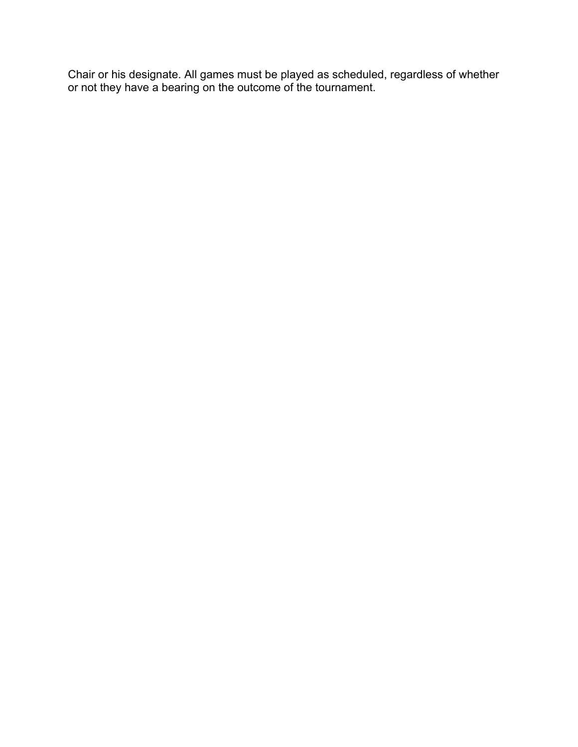Chair or his designate. All games must be played as scheduled, regardless of whether or not they have a bearing on the outcome of the tournament.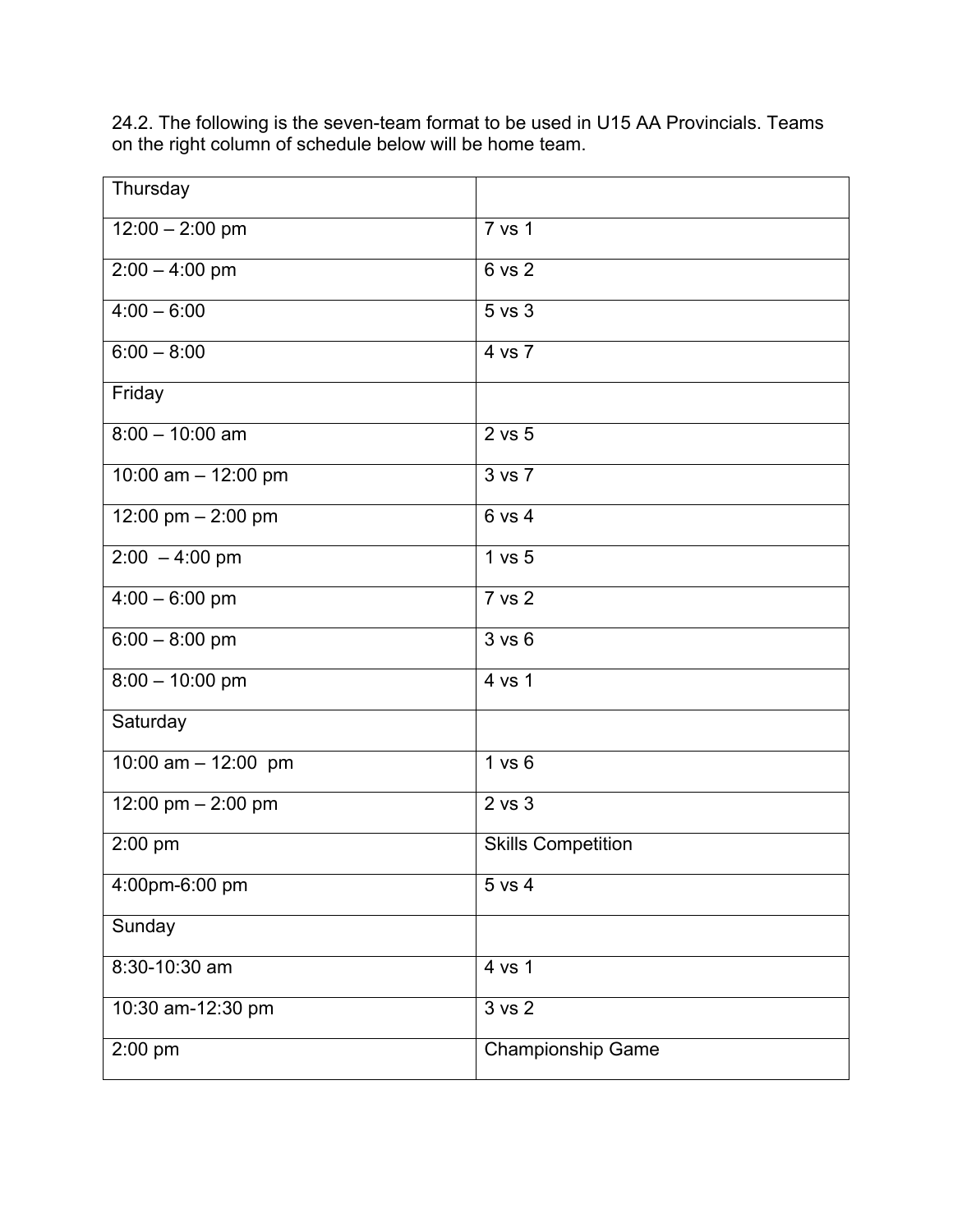24.2. The following is the seven-team format to be used in U15 AA Provincials. Teams on the right column of schedule below will be home team.

| Thursday | |
|---|---|
| 12:00 – 2:00 pm | 7 vs 1 |
| 2:00 – 4:00 pm | 6 vs 2 |
| 4:00 – 6:00 | 5 vs 3 |
| 6:00 – 8:00 | 4 vs 7 |
| Friday | |
| 8:00 – 10:00 am | 2 vs 5 |
| 10:00 am – 12:00 pm | 3 vs 7 |
| 12:00 pm – 2:00 pm | 6 vs 4 |
| 2:00 – 4:00 pm | 1 vs 5 |
| 4:00 – 6:00 pm | 7 vs 2 |
| 6:00 – 8:00 pm | 3 vs 6 |
| 8:00 – 10:00 pm | 4 vs 1 |
| Saturday | |
| 10:00 am – 12:00 pm | 1 vs 6 |
| 12:00 pm – 2:00 pm | 2 vs 3 |
| 2:00 pm | Skills Competition |
| 4:00pm-6:00 pm | 5 vs 4 |
| Sunday | |
| 8:30-10:30 am | 4 vs 1 |
| 10:30 am-12:30 pm | 3 vs 2 |
| 2:00 pm | Championship Game |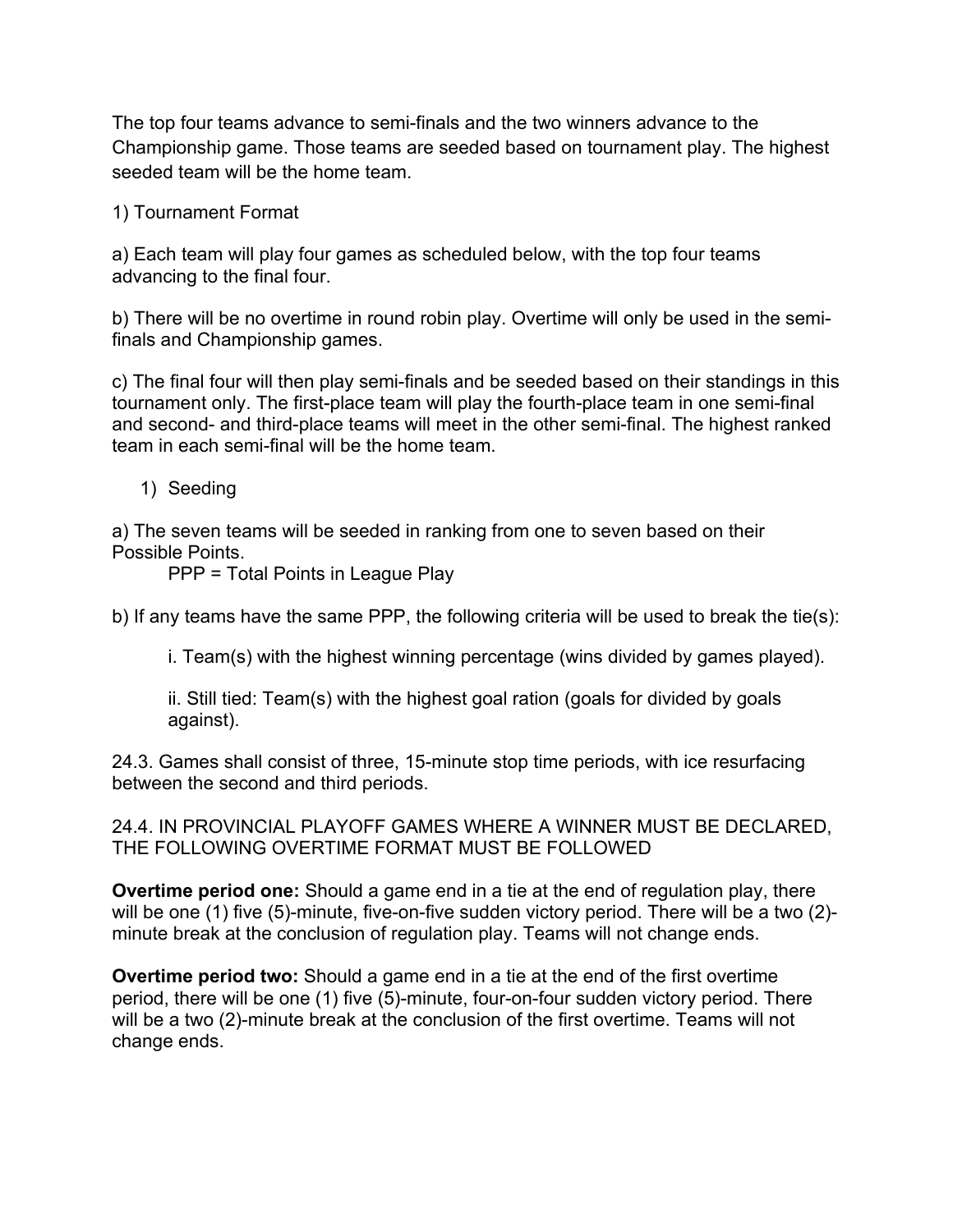The top four teams advance to semi-finals and the two winners advance to the Championship game. Those teams are seeded based on tournament play. The highest seeded team will be the home team.

1) Tournament Format

a) Each team will play four games as scheduled below, with the top four teams advancing to the final four.

b) There will be no overtime in round robin play. Overtime will only be used in the semi-finals and Championship games.

c) The final four will then play semi-finals and be seeded based on their standings in this tournament only. The first-place team will play the fourth-place team in one semi-final and second- and third-place teams will meet in the other semi-final. The highest ranked team in each semi-final will be the home team.

1) Seeding

a) The seven teams will be seeded in ranking from one to seven based on their Possible Points.

PPP = Total Points in League Play

b) If any teams have the same PPP, the following criteria will be used to break the tie(s):

i. Team(s) with the highest winning percentage (wins divided by games played).

ii. Still tied: Team(s) with the highest goal ration (goals for divided by goals against).

24.3. Games shall consist of three, 15-minute stop time periods, with ice resurfacing between the second and third periods.

24.4. IN PROVINCIAL PLAYOFF GAMES WHERE A WINNER MUST BE DECLARED, THE FOLLOWING OVERTIME FORMAT MUST BE FOLLOWED

**Overtime period one:** Should a game end in a tie at the end of regulation play, there will be one (1) five (5)-minute, five-on-five sudden victory period. There will be a two (2)-minute break at the conclusion of regulation play. Teams will not change ends.

**Overtime period two:** Should a game end in a tie at the end of the first overtime period, there will be one (1) five (5)-minute, four-on-four sudden victory period. There will be a two (2)-minute break at the conclusion of the first overtime. Teams will not change ends.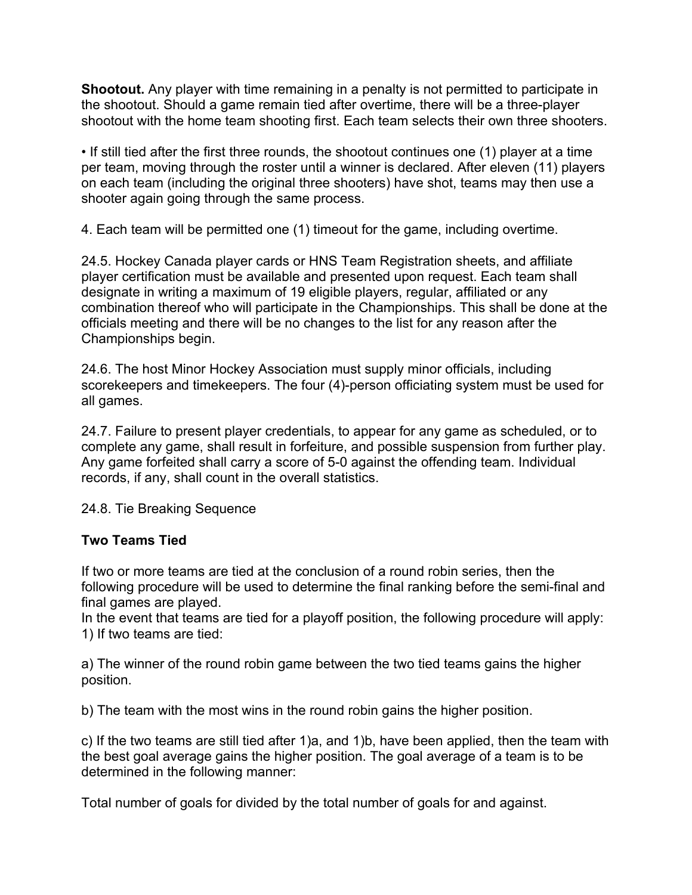**Shootout.** Any player with time remaining in a penalty is not permitted to participate in the shootout. Should a game remain tied after overtime, there will be a three-player shootout with the home team shooting first. Each team selects their own three shooters.

• If still tied after the first three rounds, the shootout continues one (1) player at a time per team, moving through the roster until a winner is declared. After eleven (11) players on each team (including the original three shooters) have shot, teams may then use a shooter again going through the same process.

4. Each team will be permitted one (1) timeout for the game, including overtime.

24.5. Hockey Canada player cards or HNS Team Registration sheets, and affiliate player certification must be available and presented upon request. Each team shall designate in writing a maximum of 19 eligible players, regular, affiliated or any combination thereof who will participate in the Championships. This shall be done at the officials meeting and there will be no changes to the list for any reason after the Championships begin.

24.6. The host Minor Hockey Association must supply minor officials, including scorekeepers and timekeepers. The four (4)-person officiating system must be used for all games.

24.7. Failure to present player credentials, to appear for any game as scheduled, or to complete any game, shall result in forfeiture, and possible suspension from further play. Any game forfeited shall carry a score of 5-0 against the offending team. Individual records, if any, shall count in the overall statistics.

24.8. Tie Breaking Sequence

**Two Teams Tied**

If two or more teams are tied at the conclusion of a round robin series, then the following procedure will be used to determine the final ranking before the semi-final and final games are played.
In the event that teams are tied for a playoff position, the following procedure will apply:
1) If two teams are tied:

a) The winner of the round robin game between the two tied teams gains the higher position.

b) The team with the most wins in the round robin gains the higher position.

c) If the two teams are still tied after 1)a, and 1)b, have been applied, then the team with the best goal average gains the higher position. The goal average of a team is to be determined in the following manner:

Total number of goals for divided by the total number of goals for and against.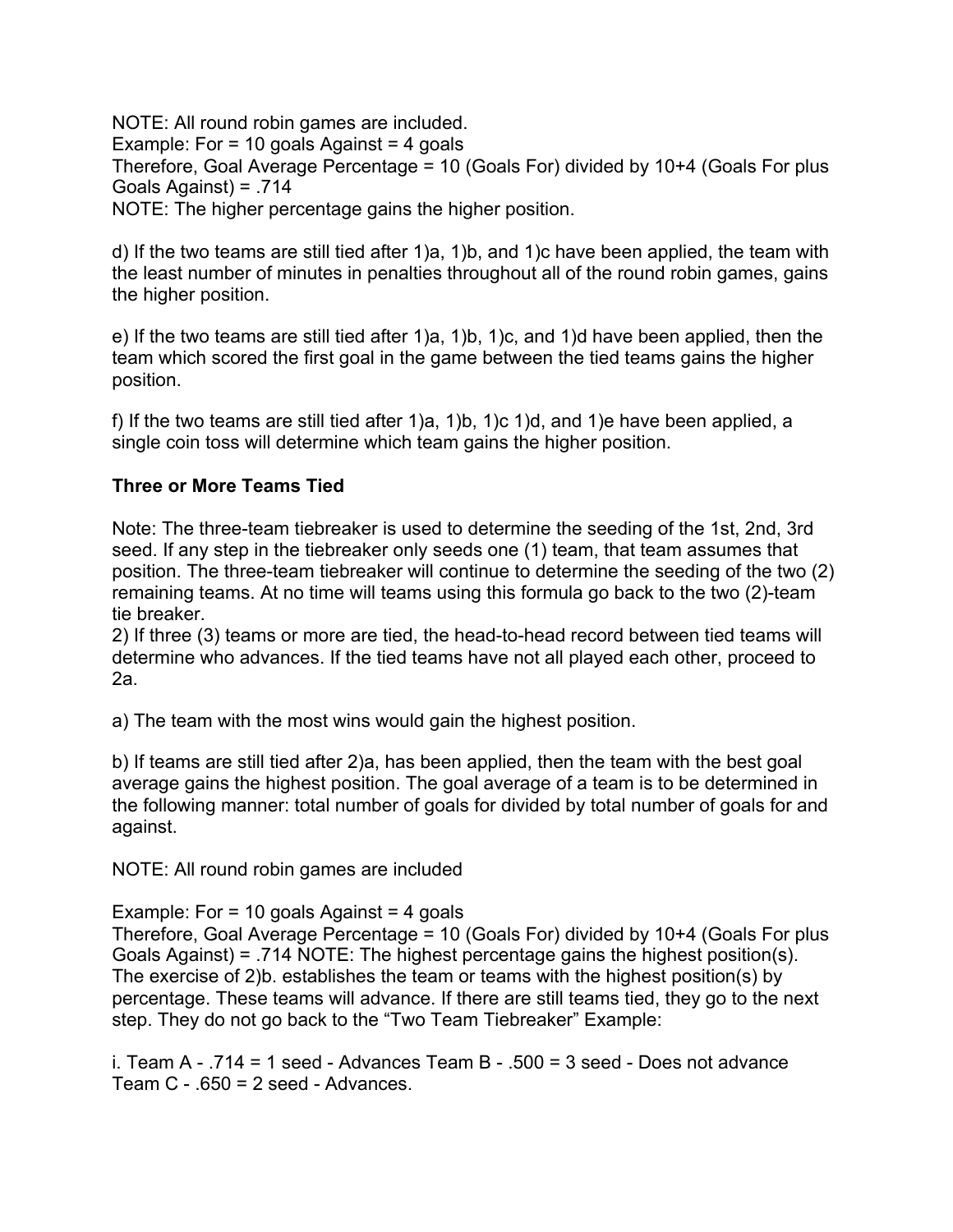NOTE: All round robin games are included.
Example: For = 10 goals Against = 4 goals
Therefore, Goal Average Percentage = 10 (Goals For) divided by 10+4 (Goals For plus Goals Against) = .714
NOTE: The higher percentage gains the higher position.

d) If the two teams are still tied after 1)a, 1)b, and 1)c have been applied, the team with the least number of minutes in penalties throughout all of the round robin games, gains the higher position.

e) If the two teams are still tied after 1)a, 1)b, 1)c, and 1)d have been applied, then the team which scored the first goal in the game between the tied teams gains the higher position.

f) If the two teams are still tied after 1)a, 1)b, 1)c 1)d, and 1)e have been applied, a single coin toss will determine which team gains the higher position.

**Three or More Teams Tied**

Note: The three-team tiebreaker is used to determine the seeding of the 1st, 2nd, 3rd seed. If any step in the tiebreaker only seeds one (1) team, that team assumes that position. The three-team tiebreaker will continue to determine the seeding of the two (2) remaining teams. At no time will teams using this formula go back to the two (2)-team tie breaker.
2) If three (3) teams or more are tied, the head-to-head record between tied teams will determine who advances. If the tied teams have not all played each other, proceed to 2a.

a) The team with the most wins would gain the highest position.

b) If teams are still tied after 2)a, has been applied, then the team with the best goal average gains the highest position. The goal average of a team is to be determined in the following manner: total number of goals for divided by total number of goals for and against.

NOTE: All round robin games are included

Example: For = 10 goals Against = 4 goals
Therefore, Goal Average Percentage = 10 (Goals For) divided by 10+4 (Goals For plus Goals Against) = .714 NOTE: The highest percentage gains the highest position(s). The exercise of 2)b. establishes the team or teams with the highest position(s) by percentage. These teams will advance. If there are still teams tied, they go to the next step. They do not go back to the "Two Team Tiebreaker" Example:

i. Team A - .714 = 1 seed - Advances Team B - .500 = 3 seed - Does not advance Team C - .650 = 2 seed - Advances.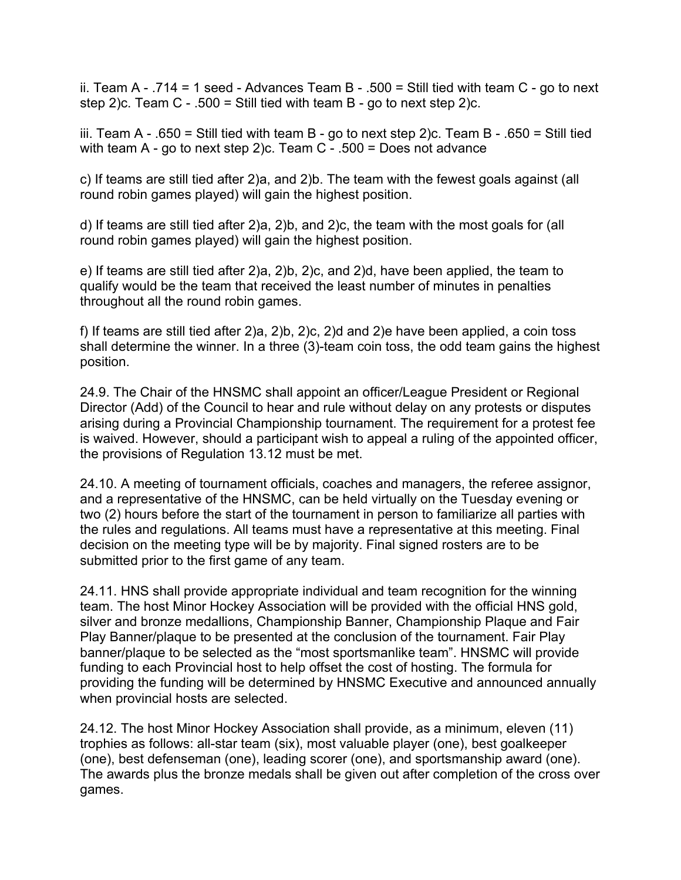ii. Team A - .714 = 1 seed - Advances Team B - .500 = Still tied with team C - go to next step 2)c. Team C - .500 = Still tied with team B - go to next step 2)c.

iii. Team A - .650 = Still tied with team B - go to next step 2)c. Team B - .650 = Still tied with team A - go to next step 2)c. Team C - .500 = Does not advance

c) If teams are still tied after 2)a, and 2)b. The team with the fewest goals against (all round robin games played) will gain the highest position.

d) If teams are still tied after 2)a, 2)b, and 2)c, the team with the most goals for (all round robin games played) will gain the highest position.

e) If teams are still tied after 2)a, 2)b, 2)c, and 2)d, have been applied, the team to qualify would be the team that received the least number of minutes in penalties throughout all the round robin games.

f) If teams are still tied after 2)a, 2)b, 2)c, 2)d and 2)e have been applied, a coin toss shall determine the winner. In a three (3)-team coin toss, the odd team gains the highest position.

24.9. The Chair of the HNSMC shall appoint an officer/League President or Regional Director (Add) of the Council to hear and rule without delay on any protests or disputes arising during a Provincial Championship tournament. The requirement for a protest fee is waived. However, should a participant wish to appeal a ruling of the appointed officer, the provisions of Regulation 13.12 must be met.

24.10. A meeting of tournament officials, coaches and managers, the referee assignor, and a representative of the HNSMC, can be held virtually on the Tuesday evening or two (2) hours before the start of the tournament in person to familiarize all parties with the rules and regulations. All teams must have a representative at this meeting. Final decision on the meeting type will be by majority. Final signed rosters are to be submitted prior to the first game of any team.

24.11. HNS shall provide appropriate individual and team recognition for the winning team. The host Minor Hockey Association will be provided with the official HNS gold, silver and bronze medallions, Championship Banner, Championship Plaque and Fair Play Banner/plaque to be presented at the conclusion of the tournament. Fair Play banner/plaque to be selected as the "most sportsmanlike team". HNSMC will provide funding to each Provincial host to help offset the cost of hosting. The formula for providing the funding will be determined by HNSMC Executive and announced annually when provincial hosts are selected.

24.12. The host Minor Hockey Association shall provide, as a minimum, eleven (11) trophies as follows: all-star team (six), most valuable player (one), best goalkeeper (one), best defenseman (one), leading scorer (one), and sportsmanship award (one). The awards plus the bronze medals shall be given out after completion of the cross over games.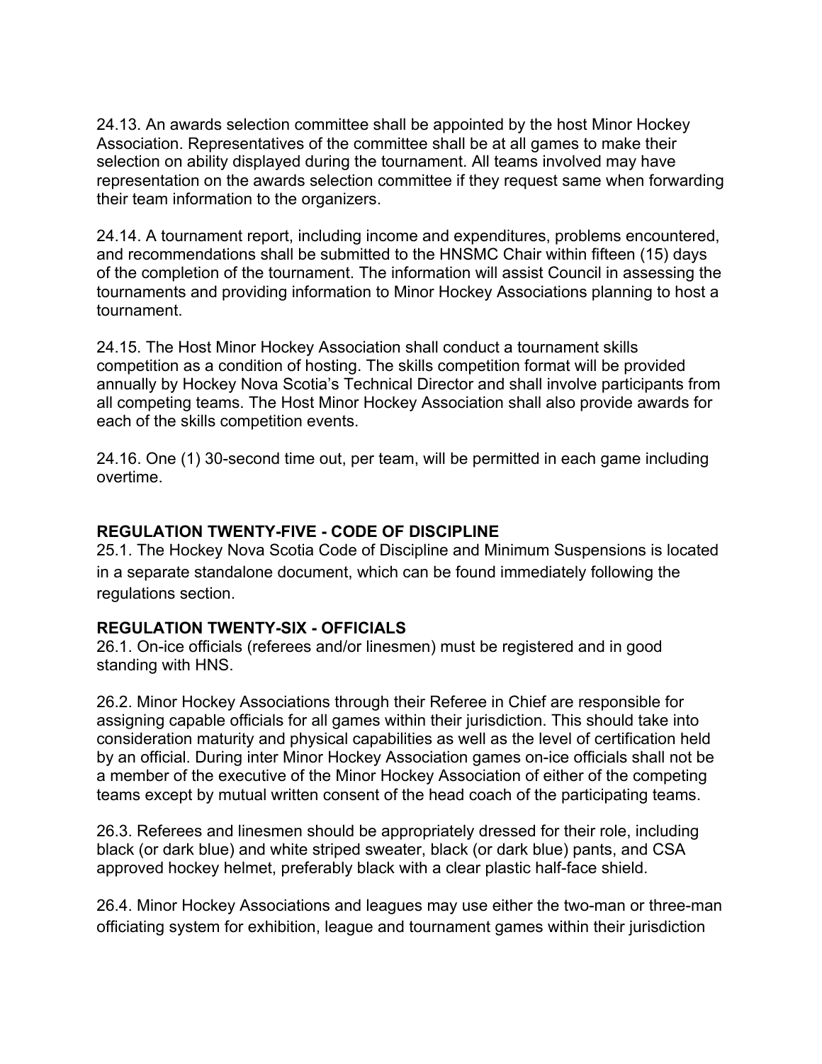24.13. An awards selection committee shall be appointed by the host Minor Hockey Association. Representatives of the committee shall be at all games to make their selection on ability displayed during the tournament. All teams involved may have representation on the awards selection committee if they request same when forwarding their team information to the organizers.

24.14. A tournament report, including income and expenditures, problems encountered, and recommendations shall be submitted to the HNSMC Chair within fifteen (15) days of the completion of the tournament. The information will assist Council in assessing the tournaments and providing information to Minor Hockey Associations planning to host a tournament.

24.15. The Host Minor Hockey Association shall conduct a tournament skills competition as a condition of hosting. The skills competition format will be provided annually by Hockey Nova Scotia's Technical Director and shall involve participants from all competing teams. The Host Minor Hockey Association shall also provide awards for each of the skills competition events.

24.16. One (1) 30-second time out, per team, will be permitted in each game including overtime.

## REGULATION TWENTY-FIVE - CODE OF DISCIPLINE

25.1. The Hockey Nova Scotia Code of Discipline and Minimum Suspensions is located in a separate standalone document, which can be found immediately following the regulations section.

## REGULATION TWENTY-SIX - OFFICIALS

26.1. On-ice officials (referees and/or linesmen) must be registered and in good standing with HNS.

26.2. Minor Hockey Associations through their Referee in Chief are responsible for assigning capable officials for all games within their jurisdiction. This should take into consideration maturity and physical capabilities as well as the level of certification held by an official. During inter Minor Hockey Association games on-ice officials shall not be a member of the executive of the Minor Hockey Association of either of the competing teams except by mutual written consent of the head coach of the participating teams.

26.3. Referees and linesmen should be appropriately dressed for their role, including black (or dark blue) and white striped sweater, black (or dark blue) pants, and CSA approved hockey helmet, preferably black with a clear plastic half-face shield.

26.4. Minor Hockey Associations and leagues may use either the two-man or three-man officiating system for exhibition, league and tournament games within their jurisdiction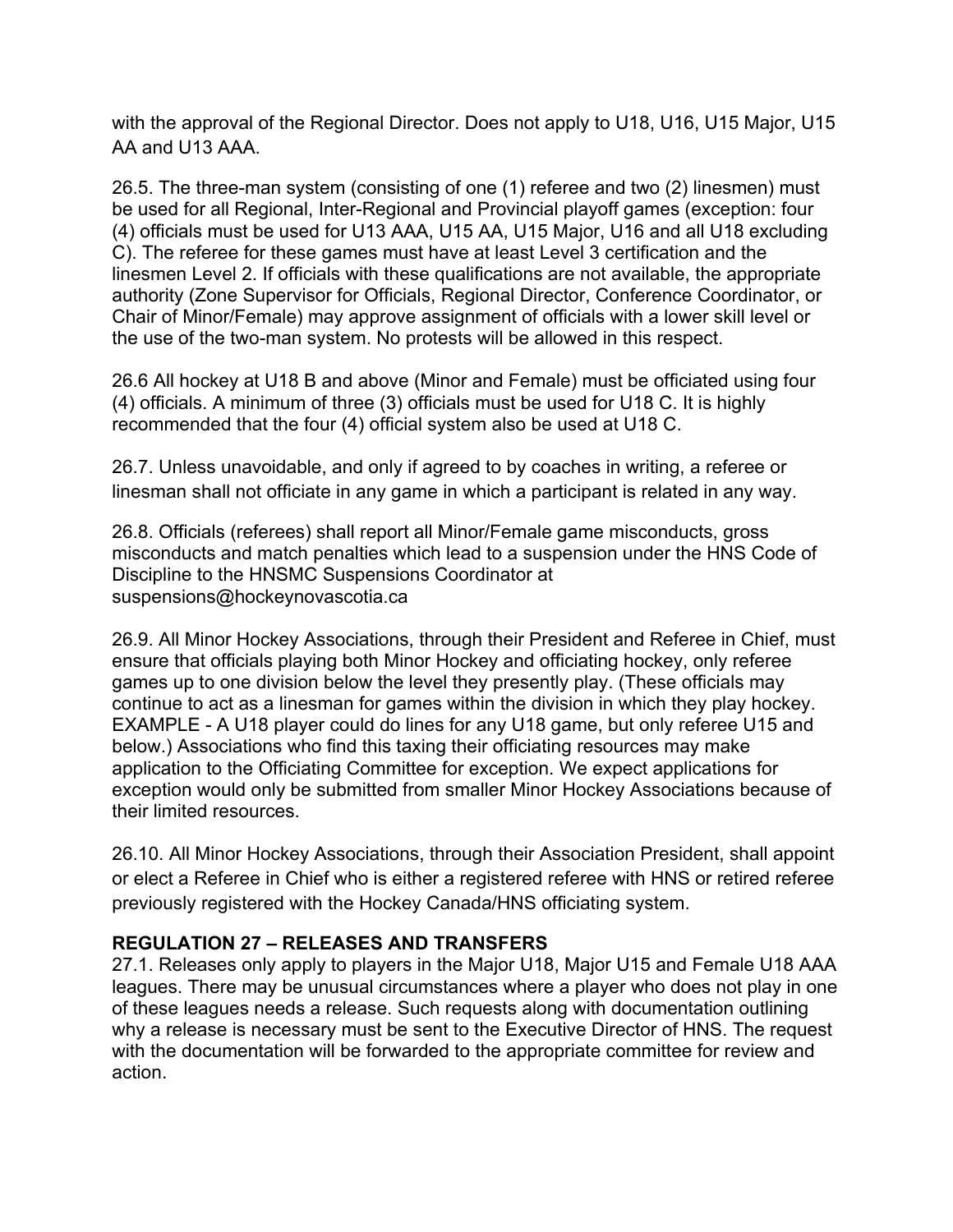with the approval of the Regional Director. Does not apply to U18, U16, U15 Major, U15 AA and U13 AAA.

26.5. The three-man system (consisting of one (1) referee and two (2) linesmen) must be used for all Regional, Inter-Regional and Provincial playoff games (exception: four (4) officials must be used for U13 AAA, U15 AA, U15 Major, U16 and all U18 excluding C). The referee for these games must have at least Level 3 certification and the linesmen Level 2. If officials with these qualifications are not available, the appropriate authority (Zone Supervisor for Officials, Regional Director, Conference Coordinator, or Chair of Minor/Female) may approve assignment of officials with a lower skill level or the use of the two-man system. No protests will be allowed in this respect.

26.6 All hockey at U18 B and above (Minor and Female) must be officiated using four (4) officials. A minimum of three (3) officials must be used for U18 C. It is highly recommended that the four (4) official system also be used at U18 C.

26.7. Unless unavoidable, and only if agreed to by coaches in writing, a referee or linesman shall not officiate in any game in which a participant is related in any way.

26.8. Officials (referees) shall report all Minor/Female game misconducts, gross misconducts and match penalties which lead to a suspension under the HNS Code of Discipline to the HNSMC Suspensions Coordinator at suspensions@hockeynovascotia.ca

26.9. All Minor Hockey Associations, through their President and Referee in Chief, must ensure that officials playing both Minor Hockey and officiating hockey, only referee games up to one division below the level they presently play. (These officials may continue to act as a linesman for games within the division in which they play hockey. EXAMPLE - A U18 player could do lines for any U18 game, but only referee U15 and below.) Associations who find this taxing their officiating resources may make application to the Officiating Committee for exception. We expect applications for exception would only be submitted from smaller Minor Hockey Associations because of their limited resources.

26.10. All Minor Hockey Associations, through their Association President, shall appoint or elect a Referee in Chief who is either a registered referee with HNS or retired referee previously registered with the Hockey Canada/HNS officiating system.

## REGULATION 27 – RELEASES AND TRANSFERS

27.1. Releases only apply to players in the Major U18, Major U15 and Female U18 AAA leagues. There may be unusual circumstances where a player who does not play in one of these leagues needs a release. Such requests along with documentation outlining why a release is necessary must be sent to the Executive Director of HNS. The request with the documentation will be forwarded to the appropriate committee for review and action.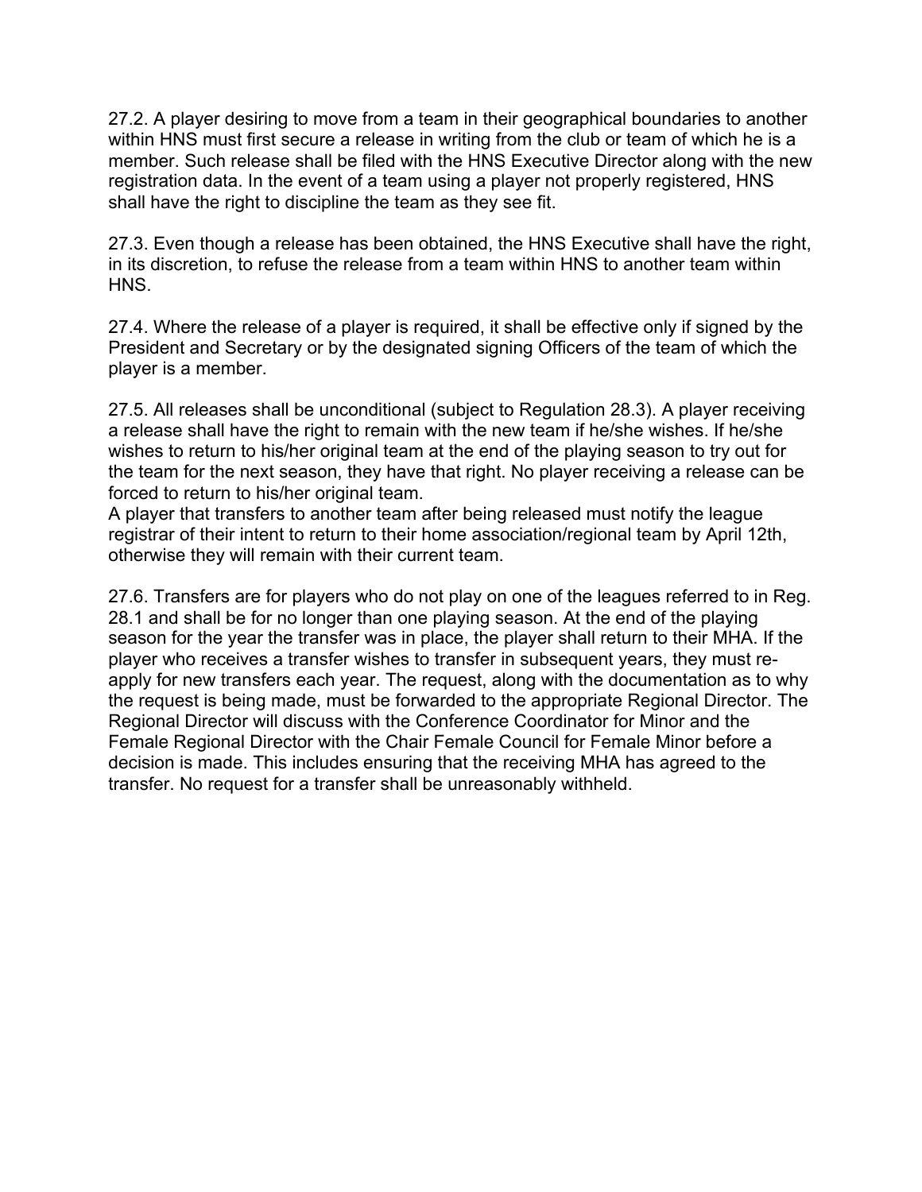27.2. A player desiring to move from a team in their geographical boundaries to another within HNS must first secure a release in writing from the club or team of which he is a member. Such release shall be filed with the HNS Executive Director along with the new registration data. In the event of a team using a player not properly registered, HNS shall have the right to discipline the team as they see fit.

27.3. Even though a release has been obtained, the HNS Executive shall have the right, in its discretion, to refuse the release from a team within HNS to another team within HNS.

27.4. Where the release of a player is required, it shall be effective only if signed by the President and Secretary or by the designated signing Officers of the team of which the player is a member.

27.5. All releases shall be unconditional (subject to Regulation 28.3). A player receiving a release shall have the right to remain with the new team if he/she wishes. If he/she wishes to return to his/her original team at the end of the playing season to try out for the team for the next season, they have that right. No player receiving a release can be forced to return to his/her original team.
A player that transfers to another team after being released must notify the league registrar of their intent to return to their home association/regional team by April 12th, otherwise they will remain with their current team.

27.6. Transfers are for players who do not play on one of the leagues referred to in Reg. 28.1 and shall be for no longer than one playing season. At the end of the playing season for the year the transfer was in place, the player shall return to their MHA. If the player who receives a transfer wishes to transfer in subsequent years, they must re-apply for new transfers each year. The request, along with the documentation as to why the request is being made, must be forwarded to the appropriate Regional Director. The Regional Director will discuss with the Conference Coordinator for Minor and the Female Regional Director with the Chair Female Council for Female Minor before a decision is made. This includes ensuring that the receiving MHA has agreed to the transfer. No request for a transfer shall be unreasonably withheld.